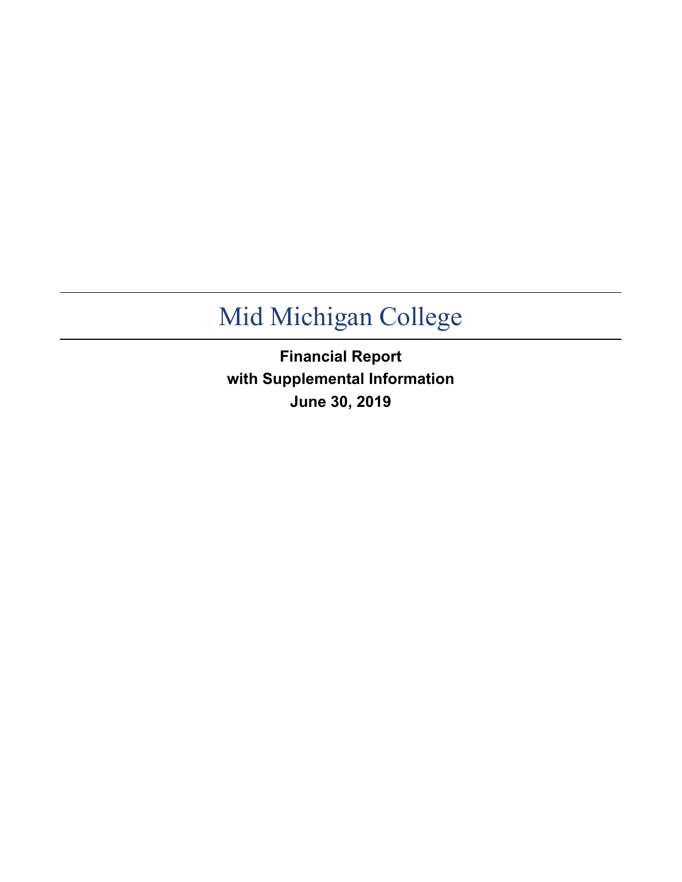# Mid Michigan College

**Financial Report**
**with Supplemental Information**
**June 30, 2019**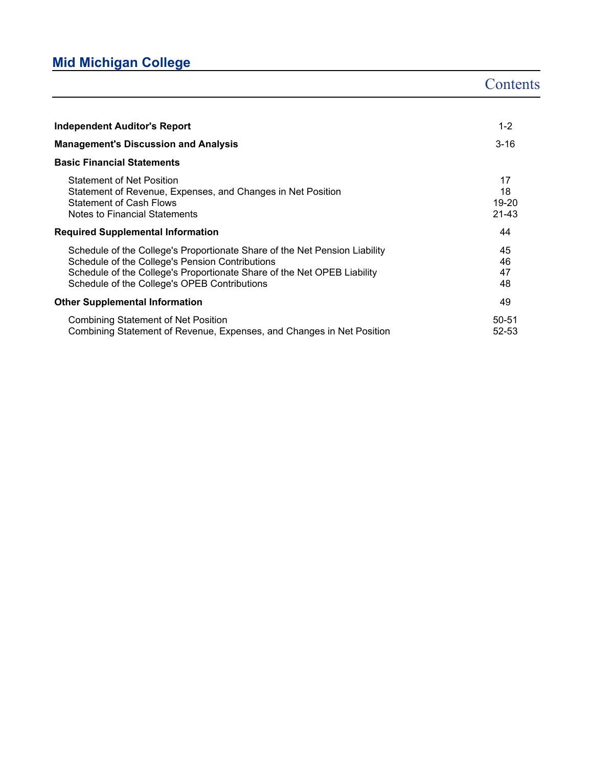# Mid Michigan College

## Contents

| | |
|---|---|
| **Independent Auditor's Report** | 1-2 |
| **Management's Discussion and Analysis** | 3-16 |
| **Basic Financial Statements** | |
| Statement of Net Position | 17 |
| Statement of Revenue, Expenses, and Changes in Net Position | 18 |
| Statement of Cash Flows | 19-20 |
| Notes to Financial Statements | 21-43 |
| **Required Supplemental Information** | 44 |
| Schedule of the College's Proportionate Share of the Net Pension Liability | 45 |
| Schedule of the College's Pension Contributions | 46 |
| Schedule of the College's Proportionate Share of the Net OPEB Liability | 47 |
| Schedule of the College's OPEB Contributions | 48 |
| **Other Supplemental Information** | 49 |
| Combining Statement of Net Position | 50-51 |
| Combining Statement of Revenue, Expenses, and Changes in Net Position | 52-53 |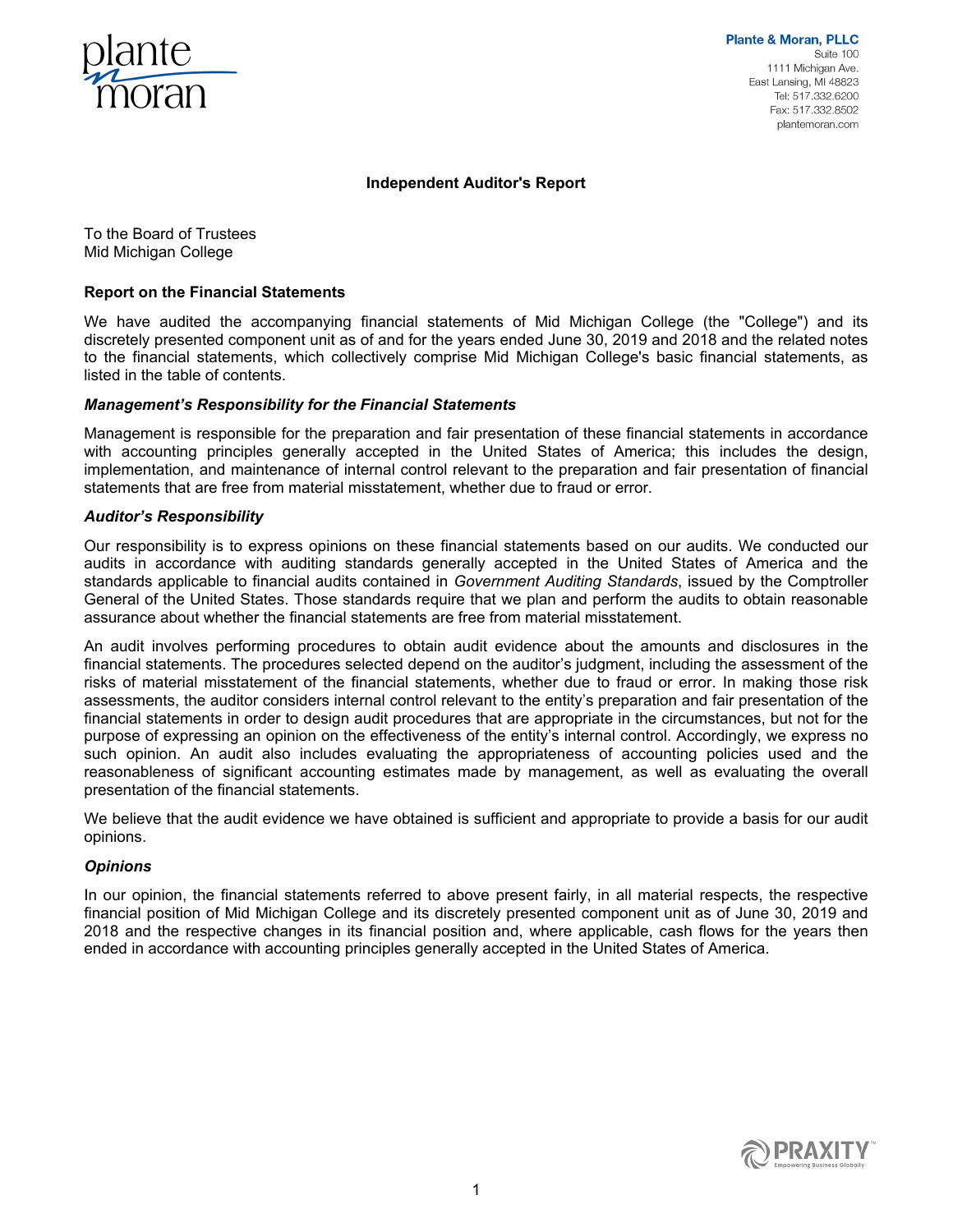Plante & Moran, PLLC
Suite 100
1111 Michigan Ave.
East Lansing, MI 48823
Tel: 517.332.6200
Fax: 517.332.8502
plantemoran.com

## Independent Auditor's Report

To the Board of Trustees
Mid Michigan College

### Report on the Financial Statements

We have audited the accompanying financial statements of Mid Michigan College (the "College") and its discretely presented component unit as of and for the years ended June 30, 2019 and 2018 and the related notes to the financial statements, which collectively comprise Mid Michigan College's basic financial statements, as listed in the table of contents.

#### *Management's Responsibility for the Financial Statements*

Management is responsible for the preparation and fair presentation of these financial statements in accordance with accounting principles generally accepted in the United States of America; this includes the design, implementation, and maintenance of internal control relevant to the preparation and fair presentation of financial statements that are free from material misstatement, whether due to fraud or error.

#### *Auditor's Responsibility*

Our responsibility is to express opinions on these financial statements based on our audits. We conducted our audits in accordance with auditing standards generally accepted in the United States of America and the standards applicable to financial audits contained in *Government Auditing Standards*, issued by the Comptroller General of the United States. Those standards require that we plan and perform the audits to obtain reasonable assurance about whether the financial statements are free from material misstatement.

An audit involves performing procedures to obtain audit evidence about the amounts and disclosures in the financial statements. The procedures selected depend on the auditor's judgment, including the assessment of the risks of material misstatement of the financial statements, whether due to fraud or error. In making those risk assessments, the auditor considers internal control relevant to the entity's preparation and fair presentation of the financial statements in order to design audit procedures that are appropriate in the circumstances, but not for the purpose of expressing an opinion on the effectiveness of the entity's internal control. Accordingly, we express no such opinion. An audit also includes evaluating the appropriateness of accounting policies used and the reasonableness of significant accounting estimates made by management, as well as evaluating the overall presentation of the financial statements.

We believe that the audit evidence we have obtained is sufficient and appropriate to provide a basis for our audit opinions.

#### *Opinions*

In our opinion, the financial statements referred to above present fairly, in all material respects, the respective financial position of Mid Michigan College and its discretely presented component unit as of June 30, 2019 and 2018 and the respective changes in its financial position and, where applicable, cash flows for the years then ended in accordance with accounting principles generally accepted in the United States of America.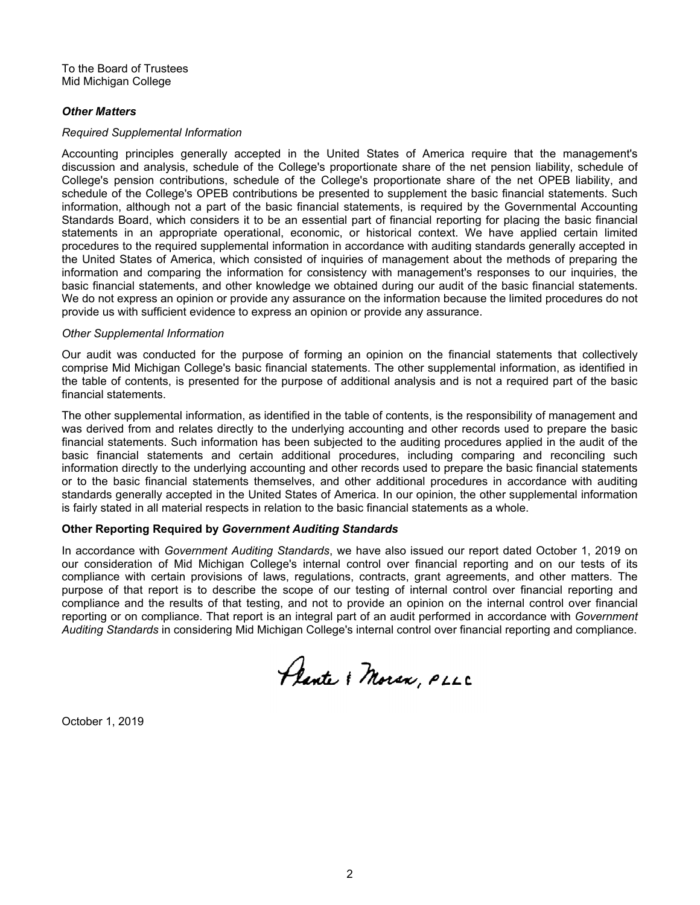To the Board of Trustees
Mid Michigan College

***Other Matters***

*Required Supplemental Information*

Accounting principles generally accepted in the United States of America require that the management's discussion and analysis, schedule of the College's proportionate share of the net pension liability, schedule of College's pension contributions, schedule of the College's proportionate share of the net OPEB liability, and schedule of the College's OPEB contributions be presented to supplement the basic financial statements. Such information, although not a part of the basic financial statements, is required by the Governmental Accounting Standards Board, which considers it to be an essential part of financial reporting for placing the basic financial statements in an appropriate operational, economic, or historical context. We have applied certain limited procedures to the required supplemental information in accordance with auditing standards generally accepted in the United States of America, which consisted of inquiries of management about the methods of preparing the information and comparing the information for consistency with management's responses to our inquiries, the basic financial statements, and other knowledge we obtained during our audit of the basic financial statements. We do not express an opinion or provide any assurance on the information because the limited procedures do not provide us with sufficient evidence to express an opinion or provide any assurance.

*Other Supplemental Information*

Our audit was conducted for the purpose of forming an opinion on the financial statements that collectively comprise Mid Michigan College's basic financial statements. The other supplemental information, as identified in the table of contents, is presented for the purpose of additional analysis and is not a required part of the basic financial statements.

The other supplemental information, as identified in the table of contents, is the responsibility of management and was derived from and relates directly to the underlying accounting and other records used to prepare the basic financial statements. Such information has been subjected to the auditing procedures applied in the audit of the basic financial statements and certain additional procedures, including comparing and reconciling such information directly to the underlying accounting and other records used to prepare the basic financial statements or to the basic financial statements themselves, and other additional procedures in accordance with auditing standards generally accepted in the United States of America. In our opinion, the other supplemental information is fairly stated in all material respects in relation to the basic financial statements as a whole.

**Other Reporting Required by *Government Auditing Standards***

In accordance with *Government Auditing Standards*, we have also issued our report dated October 1, 2019 on our consideration of Mid Michigan College's internal control over financial reporting and on our tests of its compliance with certain provisions of laws, regulations, contracts, grant agreements, and other matters. The purpose of that report is to describe the scope of our testing of internal control over financial reporting and compliance and the results of that testing, and not to provide an opinion on the internal control over financial reporting or on compliance. That report is an integral part of an audit performed in accordance with *Government Auditing Standards* in considering Mid Michigan College's internal control over financial reporting and compliance.

Plante & Moran, PLLC

October 1, 2019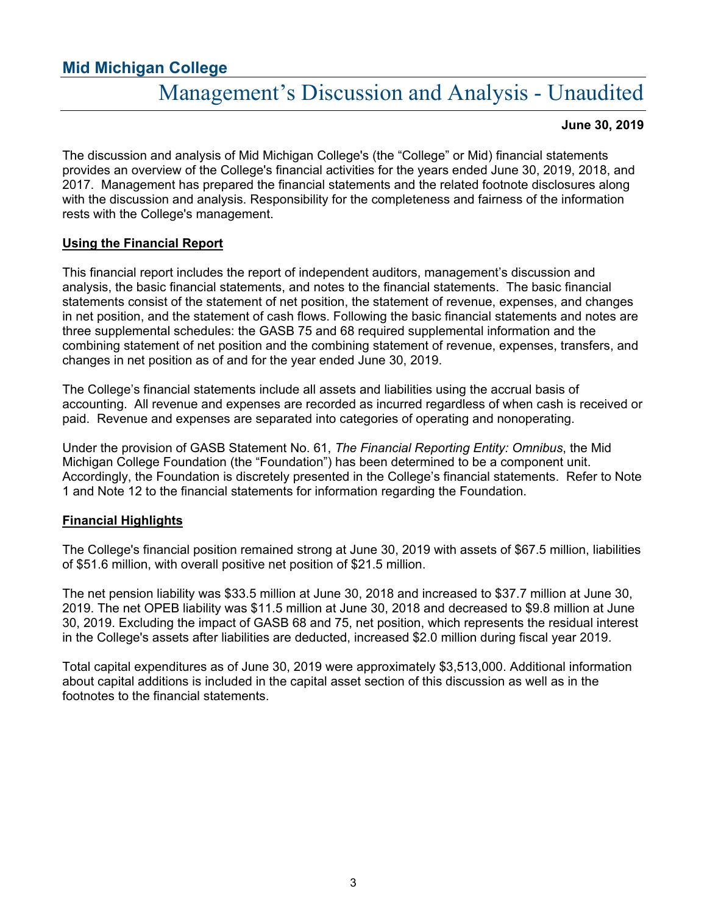# Mid Michigan College

## Management's Discussion and Analysis - Unaudited

**June 30, 2019**

The discussion and analysis of Mid Michigan College's (the "College" or Mid) financial statements provides an overview of the College's financial activities for the years ended June 30, 2019, 2018, and 2017. Management has prepared the financial statements and the related footnote disclosures along with the discussion and analysis. Responsibility for the completeness and fairness of the information rests with the College's management.

### Using the Financial Report

This financial report includes the report of independent auditors, management's discussion and analysis, the basic financial statements, and notes to the financial statements. The basic financial statements consist of the statement of net position, the statement of revenue, expenses, and changes in net position, and the statement of cash flows. Following the basic financial statements and notes are three supplemental schedules: the GASB 75 and 68 required supplemental information and the combining statement of net position and the combining statement of revenue, expenses, transfers, and changes in net position as of and for the year ended June 30, 2019.

The College's financial statements include all assets and liabilities using the accrual basis of accounting. All revenue and expenses are recorded as incurred regardless of when cash is received or paid. Revenue and expenses are separated into categories of operating and nonoperating.

Under the provision of GASB Statement No. 61, *The Financial Reporting Entity: Omnibus*, the Mid Michigan College Foundation (the "Foundation") has been determined to be a component unit. Accordingly, the Foundation is discretely presented in the College's financial statements. Refer to Note 1 and Note 12 to the financial statements for information regarding the Foundation.

### Financial Highlights

The College's financial position remained strong at June 30, 2019 with assets of $67.5 million, liabilities of $51.6 million, with overall positive net position of $21.5 million.

The net pension liability was $33.5 million at June 30, 2018 and increased to $37.7 million at June 30, 2019. The net OPEB liability was $11.5 million at June 30, 2018 and decreased to $9.8 million at June 30, 2019. Excluding the impact of GASB 68 and 75, net position, which represents the residual interest in the College's assets after liabilities are deducted, increased $2.0 million during fiscal year 2019.

Total capital expenditures as of June 30, 2019 were approximately $3,513,000. Additional information about capital additions is included in the capital asset section of this discussion as well as in the footnotes to the financial statements.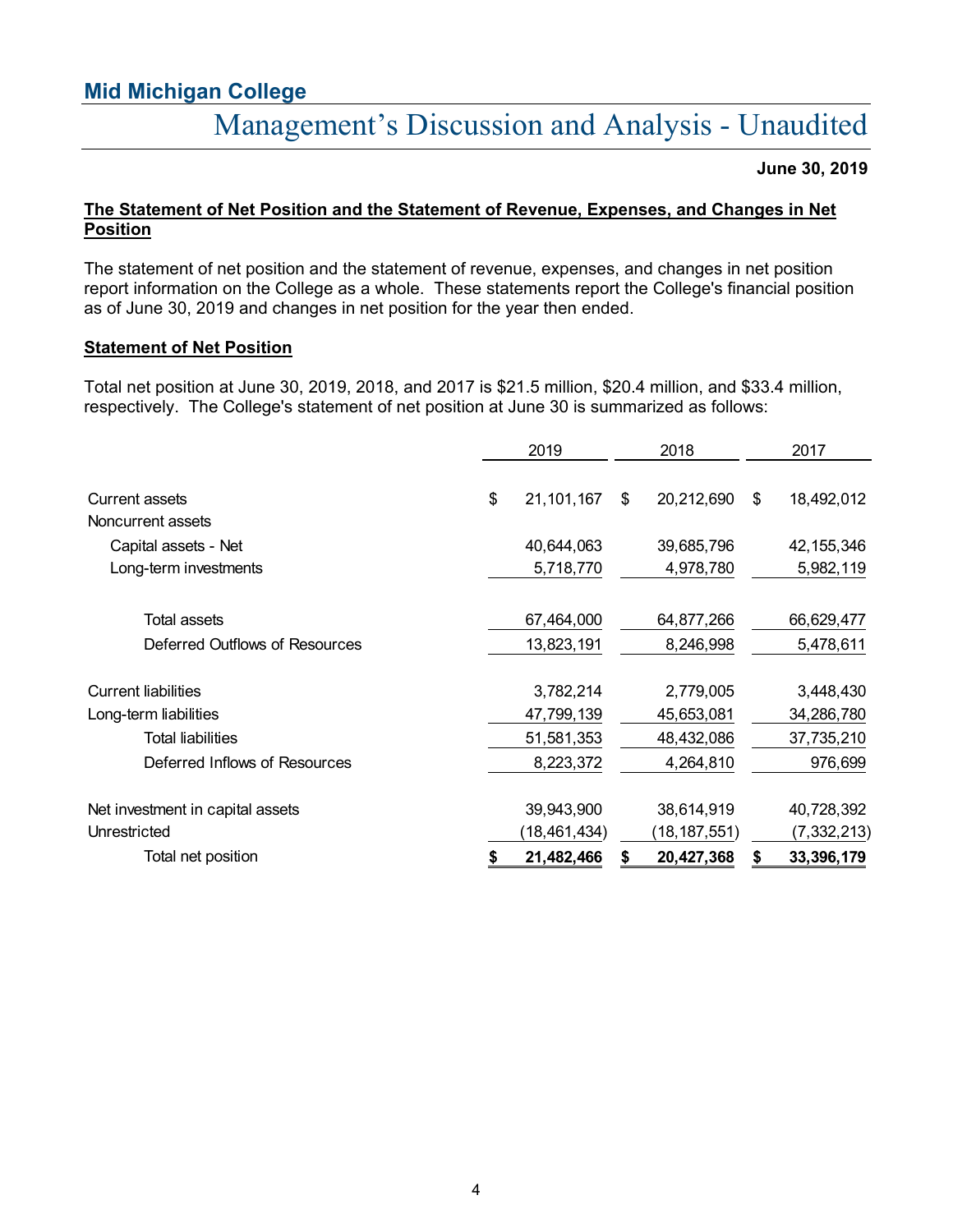# Mid Michigan College

## Management's Discussion and Analysis - Unaudited

**June 30, 2019**

### The Statement of Net Position and the Statement of Revenue, Expenses, and Changes in Net Position

The statement of net position and the statement of revenue, expenses, and changes in net position report information on the College as a whole. These statements report the College's financial position as of June 30, 2019 and changes in net position for the year then ended.

### Statement of Net Position

Total net position at June 30, 2019, 2018, and 2017 is $21.5 million, $20.4 million, and $33.4 million, respectively. The College's statement of net position at June 30 is summarized as follows:

| | 2019 | 2018 | 2017 |
|---|---|---|---|
| Current assets | $ 21,101,167 | $ 20,212,690 | $ 18,492,012 |
| Noncurrent assets | | | |
| Capital assets - Net | 40,644,063 | 39,685,796 | 42,155,346 |
| Long-term investments | 5,718,770 | 4,978,780 | 5,982,119 |
| Total assets | 67,464,000 | 64,877,266 | 66,629,477 |
| Deferred Outflows of Resources | 13,823,191 | 8,246,998 | 5,478,611 |
| Current liabilities | 3,782,214 | 2,779,005 | 3,448,430 |
| Long-term liabilities | 47,799,139 | 45,653,081 | 34,286,780 |
| Total liabilities | 51,581,353 | 48,432,086 | 37,735,210 |
| Deferred Inflows of Resources | 8,223,372 | 4,264,810 | 976,699 |
| Net investment in capital assets | 39,943,900 | 38,614,919 | 40,728,392 |
| Unrestricted | (18,461,434) | (18,187,551) | (7,332,213) |
| Total net position | **$ 21,482,466** | **$ 20,427,368** | **$ 33,396,179** |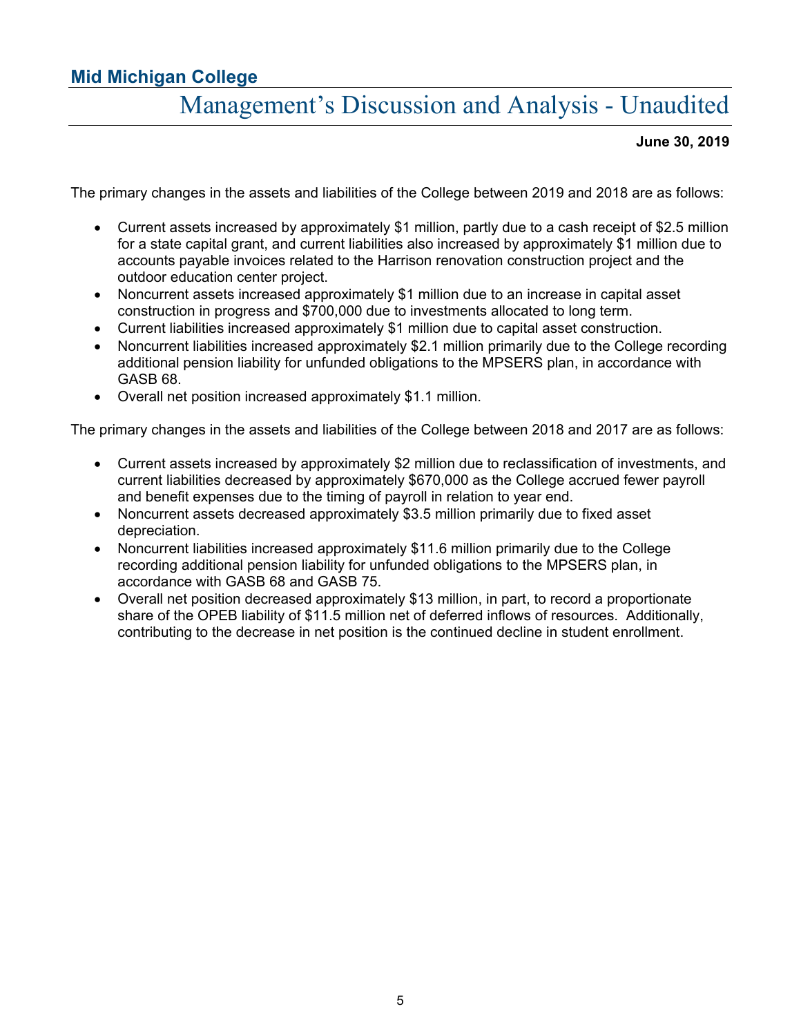The primary changes in the assets and liabilities of the College between 2019 and 2018 are as follows:

- Current assets increased by approximately $1 million, partly due to a cash receipt of $2.5 million for a state capital grant, and current liabilities also increased by approximately $1 million due to accounts payable invoices related to the Harrison renovation construction project and the outdoor education center project.
- Noncurrent assets increased approximately $1 million due to an increase in capital asset construction in progress and $700,000 due to investments allocated to long term.
- Current liabilities increased approximately $1 million due to capital asset construction.
- Noncurrent liabilities increased approximately $2.1 million primarily due to the College recording additional pension liability for unfunded obligations to the MPSERS plan, in accordance with GASB 68.
- Overall net position increased approximately $1.1 million.

The primary changes in the assets and liabilities of the College between 2018 and 2017 are as follows:

- Current assets increased by approximately $2 million due to reclassification of investments, and current liabilities decreased by approximately $670,000 as the College accrued fewer payroll and benefit expenses due to the timing of payroll in relation to year end.
- Noncurrent assets decreased approximately $3.5 million primarily due to fixed asset depreciation.
- Noncurrent liabilities increased approximately $11.6 million primarily due to the College recording additional pension liability for unfunded obligations to the MPSERS plan, in accordance with GASB 68 and GASB 75.
- Overall net position decreased approximately $13 million, in part, to record a proportionate share of the OPEB liability of $11.5 million net of deferred inflows of resources. Additionally, contributing to the decrease in net position is the continued decline in student enrollment.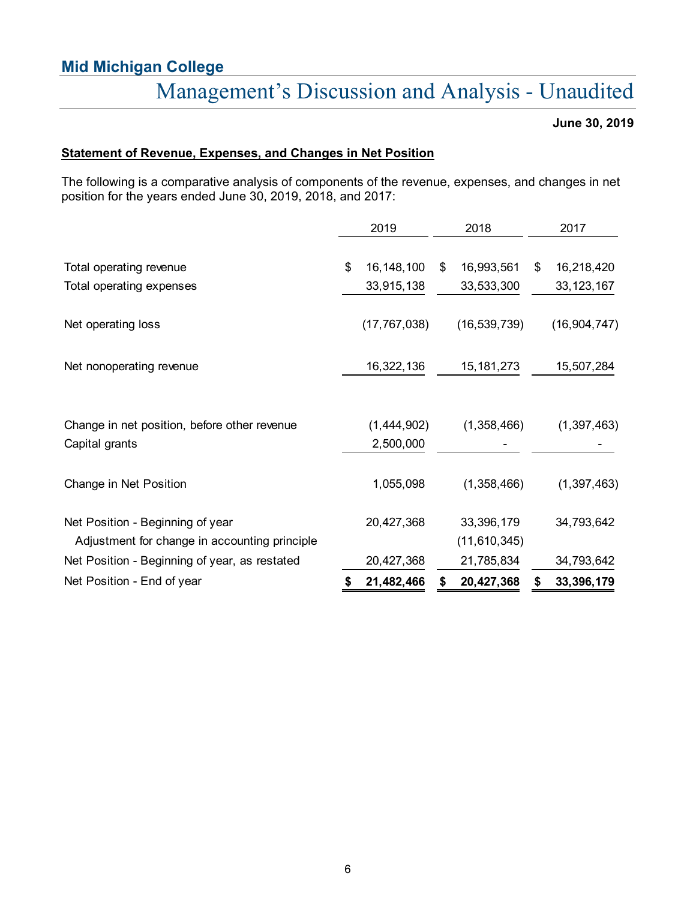## Mid Michigan College

# Management's Discussion and Analysis - Unaudited

**June 30, 2019**

**Statement of Revenue, Expenses, and Changes in Net Position**

The following is a comparative analysis of components of the revenue, expenses, and changes in net position for the years ended June 30, 2019, 2018, and 2017:

| | 2019 | 2018 | 2017 |
|---|---|---|---|
| Total operating revenue | $ 16,148,100 | $ 16,993,561 | $ 16,218,420 |
| Total operating expenses | 33,915,138 | 33,533,300 | 33,123,167 |
| Net operating loss | (17,767,038) | (16,539,739) | (16,904,747) |
| Net nonoperating revenue | 16,322,136 | 15,181,273 | 15,507,284 |
| Change in net position, before other revenue | (1,444,902) | (1,358,466) | (1,397,463) |
| Capital grants | 2,500,000 | - | - |
| Change in Net Position | 1,055,098 | (1,358,466) | (1,397,463) |
| Net Position - Beginning of year | 20,427,368 | 33,396,179 | 34,793,642 |
| Adjustment for change in accounting principle | | (11,610,345) | |
| Net Position - Beginning of year, as restated | 20,427,368 | 21,785,834 | 34,793,642 |
| Net Position - End of year | **$ 21,482,466** | **$ 20,427,368** | **$ 33,396,179** |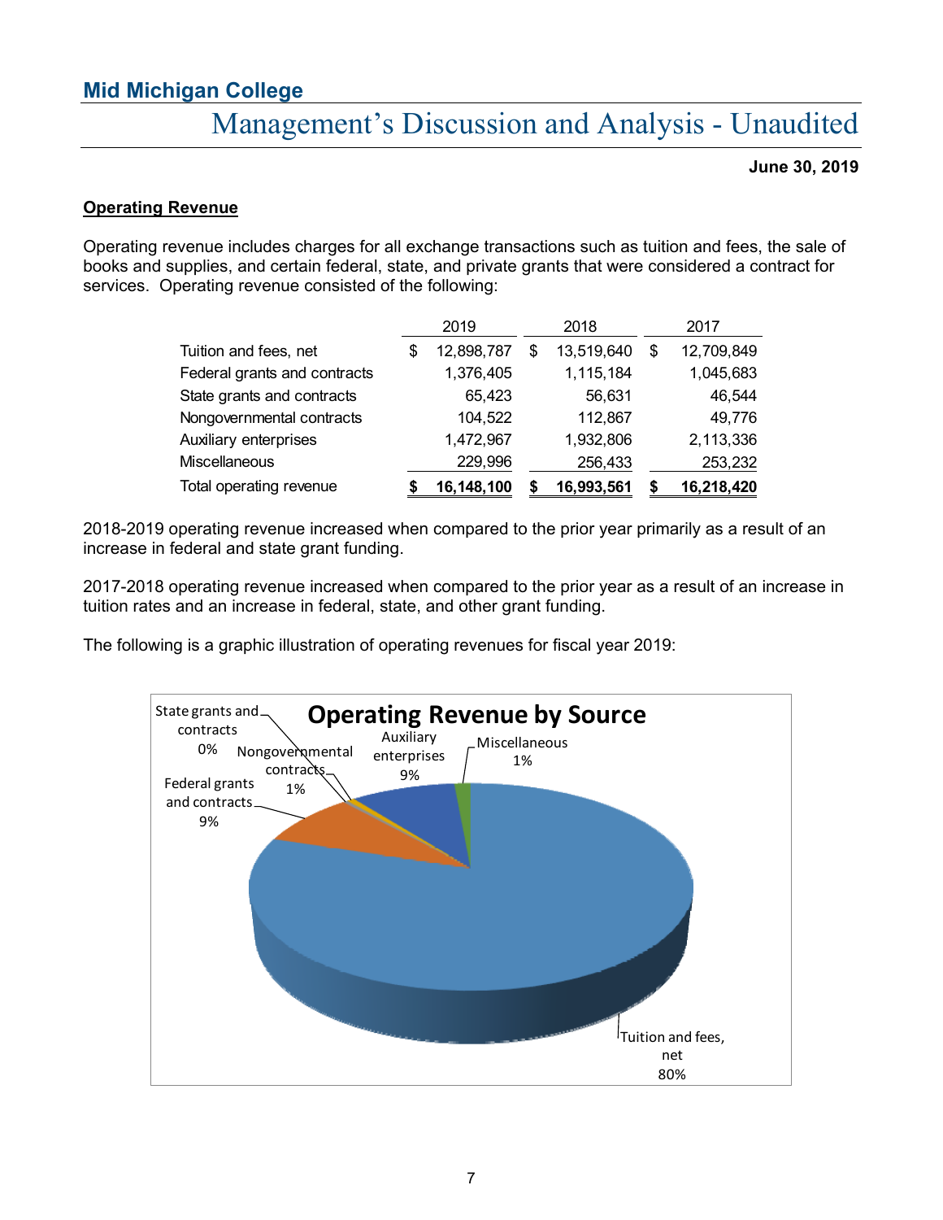## Operating Revenue

Operating revenue includes charges for all exchange transactions such as tuition and fees, the sale of books and supplies, and certain federal, state, and private grants that were considered a contract for services. Operating revenue consisted of the following:

| | 2019 | 2018 | 2017 |
|---|---|---|---|
| Tuition and fees, net | $ 12,898,787 | $ 13,519,640 | $ 12,709,849 |
| Federal grants and contracts | 1,376,405 | 1,115,184 | 1,045,683 |
| State grants and contracts | 65,423 | 56,631 | 46,544 |
| Nongovernmental contracts | 104,522 | 112,867 | 49,776 |
| Auxiliary enterprises | 1,472,967 | 1,932,806 | 2,113,336 |
| Miscellaneous | 229,996 | 256,433 | 253,232 |
| Total operating revenue | **$ 16,148,100** | **$ 16,993,561** | **$ 16,218,420** |

2018-2019 operating revenue increased when compared to the prior year primarily as a result of an increase in federal and state grant funding.

2017-2018 operating revenue increased when compared to the prior year as a result of an increase in tuition rates and an increase in federal, state, and other grant funding.

The following is a graphic illustration of operating revenues for fiscal year 2019:

**Operating Revenue by Source**

- Tuition and fees, net 80%
- Federal grants and contracts 9%
- Auxiliary enterprises 9%
- Nongovernmental contracts 1%
- Miscellaneous 1%
- State grants and contracts 0%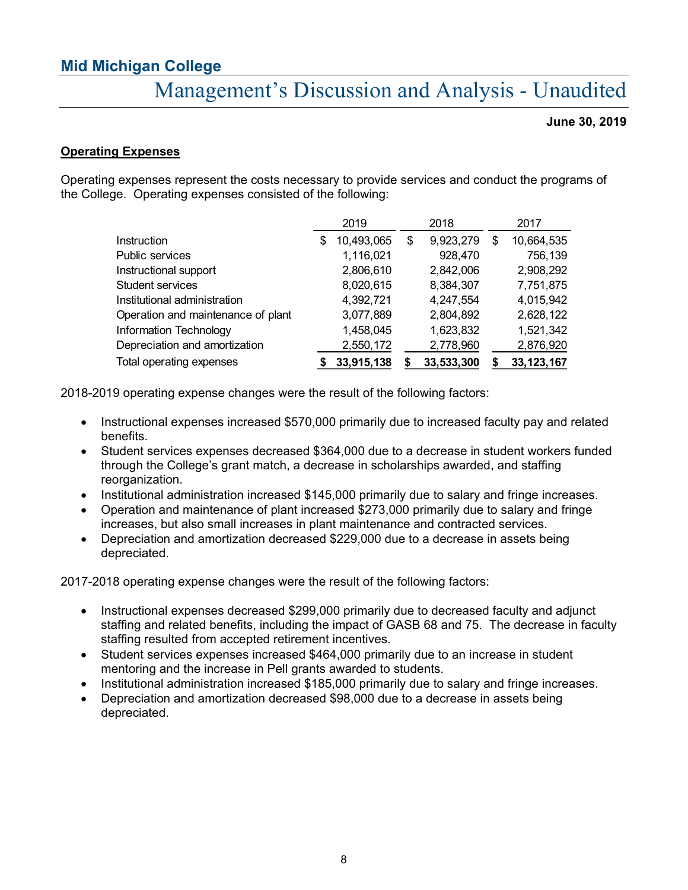## Operating Expenses

Operating expenses represent the costs necessary to provide services and conduct the programs of the College. Operating expenses consisted of the following:

| | 2019 | 2018 | 2017 |
|---|---|---|---|
| Instruction | $ 10,493,065 | $ 9,923,279 | $ 10,664,535 |
| Public services | 1,116,021 | 928,470 | 756,139 |
| Instructional support | 2,806,610 | 2,842,006 | 2,908,292 |
| Student services | 8,020,615 | 8,384,307 | 7,751,875 |
| Institutional administration | 4,392,721 | 4,247,554 | 4,015,942 |
| Operation and maintenance of plant | 3,077,889 | 2,804,892 | 2,628,122 |
| Information Technology | 1,458,045 | 1,623,832 | 1,521,342 |
| Depreciation and amortization | 2,550,172 | 2,778,960 | 2,876,920 |
| Total operating expenses | **$ 33,915,138** | **$ 33,533,300** | **$ 33,123,167** |

2018-2019 operating expense changes were the result of the following factors:

- Instructional expenses increased $570,000 primarily due to increased faculty pay and related benefits.
- Student services expenses decreased $364,000 due to a decrease in student workers funded through the College's grant match, a decrease in scholarships awarded, and staffing reorganization.
- Institutional administration increased $145,000 primarily due to salary and fringe increases.
- Operation and maintenance of plant increased $273,000 primarily due to salary and fringe increases, but also small increases in plant maintenance and contracted services.
- Depreciation and amortization decreased $229,000 due to a decrease in assets being depreciated.

2017-2018 operating expense changes were the result of the following factors:

- Instructional expenses decreased $299,000 primarily due to decreased faculty and adjunct staffing and related benefits, including the impact of GASB 68 and 75. The decrease in faculty staffing resulted from accepted retirement incentives.
- Student services expenses increased $464,000 primarily due to an increase in student mentoring and the increase in Pell grants awarded to students.
- Institutional administration increased $185,000 primarily due to salary and fringe increases.
- Depreciation and amortization decreased $98,000 due to a decrease in assets being depreciated.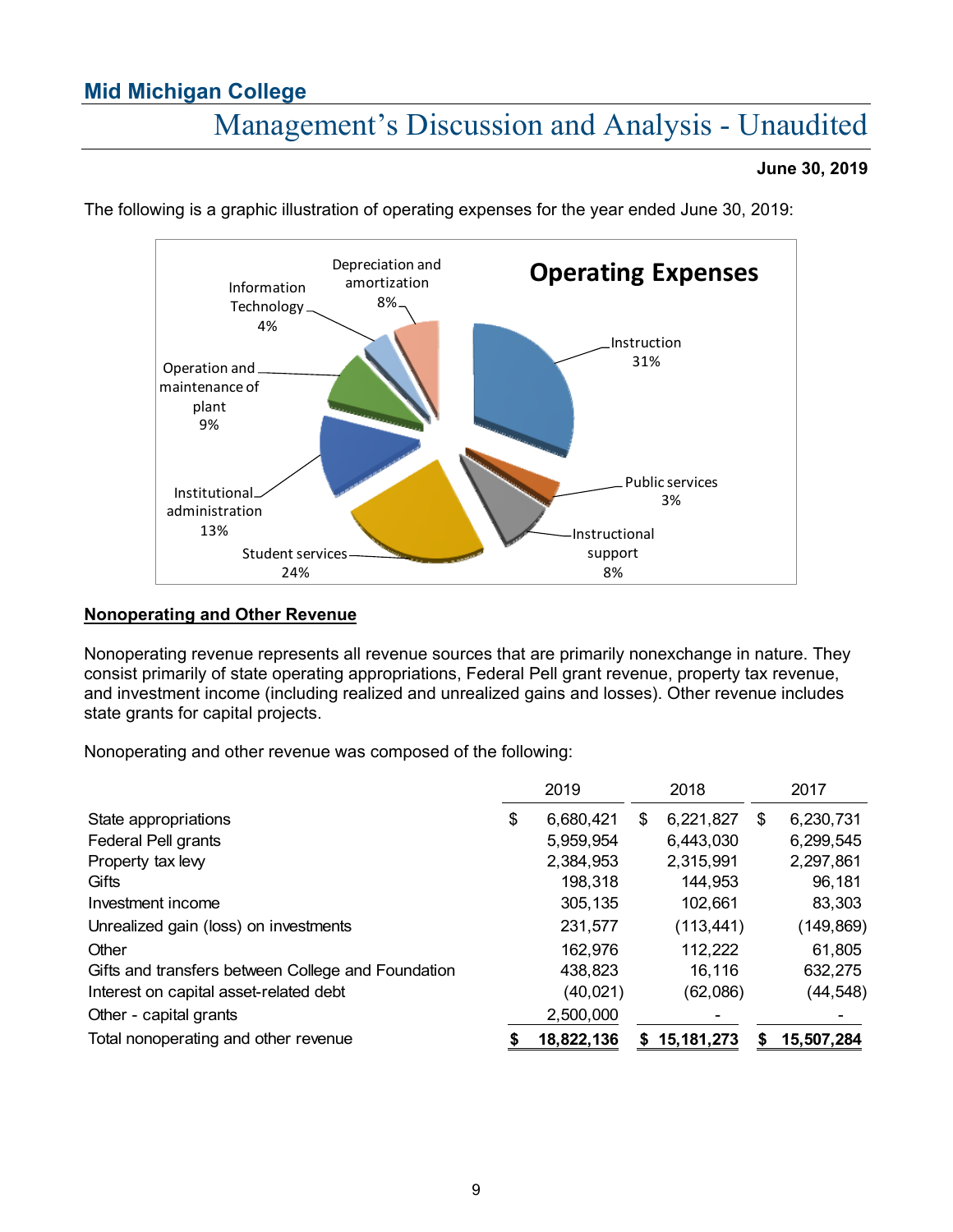The following is a graphic illustration of operating expenses for the year ended June 30, 2019:

**Operating Expenses**

| Category | Percentage |
|---|---|
| Instruction | 31% |
| Public services | 3% |
| Instructional support | 8% |
| Student services | 24% |
| Institutional administration | 13% |
| Operation and maintenance of plant | 9% |
| Information Technology | 4% |
| Depreciation and amortization | 8% |

## Nonoperating and Other Revenue

Nonoperating revenue represents all revenue sources that are primarily nonexchange in nature. They consist primarily of state operating appropriations, Federal Pell grant revenue, property tax revenue, and investment income (including realized and unrealized gains and losses). Other revenue includes state grants for capital projects.

Nonoperating and other revenue was composed of the following:

| | 2019 | 2018 | 2017 |
|---|---|---|---|
| State appropriations | $ 6,680,421 | $ 6,221,827 | $ 6,230,731 |
| Federal Pell grants | 5,959,954 | 6,443,030 | 6,299,545 |
| Property tax levy | 2,384,953 | 2,315,991 | 2,297,861 |
| Gifts | 198,318 | 144,953 | 96,181 |
| Investment income | 305,135 | 102,661 | 83,303 |
| Unrealized gain (loss) on investments | 231,577 | (113,441) | (149,869) |
| Other | 162,976 | 112,222 | 61,805 |
| Gifts and transfers between College and Foundation | 438,823 | 16,116 | 632,275 |
| Interest on capital asset-related debt | (40,021) | (62,086) | (44,548) |
| Other - capital grants | 2,500,000 | - | - |
| Total nonoperating and other revenue | **$ 18,822,136** | **$ 15,181,273** | **$ 15,507,284** |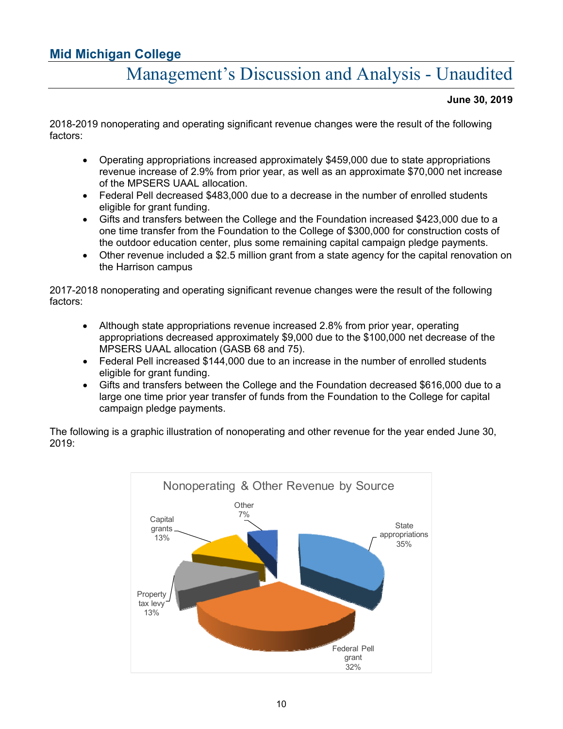2018-2019 nonoperating and operating significant revenue changes were the result of the following factors:

- Operating appropriations increased approximately $459,000 due to state appropriations revenue increase of 2.9% from prior year, as well as an approximate $70,000 net increase of the MPSERS UAAL allocation.
- Federal Pell decreased $483,000 due to a decrease in the number of enrolled students eligible for grant funding.
- Gifts and transfers between the College and the Foundation increased $423,000 due to a one time transfer from the Foundation to the College of $300,000 for construction costs of the outdoor education center, plus some remaining capital campaign pledge payments.
- Other revenue included a $2.5 million grant from a state agency for the capital renovation on the Harrison campus

2017-2018 nonoperating and operating significant revenue changes were the result of the following factors:

- Although state appropriations revenue increased 2.8% from prior year, operating appropriations decreased approximately $9,000 due to the $100,000 net decrease of the MPSERS UAAL allocation (GASB 68 and 75).
- Federal Pell increased $144,000 due to an increase in the number of enrolled students eligible for grant funding.
- Gifts and transfers between the College and the Foundation decreased $616,000 due to a large one time prior year transfer of funds from the Foundation to the College for capital campaign pledge payments.

The following is a graphic illustration of nonoperating and other revenue for the year ended June 30, 2019:

**Nonoperating & Other Revenue by Source**

| Source | Percentage |
|---|---|
| State appropriations | 35% |
| Federal Pell grant | 32% |
| Property tax levy | 13% |
| Capital grants | 13% |
| Other | 7% |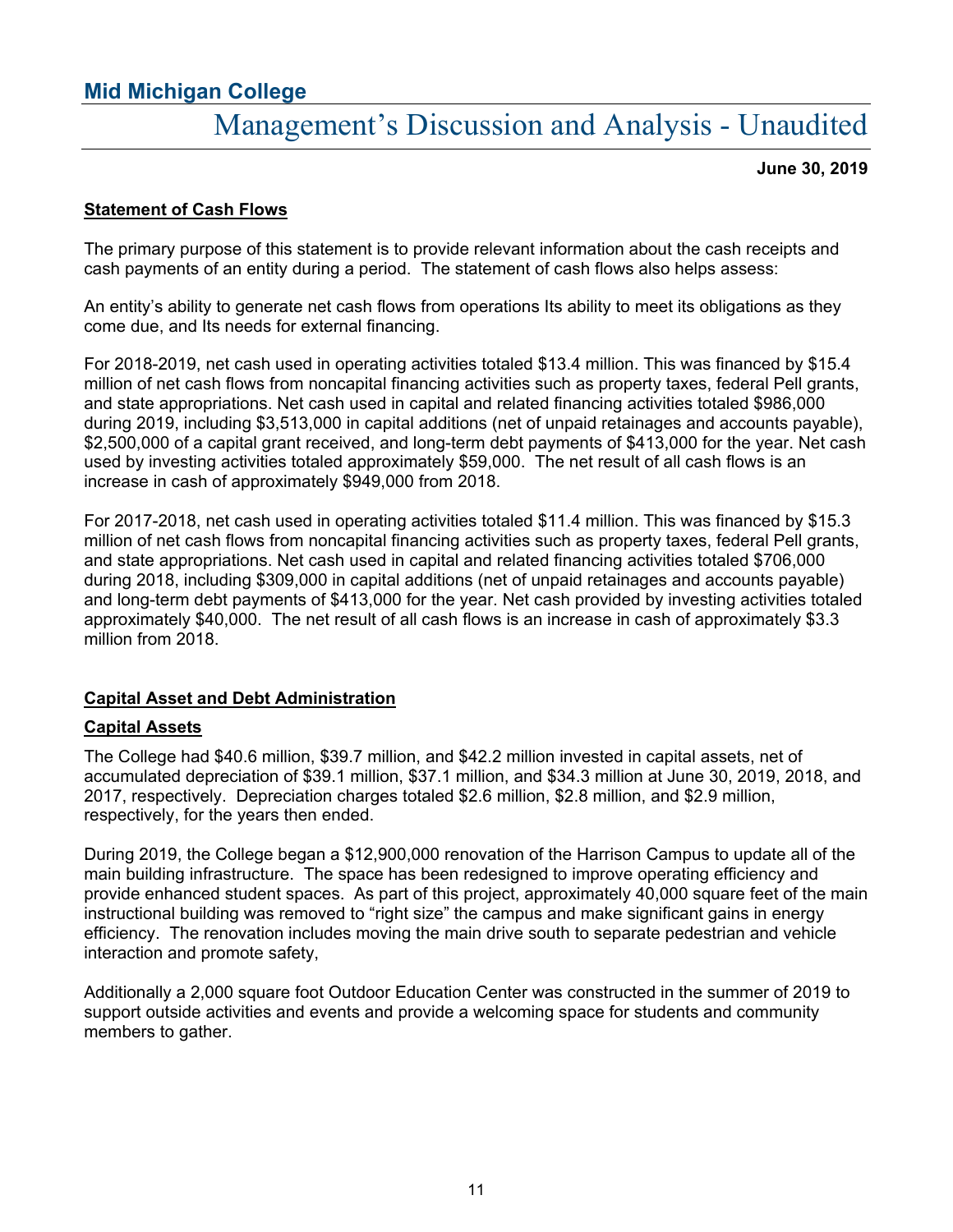**Statement of Cash Flows**

The primary purpose of this statement is to provide relevant information about the cash receipts and cash payments of an entity during a period. The statement of cash flows also helps assess:

An entity's ability to generate net cash flows from operations Its ability to meet its obligations as they come due, and Its needs for external financing.

For 2018-2019, net cash used in operating activities totaled $13.4 million. This was financed by $15.4 million of net cash flows from noncapital financing activities such as property taxes, federal Pell grants, and state appropriations. Net cash used in capital and related financing activities totaled $986,000 during 2019, including $3,513,000 in capital additions (net of unpaid retainages and accounts payable), $2,500,000 of a capital grant received, and long-term debt payments of $413,000 for the year. Net cash used by investing activities totaled approximately $59,000. The net result of all cash flows is an increase in cash of approximately $949,000 from 2018.

For 2017-2018, net cash used in operating activities totaled $11.4 million. This was financed by $15.3 million of net cash flows from noncapital financing activities such as property taxes, federal Pell grants, and state appropriations. Net cash used in capital and related financing activities totaled $706,000 during 2018, including $309,000 in capital additions (net of unpaid retainages and accounts payable) and long-term debt payments of $413,000 for the year. Net cash provided by investing activities totaled approximately $40,000. The net result of all cash flows is an increase in cash of approximately $3.3 million from 2018.

**Capital Asset and Debt Administration**

**Capital Assets**

The College had $40.6 million, $39.7 million, and $42.2 million invested in capital assets, net of accumulated depreciation of $39.1 million, $37.1 million, and $34.3 million at June 30, 2019, 2018, and 2017, respectively. Depreciation charges totaled $2.6 million, $2.8 million, and $2.9 million, respectively, for the years then ended.

During 2019, the College began a $12,900,000 renovation of the Harrison Campus to update all of the main building infrastructure. The space has been redesigned to improve operating efficiency and provide enhanced student spaces. As part of this project, approximately 40,000 square feet of the main instructional building was removed to "right size" the campus and make significant gains in energy efficiency. The renovation includes moving the main drive south to separate pedestrian and vehicle interaction and promote safety,

Additionally a 2,000 square foot Outdoor Education Center was constructed in the summer of 2019 to support outside activities and events and provide a welcoming space for students and community members to gather.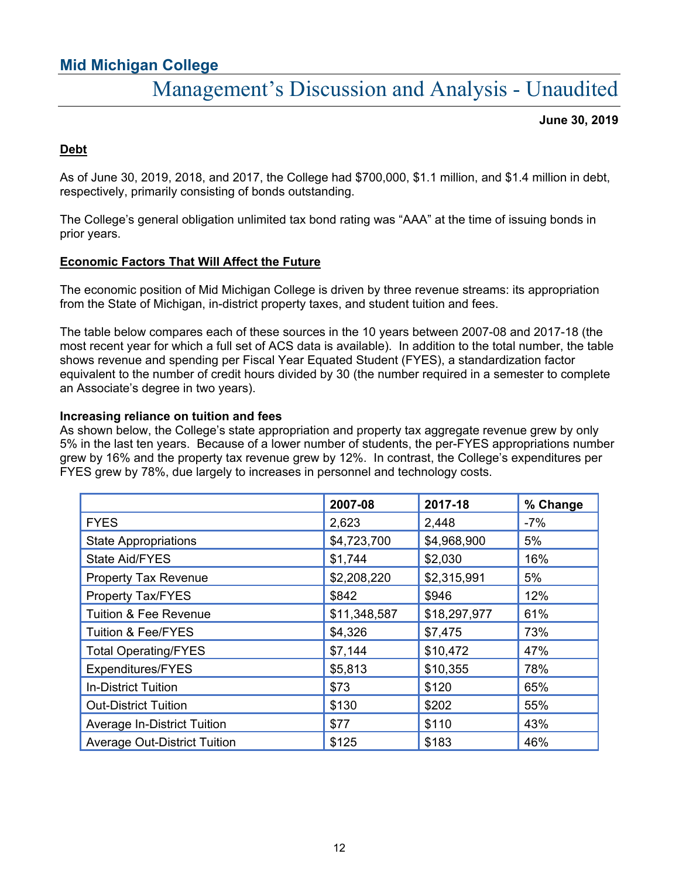## Debt

As of June 30, 2019, 2018, and 2017, the College had $700,000, $1.1 million, and $1.4 million in debt, respectively, primarily consisting of bonds outstanding.

The College's general obligation unlimited tax bond rating was "AAA" at the time of issuing bonds in prior years.

## Economic Factors That Will Affect the Future

The economic position of Mid Michigan College is driven by three revenue streams: its appropriation from the State of Michigan, in-district property taxes, and student tuition and fees.

The table below compares each of these sources in the 10 years between 2007-08 and 2017-18 (the most recent year for which a full set of ACS data is available). In addition to the total number, the table shows revenue and spending per Fiscal Year Equated Student (FYES), a standardization factor equivalent to the number of credit hours divided by 30 (the number required in a semester to complete an Associate's degree in two years).

**Increasing reliance on tuition and fees**

As shown below, the College's state appropriation and property tax aggregate revenue grew by only 5% in the last ten years. Because of a lower number of students, the per-FYES appropriations number grew by 16% and the property tax revenue grew by 12%. In contrast, the College's expenditures per FYES grew by 78%, due largely to increases in personnel and technology costs.

| | 2007-08 | 2017-18 | % Change |
|---|---|---|---|
| FYES | 2,623 | 2,448 | -7% |
| State Appropriations | $4,723,700 | $4,968,900 | 5% |
| State Aid/FYES | $1,744 | $2,030 | 16% |
| Property Tax Revenue | $2,208,220 | $2,315,991 | 5% |
| Property Tax/FYES | $842 | $946 | 12% |
| Tuition & Fee Revenue | $11,348,587 | $18,297,977 | 61% |
| Tuition & Fee/FYES | $4,326 | $7,475 | 73% |
| Total Operating/FYES | $7,144 | $10,472 | 47% |
| Expenditures/FYES | $5,813 | $10,355 | 78% |
| In-District Tuition | $73 | $120 | 65% |
| Out-District Tuition | $130 | $202 | 55% |
| Average In-District Tuition | $77 | $110 | 43% |
| Average Out-District Tuition | $125 | $183 | 46% |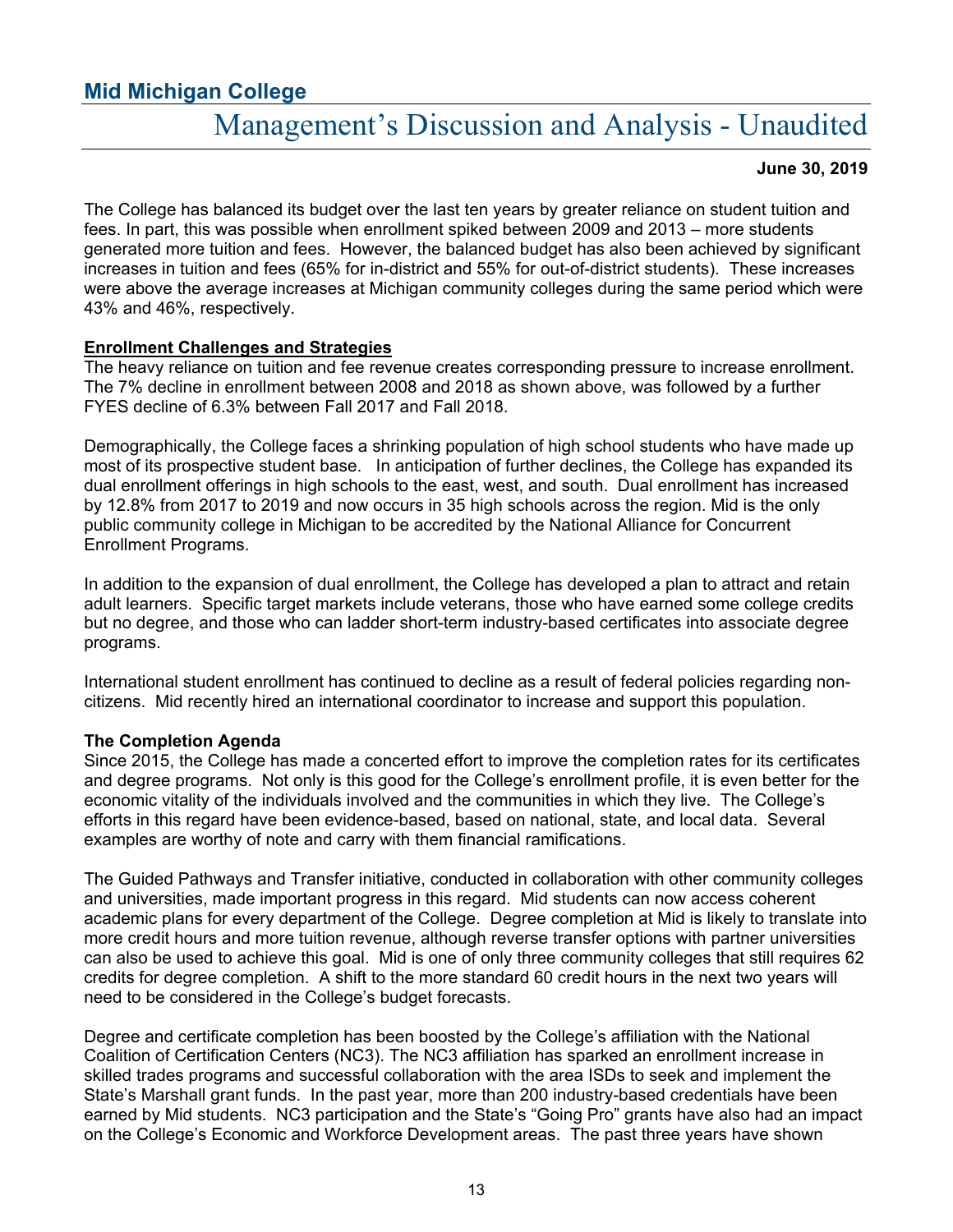The College has balanced its budget over the last ten years by greater reliance on student tuition and fees. In part, this was possible when enrollment spiked between 2009 and 2013 – more students generated more tuition and fees. However, the balanced budget has also been achieved by significant increases in tuition and fees (65% for in-district and 55% for out-of-district students). These increases were above the average increases at Michigan community colleges during the same period which were 43% and 46%, respectively.

**Enrollment Challenges and Strategies**

The heavy reliance on tuition and fee revenue creates corresponding pressure to increase enrollment. The 7% decline in enrollment between 2008 and 2018 as shown above, was followed by a further FYES decline of 6.3% between Fall 2017 and Fall 2018.

Demographically, the College faces a shrinking population of high school students who have made up most of its prospective student base. In anticipation of further declines, the College has expanded its dual enrollment offerings in high schools to the east, west, and south. Dual enrollment has increased by 12.8% from 2017 to 2019 and now occurs in 35 high schools across the region. Mid is the only public community college in Michigan to be accredited by the National Alliance for Concurrent Enrollment Programs.

In addition to the expansion of dual enrollment, the College has developed a plan to attract and retain adult learners. Specific target markets include veterans, those who have earned some college credits but no degree, and those who can ladder short-term industry-based certificates into associate degree programs.

International student enrollment has continued to decline as a result of federal policies regarding non-citizens. Mid recently hired an international coordinator to increase and support this population.

**The Completion Agenda**

Since 2015, the College has made a concerted effort to improve the completion rates for its certificates and degree programs. Not only is this good for the College's enrollment profile, it is even better for the economic vitality of the individuals involved and the communities in which they live. The College's efforts in this regard have been evidence-based, based on national, state, and local data. Several examples are worthy of note and carry with them financial ramifications.

The Guided Pathways and Transfer initiative, conducted in collaboration with other community colleges and universities, made important progress in this regard. Mid students can now access coherent academic plans for every department of the College. Degree completion at Mid is likely to translate into more credit hours and more tuition revenue, although reverse transfer options with partner universities can also be used to achieve this goal. Mid is one of only three community colleges that still requires 62 credits for degree completion. A shift to the more standard 60 credit hours in the next two years will need to be considered in the College's budget forecasts.

Degree and certificate completion has been boosted by the College's affiliation with the National Coalition of Certification Centers (NC3). The NC3 affiliation has sparked an enrollment increase in skilled trades programs and successful collaboration with the area ISDs to seek and implement the State's Marshall grant funds. In the past year, more than 200 industry-based credentials have been earned by Mid students. NC3 participation and the State's "Going Pro" grants have also had an impact on the College's Economic and Workforce Development areas. The past three years have shown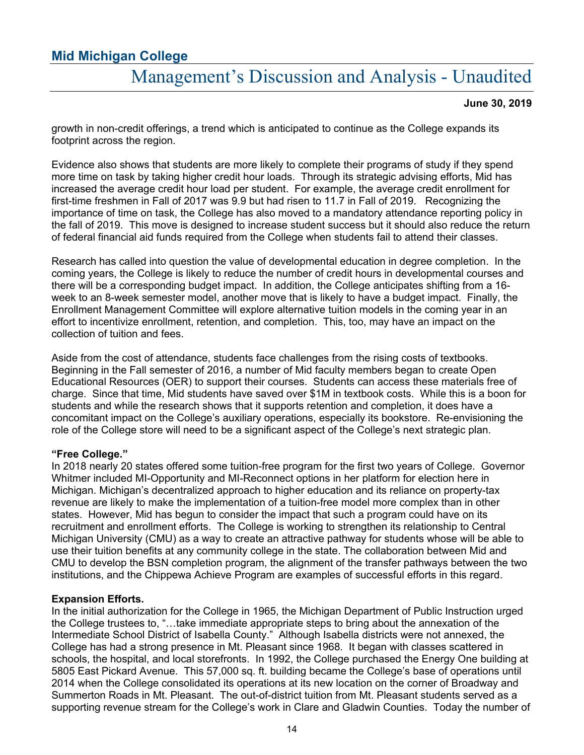growth in non-credit offerings, a trend which is anticipated to continue as the College expands its footprint across the region.

Evidence also shows that students are more likely to complete their programs of study if they spend more time on task by taking higher credit hour loads. Through its strategic advising efforts, Mid has increased the average credit hour load per student. For example, the average credit enrollment for first-time freshmen in Fall of 2017 was 9.9 but had risen to 11.7 in Fall of 2019. Recognizing the importance of time on task, the College has also moved to a mandatory attendance reporting policy in the fall of 2019. This move is designed to increase student success but it should also reduce the return of federal financial aid funds required from the College when students fail to attend their classes.

Research has called into question the value of developmental education in degree completion. In the coming years, the College is likely to reduce the number of credit hours in developmental courses and there will be a corresponding budget impact. In addition, the College anticipates shifting from a 16-week to an 8-week semester model, another move that is likely to have a budget impact. Finally, the Enrollment Management Committee will explore alternative tuition models in the coming year in an effort to incentivize enrollment, retention, and completion. This, too, may have an impact on the collection of tuition and fees.

Aside from the cost of attendance, students face challenges from the rising costs of textbooks. Beginning in the Fall semester of 2016, a number of Mid faculty members began to create Open Educational Resources (OER) to support their courses. Students can access these materials free of charge. Since that time, Mid students have saved over $1M in textbook costs. While this is a boon for students and while the research shows that it supports retention and completion, it does have a concomitant impact on the College's auxiliary operations, especially its bookstore. Re-envisioning the role of the College store will need to be a significant aspect of the College's next strategic plan.

**"Free College."**

In 2018 nearly 20 states offered some tuition-free program for the first two years of College. Governor Whitmer included MI-Opportunity and MI-Reconnect options in her platform for election here in Michigan. Michigan's decentralized approach to higher education and its reliance on property-tax revenue are likely to make the implementation of a tuition-free model more complex than in other states. However, Mid has begun to consider the impact that such a program could have on its recruitment and enrollment efforts. The College is working to strengthen its relationship to Central Michigan University (CMU) as a way to create an attractive pathway for students whose will be able to use their tuition benefits at any community college in the state. The collaboration between Mid and CMU to develop the BSN completion program, the alignment of the transfer pathways between the two institutions, and the Chippewa Achieve Program are examples of successful efforts in this regard.

**Expansion Efforts.**

In the initial authorization for the College in 1965, the Michigan Department of Public Instruction urged the College trustees to, "…take immediate appropriate steps to bring about the annexation of the Intermediate School District of Isabella County." Although Isabella districts were not annexed, the College has had a strong presence in Mt. Pleasant since 1968. It began with classes scattered in schools, the hospital, and local storefronts. In 1992, the College purchased the Energy One building at 5805 East Pickard Avenue. This 57,000 sq. ft. building became the College's base of operations until 2014 when the College consolidated its operations at its new location on the corner of Broadway and Summerton Roads in Mt. Pleasant. The out-of-district tuition from Mt. Pleasant students served as a supporting revenue stream for the College's work in Clare and Gladwin Counties. Today the number of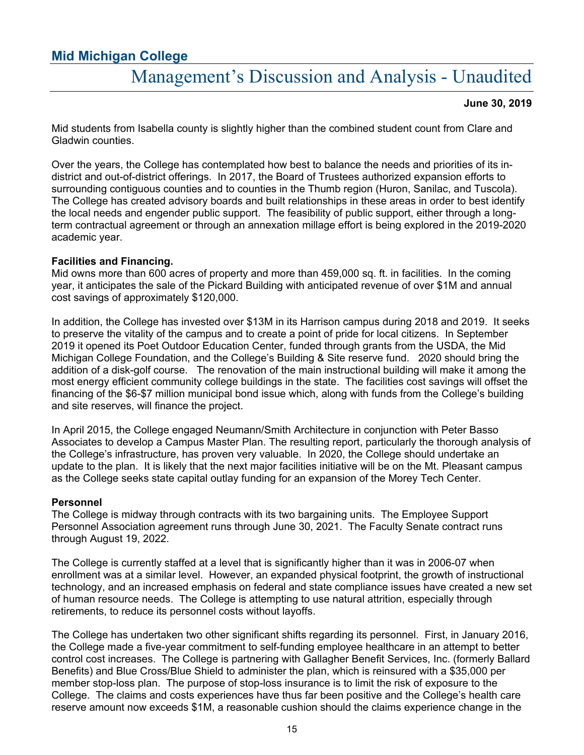Mid students from Isabella county is slightly higher than the combined student count from Clare and Gladwin counties.

Over the years, the College has contemplated how best to balance the needs and priorities of its in-district and out-of-district offerings. In 2017, the Board of Trustees authorized expansion efforts to surrounding contiguous counties and to counties in the Thumb region (Huron, Sanilac, and Tuscola). The College has created advisory boards and built relationships in these areas in order to best identify the local needs and engender public support. The feasibility of public support, either through a long-term contractual agreement or through an annexation millage effort is being explored in the 2019-2020 academic year.

**Facilities and Financing.**
Mid owns more than 600 acres of property and more than 459,000 sq. ft. in facilities. In the coming year, it anticipates the sale of the Pickard Building with anticipated revenue of over $1M and annual cost savings of approximately $120,000.

In addition, the College has invested over $13M in its Harrison campus during 2018 and 2019. It seeks to preserve the vitality of the campus and to create a point of pride for local citizens. In September 2019 it opened its Poet Outdoor Education Center, funded through grants from the USDA, the Mid Michigan College Foundation, and the College's Building & Site reserve fund. 2020 should bring the addition of a disk-golf course. The renovation of the main instructional building will make it among the most energy efficient community college buildings in the state. The facilities cost savings will offset the financing of the $6-$7 million municipal bond issue which, along with funds from the College's building and site reserves, will finance the project.

In April 2015, the College engaged Neumann/Smith Architecture in conjunction with Peter Basso Associates to develop a Campus Master Plan. The resulting report, particularly the thorough analysis of the College's infrastructure, has proven very valuable. In 2020, the College should undertake an update to the plan. It is likely that the next major facilities initiative will be on the Mt. Pleasant campus as the College seeks state capital outlay funding for an expansion of the Morey Tech Center.

**Personnel**
The College is midway through contracts with its two bargaining units. The Employee Support Personnel Association agreement runs through June 30, 2021. The Faculty Senate contract runs through August 19, 2022.

The College is currently staffed at a level that is significantly higher than it was in 2006-07 when enrollment was at a similar level. However, an expanded physical footprint, the growth of instructional technology, and an increased emphasis on federal and state compliance issues have created a new set of human resource needs. The College is attempting to use natural attrition, especially through retirements, to reduce its personnel costs without layoffs.

The College has undertaken two other significant shifts regarding its personnel. First, in January 2016, the College made a five-year commitment to self-funding employee healthcare in an attempt to better control cost increases. The College is partnering with Gallagher Benefit Services, Inc. (formerly Ballard Benefits) and Blue Cross/Blue Shield to administer the plan, which is reinsured with a $35,000 per member stop-loss plan. The purpose of stop-loss insurance is to limit the risk of exposure to the College. The claims and costs experiences have thus far been positive and the College's health care reserve amount now exceeds $1M, a reasonable cushion should the claims experience change in the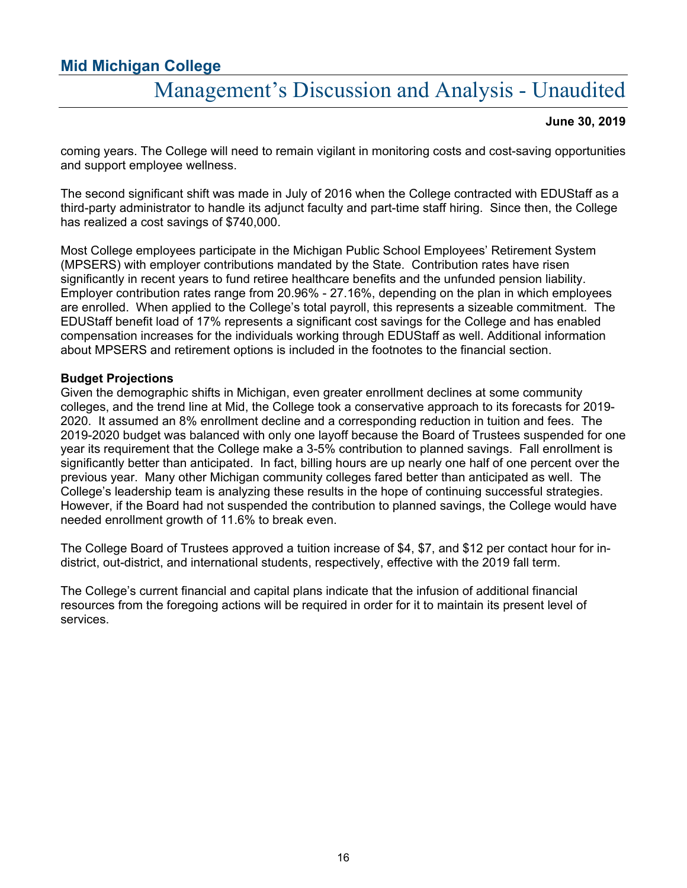coming years. The College will need to remain vigilant in monitoring costs and cost-saving opportunities and support employee wellness.

The second significant shift was made in July of 2016 when the College contracted with EDUStaff as a third-party administrator to handle its adjunct faculty and part-time staff hiring. Since then, the College has realized a cost savings of $740,000.

Most College employees participate in the Michigan Public School Employees' Retirement System (MPSERS) with employer contributions mandated by the State. Contribution rates have risen significantly in recent years to fund retiree healthcare benefits and the unfunded pension liability. Employer contribution rates range from 20.96% - 27.16%, depending on the plan in which employees are enrolled. When applied to the College's total payroll, this represents a sizeable commitment. The EDUStaff benefit load of 17% represents a significant cost savings for the College and has enabled compensation increases for the individuals working through EDUStaff as well. Additional information about MPSERS and retirement options is included in the footnotes to the financial section.

**Budget Projections**

Given the demographic shifts in Michigan, even greater enrollment declines at some community colleges, and the trend line at Mid, the College took a conservative approach to its forecasts for 2019-2020. It assumed an 8% enrollment decline and a corresponding reduction in tuition and fees. The 2019-2020 budget was balanced with only one layoff because the Board of Trustees suspended for one year its requirement that the College make a 3-5% contribution to planned savings. Fall enrollment is significantly better than anticipated. In fact, billing hours are up nearly one half of one percent over the previous year. Many other Michigan community colleges fared better than anticipated as well. The College's leadership team is analyzing these results in the hope of continuing successful strategies. However, if the Board had not suspended the contribution to planned savings, the College would have needed enrollment growth of 11.6% to break even.

The College Board of Trustees approved a tuition increase of $4, $7, and $12 per contact hour for in-district, out-district, and international students, respectively, effective with the 2019 fall term.

The College's current financial and capital plans indicate that the infusion of additional financial resources from the foregoing actions will be required in order for it to maintain its present level of services.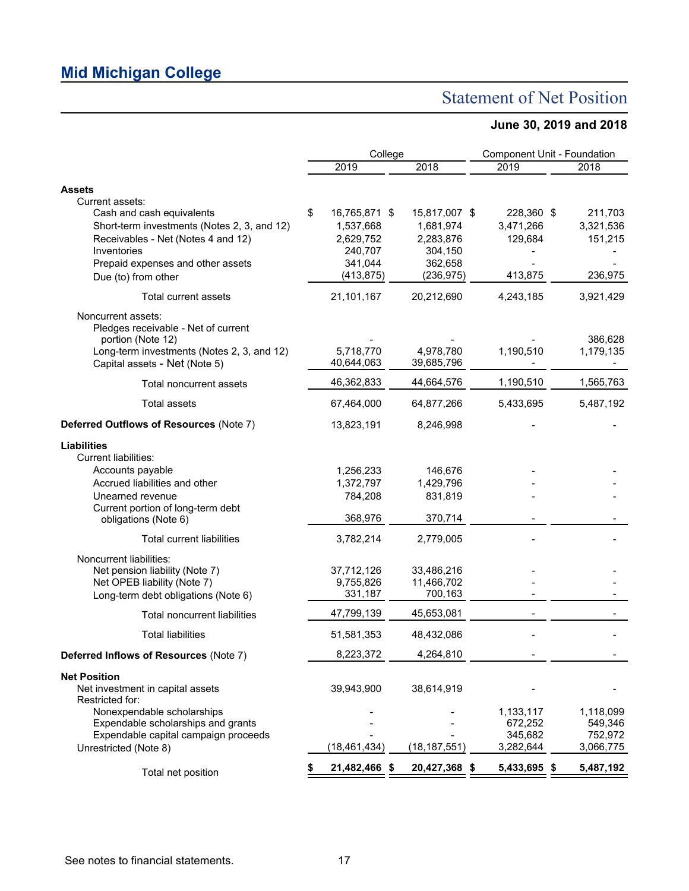# Mid Michigan College

## Statement of Net Position

### June 30, 2019 and 2018

| | College | | Component Unit - Foundation | |
|---|---|---|---|---|
| | 2019 | 2018 | 2019 | 2018 |
| **Assets** | | | | |
| Current assets: | | | | |
| Cash and cash equivalents | $ 16,765,871 | $ 15,817,007 | $ 228,360 | $ 211,703 |
| Short-term investments (Notes 2, 3, and 12) | 1,537,668 | 1,681,974 | 3,471,266 | 3,321,536 |
| Receivables - Net (Notes 4 and 12) | 2,629,752 | 2,283,876 | 129,684 | 151,215 |
| Inventories | 240,707 | 304,150 | - | - |
| Prepaid expenses and other assets | 341,044 | 362,658 | - | - |
| Due (to) from other | (413,875) | (236,975) | 413,875 | 236,975 |
| Total current assets | 21,101,167 | 20,212,690 | 4,243,185 | 3,921,429 |
| Noncurrent assets: | | | | |
| Pledges receivable - Net of current portion (Note 12) | - | - | - | 386,628 |
| Long-term investments (Notes 2, 3, and 12) | 5,718,770 | 4,978,780 | 1,190,510 | 1,179,135 |
| Capital assets - Net (Note 5) | 40,644,063 | 39,685,796 | - | - |
| Total noncurrent assets | 46,362,833 | 44,664,576 | 1,190,510 | 1,565,763 |
| Total assets | 67,464,000 | 64,877,266 | 5,433,695 | 5,487,192 |
| **Deferred Outflows of Resources** (Note 7) | 13,823,191 | 8,246,998 | - | - |
| **Liabilities** | | | | |
| Current liabilities: | | | | |
| Accounts payable | 1,256,233 | 146,676 | - | - |
| Accrued liabilities and other | 1,372,797 | 1,429,796 | - | - |
| Unearned revenue | 784,208 | 831,819 | - | - |
| Current portion of long-term debt obligations (Note 6) | 368,976 | 370,714 | - | - |
| Total current liabilities | 3,782,214 | 2,779,005 | - | - |
| Noncurrent liabilities: | | | | |
| Net pension liability (Note 7) | 37,712,126 | 33,486,216 | - | - |
| Net OPEB liability (Note 7) | 9,755,826 | 11,466,702 | - | - |
| Long-term debt obligations (Note 6) | 331,187 | 700,163 | - | - |
| Total noncurrent liabilities | 47,799,139 | 45,653,081 | - | - |
| Total liabilities | 51,581,353 | 48,432,086 | - | - |
| **Deferred Inflows of Resources** (Note 7) | 8,223,372 | 4,264,810 | - | - |
| **Net Position** | | | | |
| Net investment in capital assets | 39,943,900 | 38,614,919 | - | - |
| Restricted for: | | | | |
| Nonexpendable scholarships | - | - | 1,133,117 | 1,118,099 |
| Expendable scholarships and grants | - | - | 672,252 | 549,346 |
| Expendable capital campaign proceeds | - | - | 345,682 | 752,972 |
| Unrestricted (Note 8) | (18,461,434) | (18,187,551) | 3,282,644 | 3,066,775 |
| Total net position | **$ 21,482,466** | **$ 20,427,368** | **$ 5,433,695** | **$ 5,487,192** |

See notes to financial statements.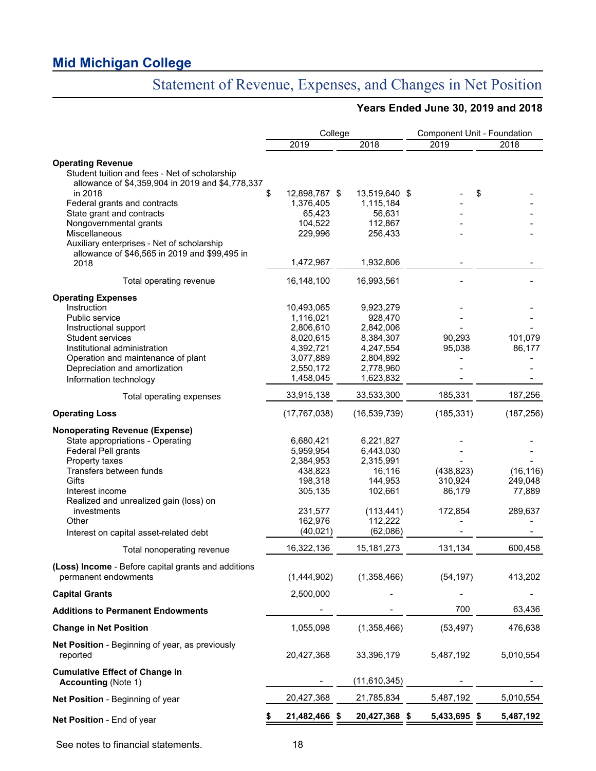# Mid Michigan College

## Statement of Revenue, Expenses, and Changes in Net Position

### Years Ended June 30, 2019 and 2018

| | College | | Component Unit - Foundation | |
|---|---|---|---|---|
| | 2019 | 2018 | 2019 | 2018 |
| **Operating Revenue** | | | | |
| Student tuition and fees - Net of scholarship allowance of $4,359,904 in 2019 and $4,778,337 in 2018 | $ 12,898,787 | $ 13,519,640 | $ - | $ - |
| Federal grants and contracts | 1,376,405 | 1,115,184 | - | - |
| State grant and contracts | 65,423 | 56,631 | - | - |
| Nongovernmental grants | 104,522 | 112,867 | - | - |
| Miscellaneous | 229,996 | 256,433 | - | - |
| Auxiliary enterprises - Net of scholarship allowance of $46,565 in 2019 and $99,495 in 2018 | 1,472,967 | 1,932,806 | - | - |
| Total operating revenue | 16,148,100 | 16,993,561 | - | - |
| **Operating Expenses** | | | | |
| Instruction | 10,493,065 | 9,923,279 | - | - |
| Public service | 1,116,021 | 928,470 | - | - |
| Instructional support | 2,806,610 | 2,842,006 | - | - |
| Student services | 8,020,615 | 8,384,307 | 90,293 | 101,079 |
| Institutional administration | 4,392,721 | 4,247,554 | 95,038 | 86,177 |
| Operation and maintenance of plant | 3,077,889 | 2,804,892 | - | - |
| Depreciation and amortization | 2,550,172 | 2,778,960 | - | - |
| Information technology | 1,458,045 | 1,623,832 | - | - |
| Total operating expenses | 33,915,138 | 33,533,300 | 185,331 | 187,256 |
| **Operating Loss** | (17,767,038) | (16,539,739) | (185,331) | (187,256) |
| **Nonoperating Revenue (Expense)** | | | | |
| State appropriations - Operating | 6,680,421 | 6,221,827 | - | - |
| Federal Pell grants | 5,959,954 | 6,443,030 | - | - |
| Property taxes | 2,384,953 | 2,315,991 | - | - |
| Transfers between funds | 438,823 | 16,116 | (438,823) | (16,116) |
| Gifts | 198,318 | 144,953 | 310,924 | 249,048 |
| Interest income | 305,135 | 102,661 | 86,179 | 77,889 |
| Realized and unrealized gain (loss) on investments | 231,577 | (113,441) | 172,854 | 289,637 |
| Other | 162,976 | 112,222 | - | - |
| Interest on capital asset-related debt | (40,021) | (62,086) | - | - |
| Total nonoperating revenue | 16,322,136 | 15,181,273 | 131,134 | 600,458 |
| **(Loss) Income** - Before capital grants and additions permanent endowments | (1,444,902) | (1,358,466) | (54,197) | 413,202 |
| **Capital Grants** | 2,500,000 | - | - | - |
| **Additions to Permanent Endowments** | - | - | 700 | 63,436 |
| **Change in Net Position** | 1,055,098 | (1,358,466) | (53,497) | 476,638 |
| **Net Position** - Beginning of year, as previously reported | 20,427,368 | 33,396,179 | 5,487,192 | 5,010,554 |
| **Cumulative Effect of Change in Accounting** (Note 1) | - | (11,610,345) | - | - |
| **Net Position** - Beginning of year | 20,427,368 | 21,785,834 | 5,487,192 | 5,010,554 |
| **Net Position** - End of year | **$ 21,482,466** | **$ 20,427,368** | **$ 5,433,695** | **$ 5,487,192** |

See notes to financial statements.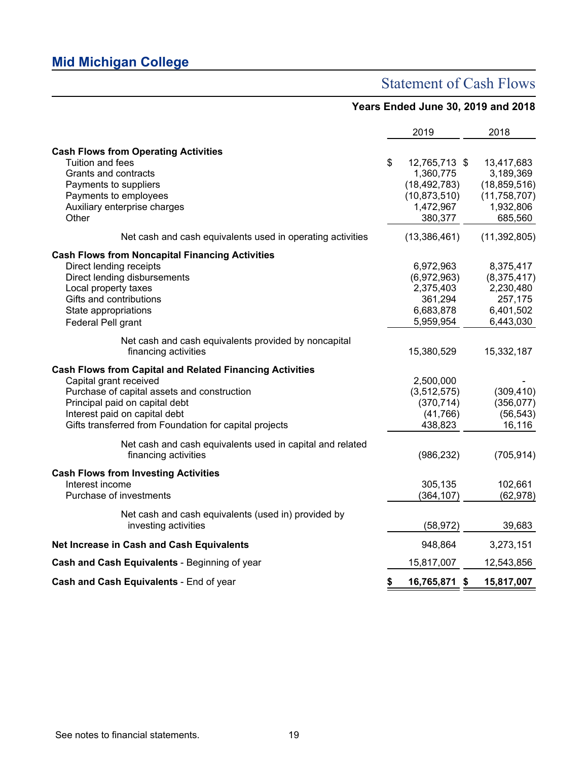## Mid Michigan College

# Statement of Cash Flows

### Years Ended June 30, 2019 and 2018

| | 2019 | 2018 |
|---|---|---|
| **Cash Flows from Operating Activities** | | |
| Tuition and fees | $ 12,765,713 | $ 13,417,683 |
| Grants and contracts | 1,360,775 | 3,189,369 |
| Payments to suppliers | (18,492,783) | (18,859,516) |
| Payments to employees | (10,873,510) | (11,758,707) |
| Auxiliary enterprise charges | 1,472,967 | 1,932,806 |
| Other | 380,377 | 685,560 |
| Net cash and cash equivalents used in operating activities | (13,386,461) | (11,392,805) |
| **Cash Flows from Noncapital Financing Activities** | | |
| Direct lending receipts | 6,972,963 | 8,375,417 |
| Direct lending disbursements | (6,972,963) | (8,375,417) |
| Local property taxes | 2,375,403 | 2,230,480 |
| Gifts and contributions | 361,294 | 257,175 |
| State appropriations | 6,683,878 | 6,401,502 |
| Federal Pell grant | 5,959,954 | 6,443,030 |
| Net cash and cash equivalents provided by noncapital financing activities | 15,380,529 | 15,332,187 |
| **Cash Flows from Capital and Related Financing Activities** | | |
| Capital grant received | 2,500,000 | - |
| Purchase of capital assets and construction | (3,512,575) | (309,410) |
| Principal paid on capital debt | (370,714) | (356,077) |
| Interest paid on capital debt | (41,766) | (56,543) |
| Gifts transferred from Foundation for capital projects | 438,823 | 16,116 |
| Net cash and cash equivalents used in capital and related financing activities | (986,232) | (705,914) |
| **Cash Flows from Investing Activities** | | |
| Interest income | 305,135 | 102,661 |
| Purchase of investments | (364,107) | (62,978) |
| Net cash and cash equivalents (used in) provided by investing activities | (58,972) | 39,683 |
| **Net Increase in Cash and Cash Equivalents** | 948,864 | 3,273,151 |
| **Cash and Cash Equivalents** - Beginning of year | 15,817,007 | 12,543,856 |
| **Cash and Cash Equivalents** - End of year | **$ 16,765,871** | **$ 15,817,007** |

See notes to financial statements.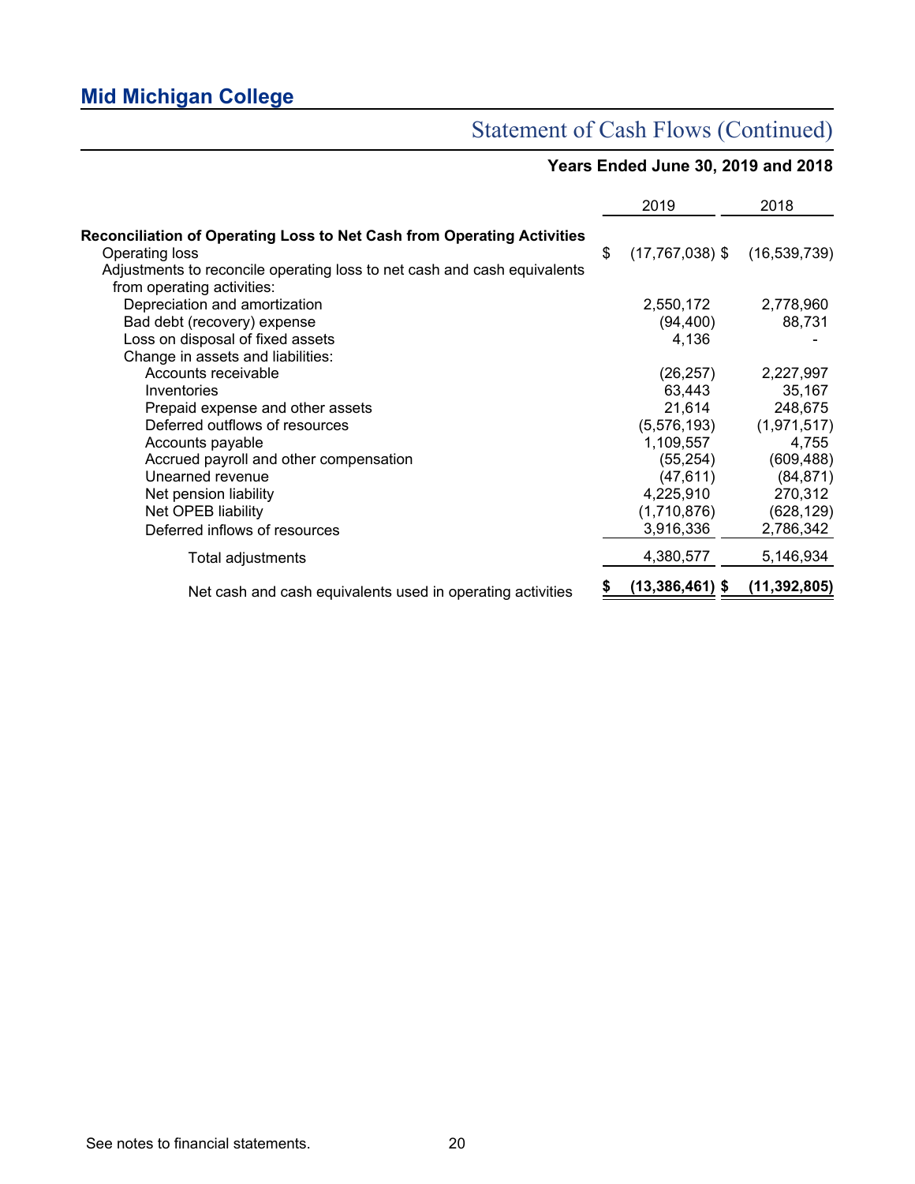## Mid Michigan College

# Statement of Cash Flows (Continued)

**Years Ended June 30, 2019 and 2018**

| | 2019 | 2018 |
|---|---|---|
| **Reconciliation of Operating Loss to Net Cash from Operating Activities** | | |
| Operating loss | $ (17,767,038) | $ (16,539,739) |
| Adjustments to reconcile operating loss to net cash and cash equivalents from operating activities: | | |
| Depreciation and amortization | 2,550,172 | 2,778,960 |
| Bad debt (recovery) expense | (94,400) | 88,731 |
| Loss on disposal of fixed assets | 4,136 | - |
| Change in assets and liabilities: | | |
| Accounts receivable | (26,257) | 2,227,997 |
| Inventories | 63,443 | 35,167 |
| Prepaid expense and other assets | 21,614 | 248,675 |
| Deferred outflows of resources | (5,576,193) | (1,971,517) |
| Accounts payable | 1,109,557 | 4,755 |
| Accrued payroll and other compensation | (55,254) | (609,488) |
| Unearned revenue | (47,611) | (84,871) |
| Net pension liability | 4,225,910 | 270,312 |
| Net OPEB liability | (1,710,876) | (628,129) |
| Deferred inflows of resources | 3,916,336 | 2,786,342 |
| Total adjustments | 4,380,577 | 5,146,934 |
| Net cash and cash equivalents used in operating activities | **$ (13,386,461)** | **$ (11,392,805)** |

See notes to financial statements.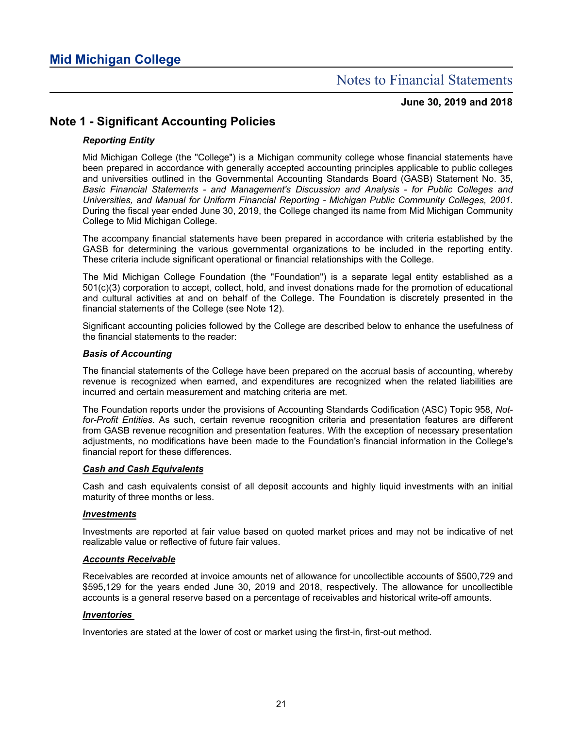# Mid Michigan College

## Notes to Financial Statements

**June 30, 2019 and 2018**

## Note 1 - Significant Accounting Policies

***Reporting Entity***

Mid Michigan College (the "College") is a Michigan community college whose financial statements have been prepared in accordance with generally accepted accounting principles applicable to public colleges and universities outlined in the Governmental Accounting Standards Board (GASB) Statement No. 35, *Basic Financial Statements - and Management's Discussion and Analysis - for Public Colleges and Universities, and Manual for Uniform Financial Reporting - Michigan Public Community Colleges, 2001*. During the fiscal year ended June 30, 2019, the College changed its name from Mid Michigan Community College to Mid Michigan College.

The accompany financial statements have been prepared in accordance with criteria established by the GASB for determining the various governmental organizations to be included in the reporting entity. These criteria include significant operational or financial relationships with the College.

The Mid Michigan College Foundation (the "Foundation") is a separate legal entity established as a 501(c)(3) corporation to accept, collect, hold, and invest donations made for the promotion of educational and cultural activities at and on behalf of the College. The Foundation is discretely presented in the financial statements of the College (see Note 12).

Significant accounting policies followed by the College are described below to enhance the usefulness of the financial statements to the reader:

***Basis of Accounting***

The financial statements of the College have been prepared on the accrual basis of accounting, whereby revenue is recognized when earned, and expenditures are recognized when the related liabilities are incurred and certain measurement and matching criteria are met.

The Foundation reports under the provisions of Accounting Standards Codification (ASC) Topic 958, *Not-for-Profit Entities*. As such, certain revenue recognition criteria and presentation features are different from GASB revenue recognition and presentation features. With the exception of necessary presentation adjustments, no modifications have been made to the Foundation's financial information in the College's financial report for these differences.

***Cash and Cash Equivalents***

Cash and cash equivalents consist of all deposit accounts and highly liquid investments with an initial maturity of three months or less.

***Investments***

Investments are reported at fair value based on quoted market prices and may not be indicative of net realizable value or reflective of future fair values.

***Accounts Receivable***

Receivables are recorded at invoice amounts net of allowance for uncollectible accounts of $500,729 and $595,129 for the years ended June 30, 2019 and 2018, respectively. The allowance for uncollectible accounts is a general reserve based on a percentage of receivables and historical write-off amounts.

***Inventories***

Inventories are stated at the lower of cost or market using the first-in, first-out method.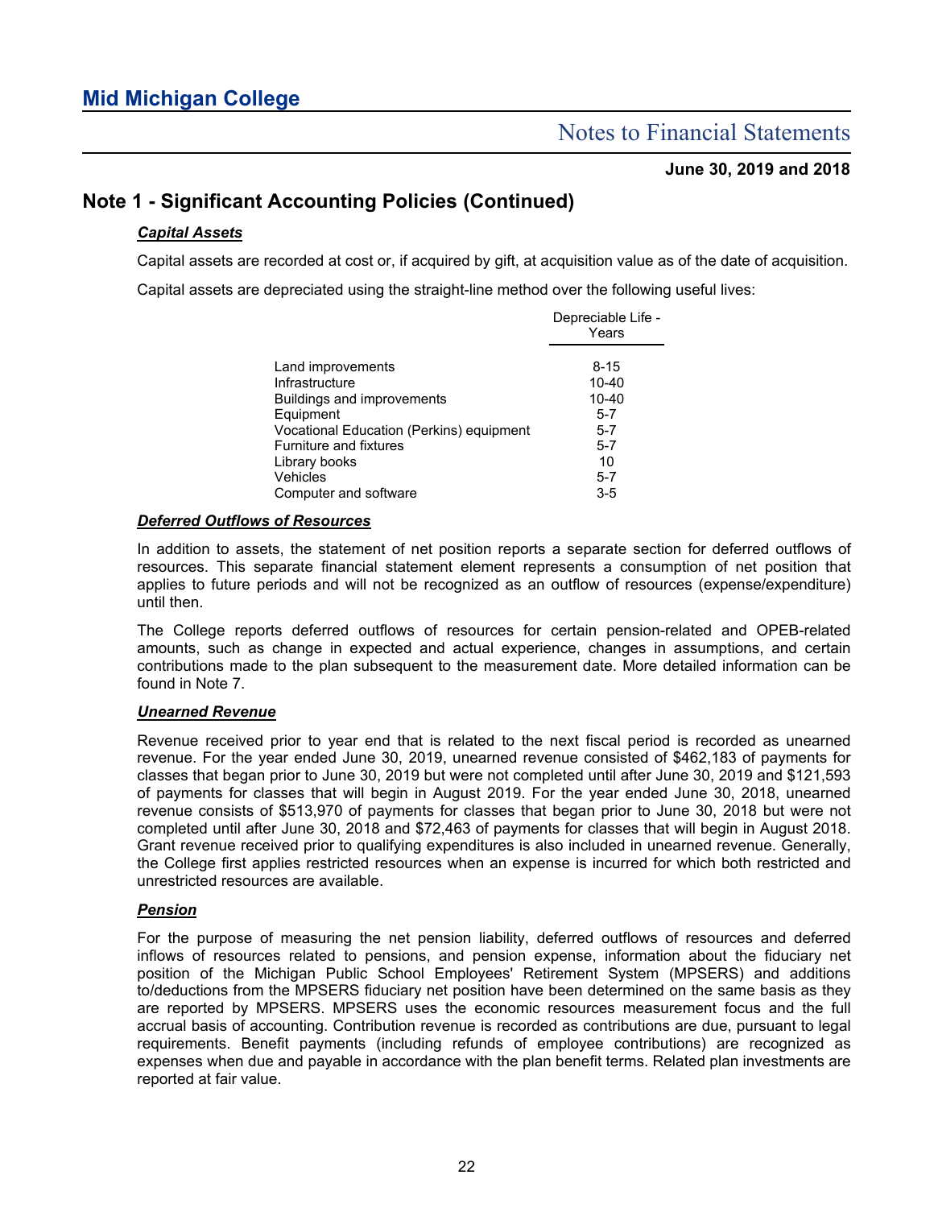## Note 1 - Significant Accounting Policies (Continued)

### *Capital Assets*

Capital assets are recorded at cost or, if acquired by gift, at acquisition value as of the date of acquisition.

Capital assets are depreciated using the straight-line method over the following useful lives:

| | Depreciable Life - Years |
|---|---|
| Land improvements | 8-15 |
| Infrastructure | 10-40 |
| Buildings and improvements | 10-40 |
| Equipment | 5-7 |
| Vocational Education (Perkins) equipment | 5-7 |
| Furniture and fixtures | 5-7 |
| Library books | 10 |
| Vehicles | 5-7 |
| Computer and software | 3-5 |

### *Deferred Outflows of Resources*

In addition to assets, the statement of net position reports a separate section for deferred outflows of resources. This separate financial statement element represents a consumption of net position that applies to future periods and will not be recognized as an outflow of resources (expense/expenditure) until then.

The College reports deferred outflows of resources for certain pension-related and OPEB-related amounts, such as change in expected and actual experience, changes in assumptions, and certain contributions made to the plan subsequent to the measurement date. More detailed information can be found in Note 7.

### *Unearned Revenue*

Revenue received prior to year end that is related to the next fiscal period is recorded as unearned revenue. For the year ended June 30, 2019, unearned revenue consisted of $462,183 of payments for classes that began prior to June 30, 2019 but were not completed until after June 30, 2019 and $121,593 of payments for classes that will begin in August 2019. For the year ended June 30, 2018, unearned revenue consists of $513,970 of payments for classes that began prior to June 30, 2018 but were not completed until after June 30, 2018 and $72,463 of payments for classes that will begin in August 2018. Grant revenue received prior to qualifying expenditures is also included in unearned revenue. Generally, the College first applies restricted resources when an expense is incurred for which both restricted and unrestricted resources are available.

### *Pension*

For the purpose of measuring the net pension liability, deferred outflows of resources and deferred inflows of resources related to pensions, and pension expense, information about the fiduciary net position of the Michigan Public School Employees' Retirement System (MPSERS) and additions to/deductions from the MPSERS fiduciary net position have been determined on the same basis as they are reported by MPSERS. MPSERS uses the economic resources measurement focus and the full accrual basis of accounting. Contribution revenue is recorded as contributions are due, pursuant to legal requirements. Benefit payments (including refunds of employee contributions) are recognized as expenses when due and payable in accordance with the plan benefit terms. Related plan investments are reported at fair value.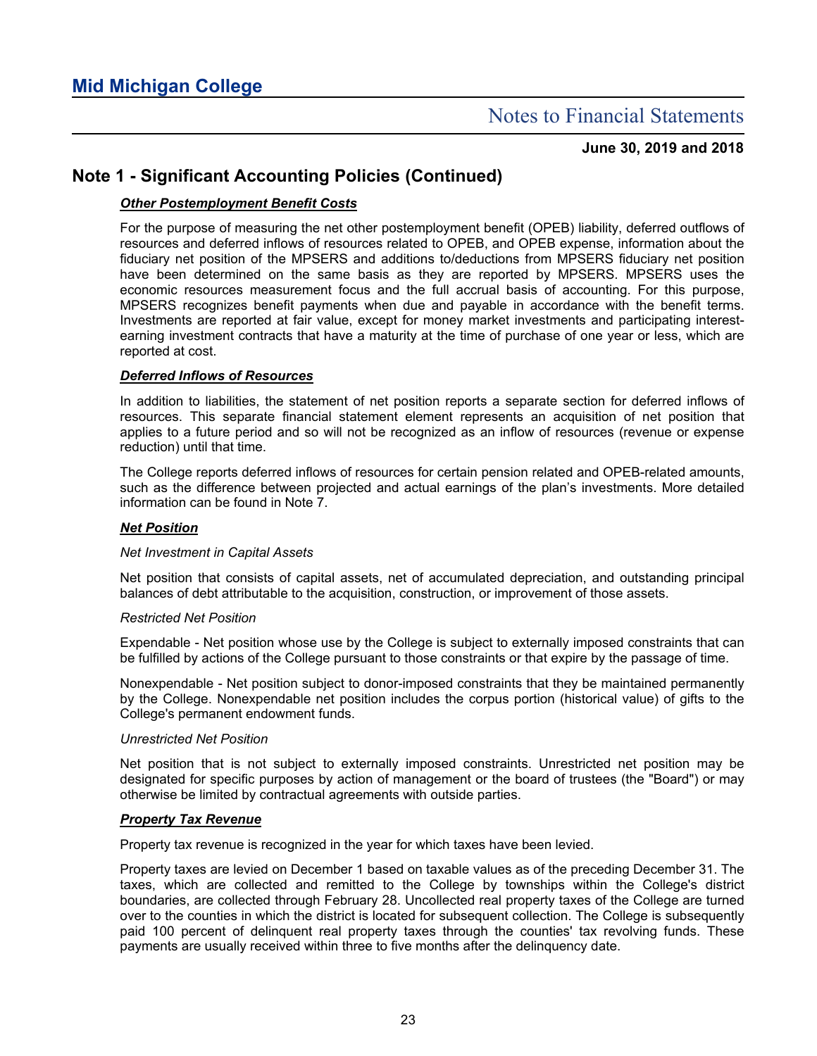# Mid Michigan College

## Notes to Financial Statements

**June 30, 2019 and 2018**

## Note 1 - Significant Accounting Policies (Continued)

***Other Postemployment Benefit Costs***

For the purpose of measuring the net other postemployment benefit (OPEB) liability, deferred outflows of resources and deferred inflows of resources related to OPEB, and OPEB expense, information about the fiduciary net position of the MPSERS and additions to/deductions from MPSERS fiduciary net position have been determined on the same basis as they are reported by MPSERS. MPSERS uses the economic resources measurement focus and the full accrual basis of accounting. For this purpose, MPSERS recognizes benefit payments when due and payable in accordance with the benefit terms. Investments are reported at fair value, except for money market investments and participating interest-earning investment contracts that have a maturity at the time of purchase of one year or less, which are reported at cost.

***Deferred Inflows of Resources***

In addition to liabilities, the statement of net position reports a separate section for deferred inflows of resources. This separate financial statement element represents an acquisition of net position that applies to a future period and so will not be recognized as an inflow of resources (revenue or expense reduction) until that time.

The College reports deferred inflows of resources for certain pension related and OPEB-related amounts, such as the difference between projected and actual earnings of the plan's investments. More detailed information can be found in Note 7.

***Net Position***

*Net Investment in Capital Assets*

Net position that consists of capital assets, net of accumulated depreciation, and outstanding principal balances of debt attributable to the acquisition, construction, or improvement of those assets.

*Restricted Net Position*

Expendable - Net position whose use by the College is subject to externally imposed constraints that can be fulfilled by actions of the College pursuant to those constraints or that expire by the passage of time.

Nonexpendable - Net position subject to donor-imposed constraints that they be maintained permanently by the College. Nonexpendable net position includes the corpus portion (historical value) of gifts to the College's permanent endowment funds.

*Unrestricted Net Position*

Net position that is not subject to externally imposed constraints. Unrestricted net position may be designated for specific purposes by action of management or the board of trustees (the "Board") or may otherwise be limited by contractual agreements with outside parties.

***Property Tax Revenue***

Property tax revenue is recognized in the year for which taxes have been levied.

Property taxes are levied on December 1 based on taxable values as of the preceding December 31. The taxes, which are collected and remitted to the College by townships within the College's district boundaries, are collected through February 28. Uncollected real property taxes of the College are turned over to the counties in which the district is located for subsequent collection. The College is subsequently paid 100 percent of delinquent real property taxes through the counties' tax revolving funds. These payments are usually received within three to five months after the delinquency date.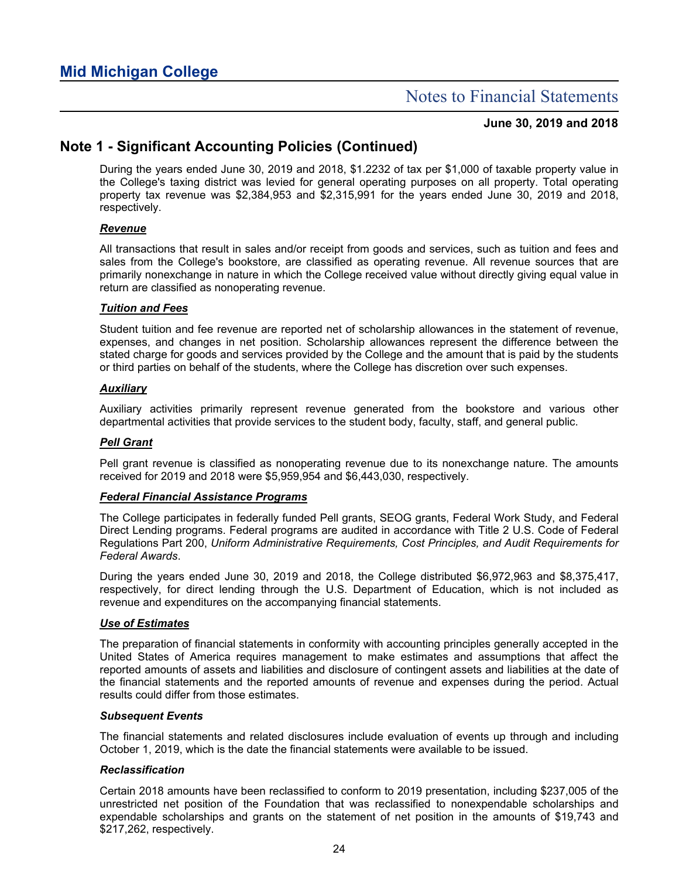## Note 1 - Significant Accounting Policies (Continued)

During the years ended June 30, 2019 and 2018, $1.2232 of tax per $1,000 of taxable property value in the College's taxing district was levied for general operating purposes on all property. Total operating property tax revenue was $2,384,953 and $2,315,991 for the years ended June 30, 2019 and 2018, respectively.

***Revenue***

All transactions that result in sales and/or receipt from goods and services, such as tuition and fees and sales from the College's bookstore, are classified as operating revenue. All revenue sources that are primarily nonexchange in nature in which the College received value without directly giving equal value in return are classified as nonoperating revenue.

***Tuition and Fees***

Student tuition and fee revenue are reported net of scholarship allowances in the statement of revenue, expenses, and changes in net position. Scholarship allowances represent the difference between the stated charge for goods and services provided by the College and the amount that is paid by the students or third parties on behalf of the students, where the College has discretion over such expenses.

***Auxiliary***

Auxiliary activities primarily represent revenue generated from the bookstore and various other departmental activities that provide services to the student body, faculty, staff, and general public.

***Pell Grant***

Pell grant revenue is classified as nonoperating revenue due to its nonexchange nature. The amounts received for 2019 and 2018 were $5,959,954 and $6,443,030, respectively.

***Federal Financial Assistance Programs***

The College participates in federally funded Pell grants, SEOG grants, Federal Work Study, and Federal Direct Lending programs. Federal programs are audited in accordance with Title 2 U.S. Code of Federal Regulations Part 200, *Uniform Administrative Requirements, Cost Principles, and Audit Requirements for Federal Awards*.

During the years ended June 30, 2019 and 2018, the College distributed $6,972,963 and $8,375,417, respectively, for direct lending through the U.S. Department of Education, which is not included as revenue and expenditures on the accompanying financial statements.

***Use of Estimates***

The preparation of financial statements in conformity with accounting principles generally accepted in the United States of America requires management to make estimates and assumptions that affect the reported amounts of assets and liabilities and disclosure of contingent assets and liabilities at the date of the financial statements and the reported amounts of revenue and expenses during the period. Actual results could differ from those estimates.

***Subsequent Events***

The financial statements and related disclosures include evaluation of events up through and including October 1, 2019, which is the date the financial statements were available to be issued.

***Reclassification***

Certain 2018 amounts have been reclassified to conform to 2019 presentation, including $237,005 of the unrestricted net position of the Foundation that was reclassified to nonexpendable scholarships and expendable scholarships and grants on the statement of net position in the amounts of $19,743 and $217,262, respectively.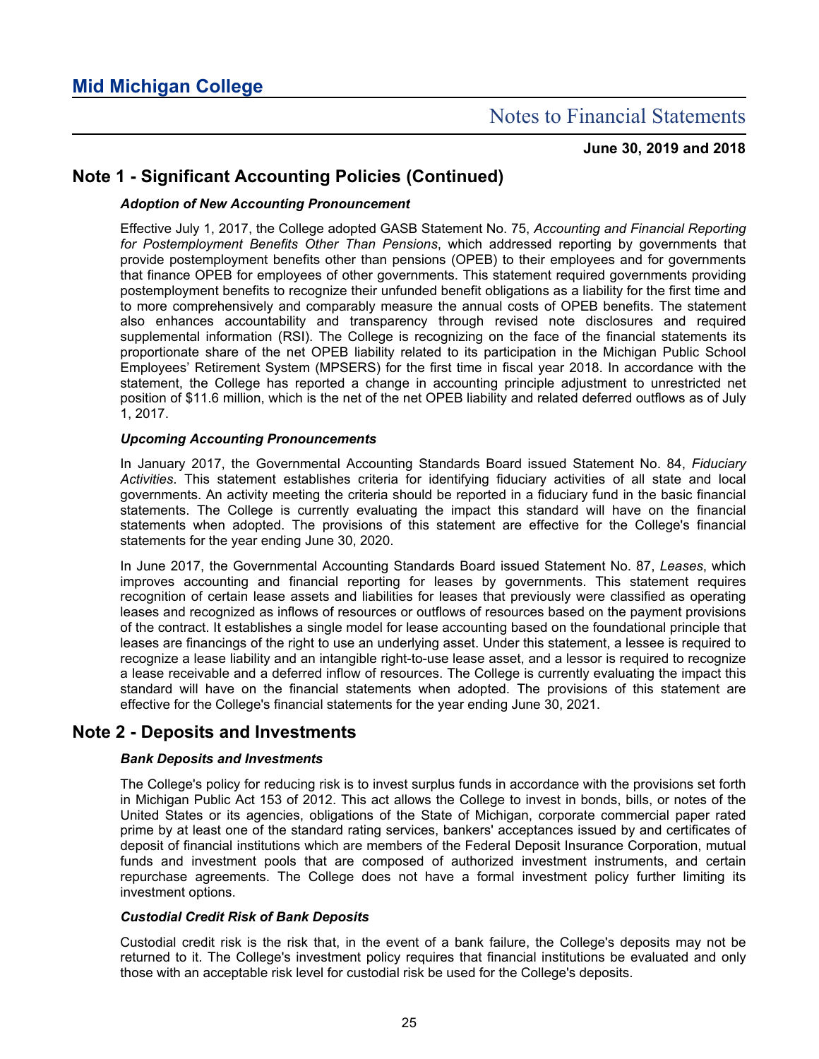## Note 1 - Significant Accounting Policies (Continued)

***Adoption of New Accounting Pronouncement***

Effective July 1, 2017, the College adopted GASB Statement No. 75, *Accounting and Financial Reporting for Postemployment Benefits Other Than Pensions*, which addressed reporting by governments that provide postemployment benefits other than pensions (OPEB) to their employees and for governments that finance OPEB for employees of other governments. This statement required governments providing postemployment benefits to recognize their unfunded benefit obligations as a liability for the first time and to more comprehensively and comparably measure the annual costs of OPEB benefits. The statement also enhances accountability and transparency through revised note disclosures and required supplemental information (RSI). The College is recognizing on the face of the financial statements its proportionate share of the net OPEB liability related to its participation in the Michigan Public School Employees' Retirement System (MPSERS) for the first time in fiscal year 2018. In accordance with the statement, the College has reported a change in accounting principle adjustment to unrestricted net position of $11.6 million, which is the net of the net OPEB liability and related deferred outflows as of July 1, 2017.

***Upcoming Accounting Pronouncements***

In January 2017, the Governmental Accounting Standards Board issued Statement No. 84, *Fiduciary Activities*. This statement establishes criteria for identifying fiduciary activities of all state and local governments. An activity meeting the criteria should be reported in a fiduciary fund in the basic financial statements. The College is currently evaluating the impact this standard will have on the financial statements when adopted. The provisions of this statement are effective for the College's financial statements for the year ending June 30, 2020.

In June 2017, the Governmental Accounting Standards Board issued Statement No. 87, *Leases*, which improves accounting and financial reporting for leases by governments. This statement requires recognition of certain lease assets and liabilities for leases that previously were classified as operating leases and recognized as inflows of resources or outflows of resources based on the payment provisions of the contract. It establishes a single model for lease accounting based on the foundational principle that leases are financings of the right to use an underlying asset. Under this statement, a lessee is required to recognize a lease liability and an intangible right-to-use lease asset, and a lessor is required to recognize a lease receivable and a deferred inflow of resources. The College is currently evaluating the impact this standard will have on the financial statements when adopted. The provisions of this statement are effective for the College's financial statements for the year ending June 30, 2021.

## Note 2 - Deposits and Investments

***Bank Deposits and Investments***

The College's policy for reducing risk is to invest surplus funds in accordance with the provisions set forth in Michigan Public Act 153 of 2012. This act allows the College to invest in bonds, bills, or notes of the United States or its agencies, obligations of the State of Michigan, corporate commercial paper rated prime by at least one of the standard rating services, bankers' acceptances issued by and certificates of deposit of financial institutions which are members of the Federal Deposit Insurance Corporation, mutual funds and investment pools that are composed of authorized investment instruments, and certain repurchase agreements. The College does not have a formal investment policy further limiting its investment options.

***Custodial Credit Risk of Bank Deposits***

Custodial credit risk is the risk that, in the event of a bank failure, the College's deposits may not be returned to it. The College's investment policy requires that financial institutions be evaluated and only those with an acceptable risk level for custodial risk be used for the College's deposits.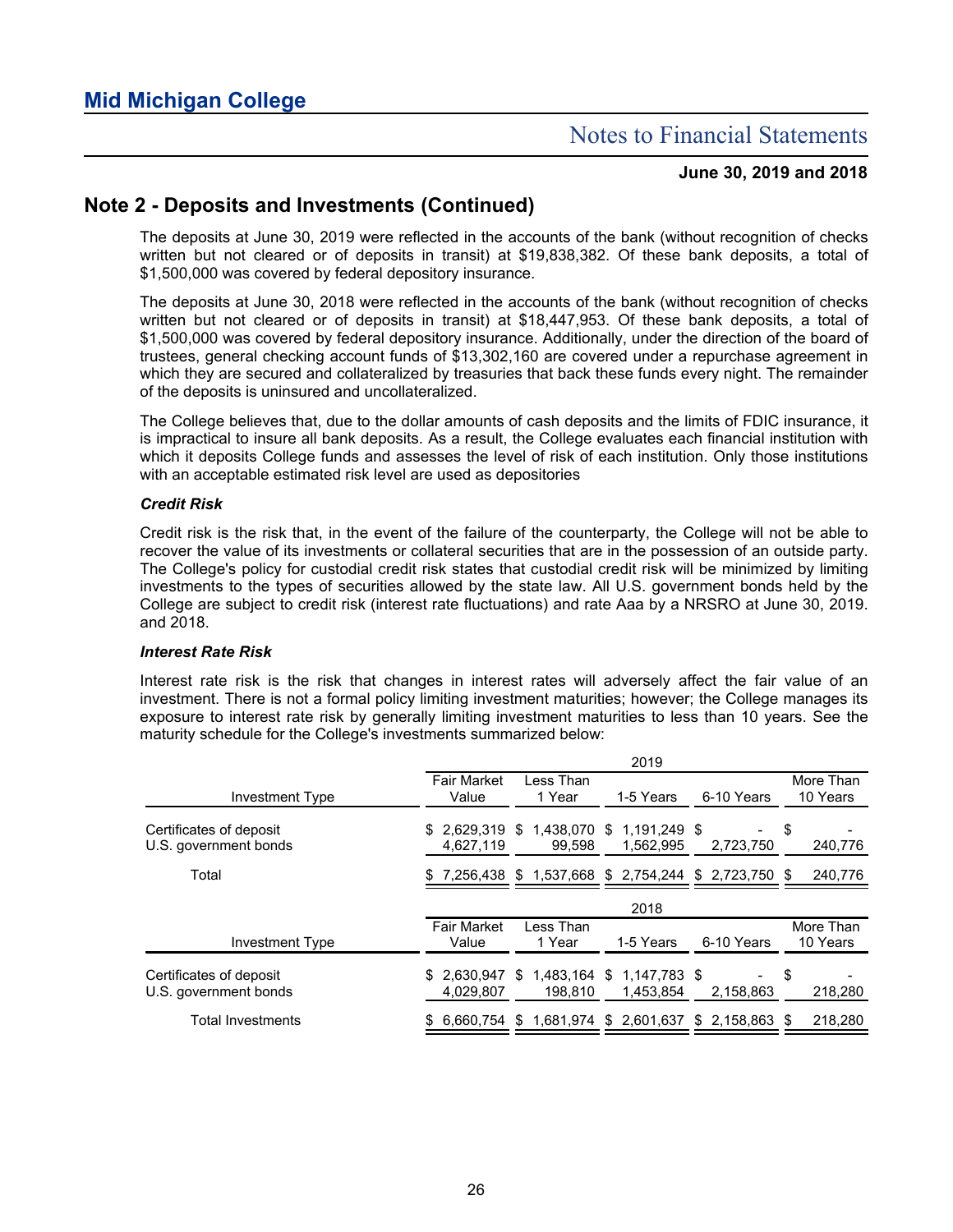## Note 2 - Deposits and Investments (Continued)

The deposits at June 30, 2019 were reflected in the accounts of the bank (without recognition of checks written but not cleared or of deposits in transit) at $19,838,382. Of these bank deposits, a total of $1,500,000 was covered by federal depository insurance.

The deposits at June 30, 2018 were reflected in the accounts of the bank (without recognition of checks written but not cleared or of deposits in transit) at $18,447,953. Of these bank deposits, a total of $1,500,000 was covered by federal depository insurance. Additionally, under the direction of the board of trustees, general checking account funds of $13,302,160 are covered under a repurchase agreement in which they are secured and collateralized by treasuries that back these funds every night. The remainder of the deposits is uninsured and uncollateralized.

The College believes that, due to the dollar amounts of cash deposits and the limits of FDIC insurance, it is impractical to insure all bank deposits. As a result, the College evaluates each financial institution with which it deposits College funds and assesses the level of risk of each institution. Only those institutions with an acceptable estimated risk level are used as depositories

### *Credit Risk*

Credit risk is the risk that, in the event of the failure of the counterparty, the College will not be able to recover the value of its investments or collateral securities that are in the possession of an outside party. The College's policy for custodial credit risk states that custodial credit risk will be minimized by limiting investments to the types of securities allowed by the state law. All U.S. government bonds held by the College are subject to credit risk (interest rate fluctuations) and rate Aaa by a NRSRO at June 30, 2019. and 2018.

### *Interest Rate Risk*

Interest rate risk is the risk that changes in interest rates will adversely affect the fair value of an investment. There is not a formal policy limiting investment maturities; however; the College manages its exposure to interest rate risk by generally limiting investment maturities to less than 10 years. See the maturity schedule for the College's investments summarized below:

| | 2019 | | | | |
|---|---|---|---|---|---|
| Investment Type | Fair Market Value | Less Than 1 Year | 1-5 Years | 6-10 Years | More Than 10 Years |
| Certificates of deposit | $ 2,629,319 | $ 1,438,070 | $ 1,191,249 | $ - | $ - |
| U.S. government bonds | 4,627,119 | 99,598 | 1,562,995 | 2,723,750 | 240,776 |
| Total | $ 7,256,438 | $ 1,537,668 | $ 2,754,244 | $ 2,723,750 | $ 240,776 |

| | 2018 | | | | |
|---|---|---|---|---|---|
| Investment Type | Fair Market Value | Less Than 1 Year | 1-5 Years | 6-10 Years | More Than 10 Years |
| Certificates of deposit | $ 2,630,947 | $ 1,483,164 | $ 1,147,783 | $ - | $ - |
| U.S. government bonds | 4,029,807 | 198,810 | 1,453,854 | 2,158,863 | 218,280 |
| Total Investments | $ 6,660,754 | $ 1,681,974 | $ 2,601,637 | $ 2,158,863 | $ 218,280 |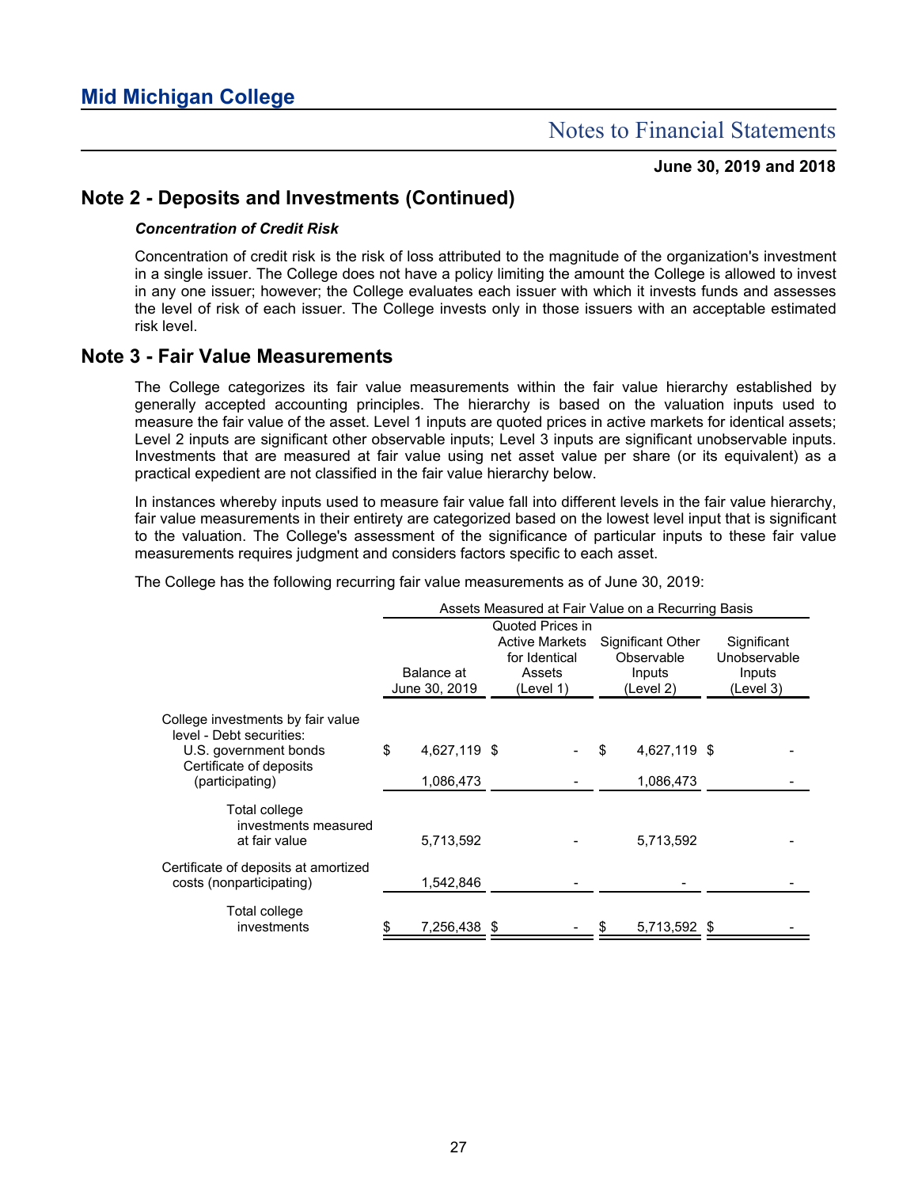# Mid Michigan College

## Notes to Financial Statements

**June 30, 2019 and 2018**

## Note 2 - Deposits and Investments (Continued)

### *Concentration of Credit Risk*

Concentration of credit risk is the risk of loss attributed to the magnitude of the organization's investment in a single issuer. The College does not have a policy limiting the amount the College is allowed to invest in any one issuer; however; the College evaluates each issuer with which it invests funds and assesses the level of risk of each issuer. The College invests only in those issuers with an acceptable estimated risk level.

## Note 3 - Fair Value Measurements

The College categorizes its fair value measurements within the fair value hierarchy established by generally accepted accounting principles. The hierarchy is based on the valuation inputs used to measure the fair value of the asset. Level 1 inputs are quoted prices in active markets for identical assets; Level 2 inputs are significant other observable inputs; Level 3 inputs are significant unobservable inputs. Investments that are measured at fair value using net asset value per share (or its equivalent) as a practical expedient are not classified in the fair value hierarchy below.

In instances whereby inputs used to measure fair value fall into different levels in the fair value hierarchy, fair value measurements in their entirety are categorized based on the lowest level input that is significant to the valuation. The College's assessment of the significance of particular inputs to these fair value measurements requires judgment and considers factors specific to each asset.

The College has the following recurring fair value measurements as of June 30, 2019:

| | Assets Measured at Fair Value on a Recurring Basis | | | |
|---|---|---|---|---|
| | Balance at June 30, 2019 | Quoted Prices in Active Markets for Identical Assets (Level 1) | Significant Other Observable Inputs (Level 2) | Significant Unobservable Inputs (Level 3) |
| College investments by fair value level - Debt securities: | | | | |
| U.S. government bonds | $ 4,627,119 | $ - | $ 4,627,119 | $ - |
| Certificate of deposits (participating) | 1,086,473 | - | 1,086,473 | - |
| Total college investments measured at fair value | 5,713,592 | - | 5,713,592 | - |
| Certificate of deposits at amortized costs (nonparticipating) | 1,542,846 | - | - | - |
| Total college investments | $ 7,256,438 | $ - | $ 5,713,592 | $ - |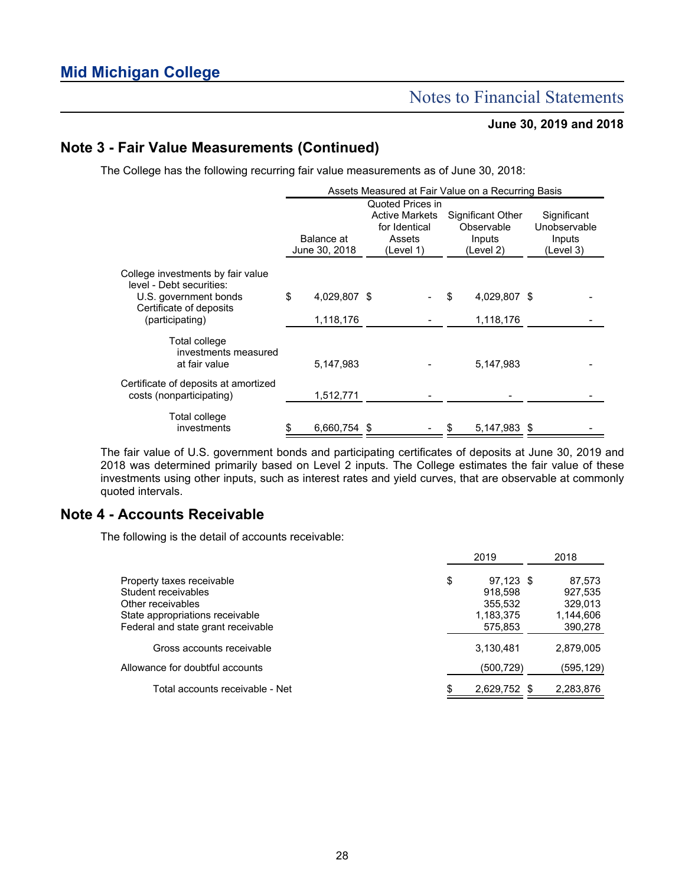## Note 3 - Fair Value Measurements (Continued)

The College has the following recurring fair value measurements as of June 30, 2018:

| | Assets Measured at Fair Value on a Recurring Basis | | | |
|---|---|---|---|---|
| | Balance at June 30, 2018 | Quoted Prices in Active Markets for Identical Assets (Level 1) | Significant Other Observable Inputs (Level 2) | Significant Unobservable Inputs (Level 3) |
| College investments by fair value level - Debt securities: | | | | |
| U.S. government bonds | $ 4,029,807 | $ - | $ 4,029,807 | $ - |
| Certificate of deposits (participating) | 1,118,176 | - | 1,118,176 | - |
| Total college investments measured at fair value | 5,147,983 | - | 5,147,983 | - |
| Certificate of deposits at amortized costs (nonparticipating) | 1,512,771 | - | - | - |
| Total college investments | $ 6,660,754 | $ - | $ 5,147,983 | $ - |

The fair value of U.S. government bonds and participating certificates of deposits at June 30, 2019 and 2018 was determined primarily based on Level 2 inputs. The College estimates the fair value of these investments using other inputs, such as interest rates and yield curves, that are observable at commonly quoted intervals.

## Note 4 - Accounts Receivable

The following is the detail of accounts receivable:

| | 2019 | 2018 |
|---|---|---|
| Property taxes receivable | $ 97,123 | $ 87,573 |
| Student receivables | 918,598 | 927,535 |
| Other receivables | 355,532 | 329,013 |
| State appropriations receivable | 1,183,375 | 1,144,606 |
| Federal and state grant receivable | 575,853 | 390,278 |
| Gross accounts receivable | 3,130,481 | 2,879,005 |
| Allowance for doubtful accounts | (500,729) | (595,129) |
| Total accounts receivable - Net | $ 2,629,752 | $ 2,283,876 |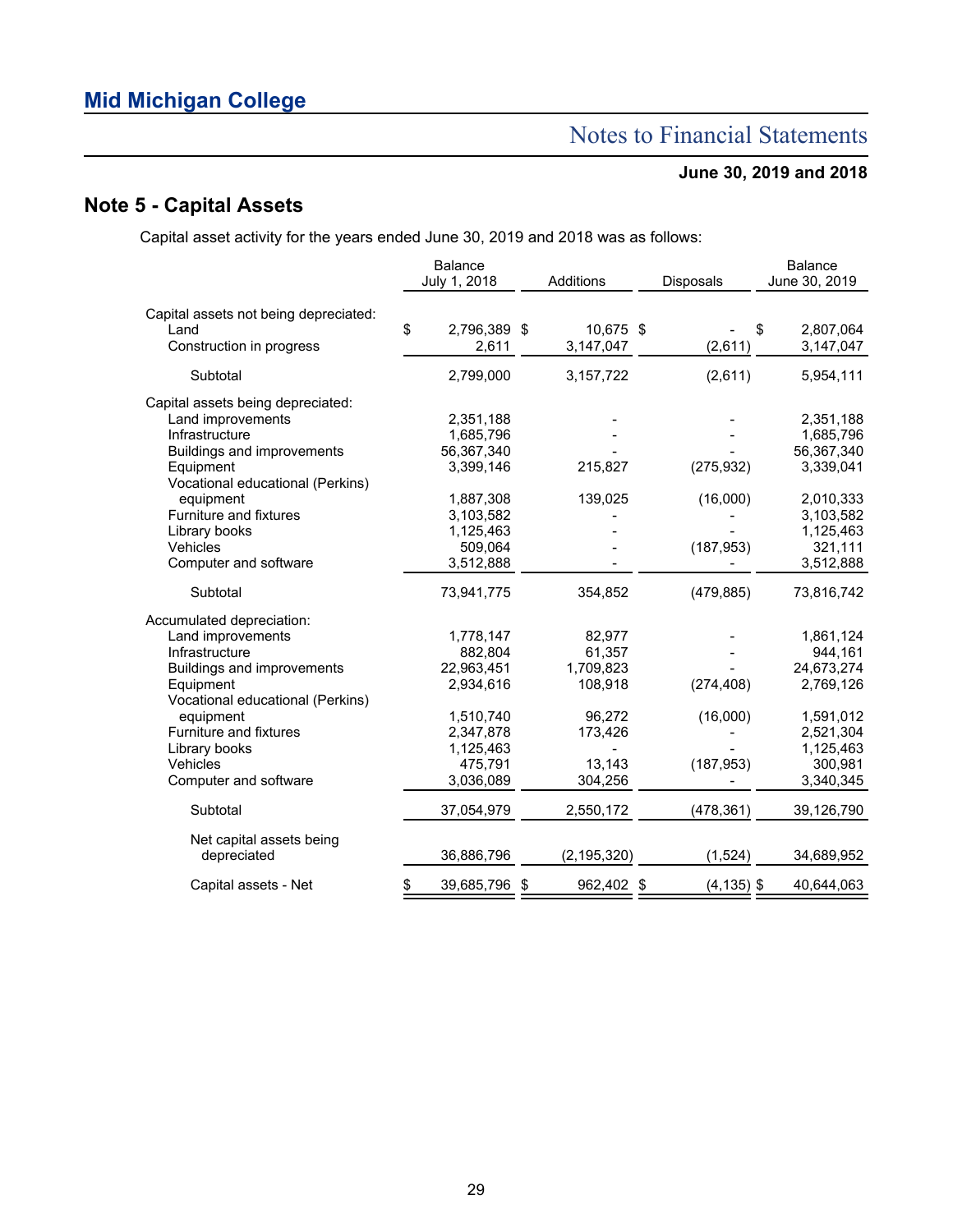## Note 5 - Capital Assets

Capital asset activity for the years ended June 30, 2019 and 2018 was as follows:

| | Balance July 1, 2018 | Additions | Disposals | Balance June 30, 2019 |
|---|---|---|---|---|
| Capital assets not being depreciated: | | | | |
| Land | $ 2,796,389 | $ 10,675 | $ - | $ 2,807,064 |
| Construction in progress | 2,611 | 3,147,047 | (2,611) | 3,147,047 |
| Subtotal | 2,799,000 | 3,157,722 | (2,611) | 5,954,111 |
| Capital assets being depreciated: | | | | |
| Land improvements | 2,351,188 | - | - | 2,351,188 |
| Infrastructure | 1,685,796 | - | - | 1,685,796 |
| Buildings and improvements | 56,367,340 | - | - | 56,367,340 |
| Equipment | 3,399,146 | 215,827 | (275,932) | 3,339,041 |
| Vocational educational (Perkins) equipment | 1,887,308 | 139,025 | (16,000) | 2,010,333 |
| Furniture and fixtures | 3,103,582 | - | - | 3,103,582 |
| Library books | 1,125,463 | - | - | 1,125,463 |
| Vehicles | 509,064 | - | (187,953) | 321,111 |
| Computer and software | 3,512,888 | - | - | 3,512,888 |
| Subtotal | 73,941,775 | 354,852 | (479,885) | 73,816,742 |
| Accumulated depreciation: | | | | |
| Land improvements | 1,778,147 | 82,977 | - | 1,861,124 |
| Infrastructure | 882,804 | 61,357 | - | 944,161 |
| Buildings and improvements | 22,963,451 | 1,709,823 | - | 24,673,274 |
| Equipment | 2,934,616 | 108,918 | (274,408) | 2,769,126 |
| Vocational educational (Perkins) equipment | 1,510,740 | 96,272 | (16,000) | 1,591,012 |
| Furniture and fixtures | 2,347,878 | 173,426 | - | 2,521,304 |
| Library books | 1,125,463 | - | - | 1,125,463 |
| Vehicles | 475,791 | 13,143 | (187,953) | 300,981 |
| Computer and software | 3,036,089 | 304,256 | - | 3,340,345 |
| Subtotal | 37,054,979 | 2,550,172 | (478,361) | 39,126,790 |
| Net capital assets being depreciated | 36,886,796 | (2,195,320) | (1,524) | 34,689,952 |
| Capital assets - Net | $ 39,685,796 | $ 962,402 | $ (4,135) | $ 40,644,063 |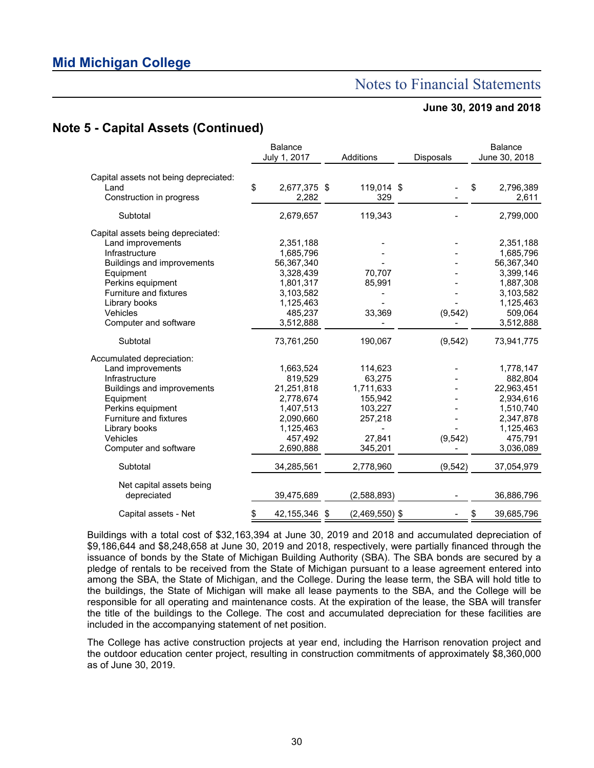## Mid Michigan College

# Notes to Financial Statements

**June 30, 2019 and 2018**

## Note 5 - Capital Assets (Continued)

| | Balance July 1, 2017 | Additions | Disposals | Balance June 30, 2018 |
|---|---|---|---|---|
| Capital assets not being depreciated: | | | | |
| Land | $ 2,677,375 | $ 119,014 | $ - | $ 2,796,389 |
| Construction in progress | 2,282 | 329 | - | 2,611 |
| Subtotal | 2,679,657 | 119,343 | - | 2,799,000 |
| Capital assets being depreciated: | | | | |
| Land improvements | 2,351,188 | - | - | 2,351,188 |
| Infrastructure | 1,685,796 | - | - | 1,685,796 |
| Buildings and improvements | 56,367,340 | - | - | 56,367,340 |
| Equipment | 3,328,439 | 70,707 | - | 3,399,146 |
| Perkins equipment | 1,801,317 | 85,991 | - | 1,887,308 |
| Furniture and fixtures | 3,103,582 | - | - | 3,103,582 |
| Library books | 1,125,463 | - | - | 1,125,463 |
| Vehicles | 485,237 | 33,369 | (9,542) | 509,064 |
| Computer and software | 3,512,888 | - | - | 3,512,888 |
| Subtotal | 73,761,250 | 190,067 | (9,542) | 73,941,775 |
| Accumulated depreciation: | | | | |
| Land improvements | 1,663,524 | 114,623 | - | 1,778,147 |
| Infrastructure | 819,529 | 63,275 | - | 882,804 |
| Buildings and improvements | 21,251,818 | 1,711,633 | - | 22,963,451 |
| Equipment | 2,778,674 | 155,942 | - | 2,934,616 |
| Perkins equipment | 1,407,513 | 103,227 | - | 1,510,740 |
| Furniture and fixtures | 2,090,660 | 257,218 | - | 2,347,878 |
| Library books | 1,125,463 | - | - | 1,125,463 |
| Vehicles | 457,492 | 27,841 | (9,542) | 475,791 |
| Computer and software | 2,690,888 | 345,201 | - | 3,036,089 |
| Subtotal | 34,285,561 | 2,778,960 | (9,542) | 37,054,979 |
| Net capital assets being depreciated | 39,475,689 | (2,588,893) | - | 36,886,796 |
| Capital assets - Net | $ 42,155,346 | $ (2,469,550) | $ - | $ 39,685,796 |

Buildings with a total cost of $32,163,394 at June 30, 2019 and 2018 and accumulated depreciation of $9,186,644 and $8,248,658 at June 30, 2019 and 2018, respectively, were partially financed through the issuance of bonds by the State of Michigan Building Authority (SBA). The SBA bonds are secured by a pledge of rentals to be received from the State of Michigan pursuant to a lease agreement entered into among the SBA, the State of Michigan, and the College. During the lease term, the SBA will hold title to the buildings, the State of Michigan will make all lease payments to the SBA, and the College will be responsible for all operating and maintenance costs. At the expiration of the lease, the SBA will transfer the title of the buildings to the College. The cost and accumulated depreciation for these facilities are included in the accompanying statement of net position.

The College has active construction projects at year end, including the Harrison renovation project and the outdoor education center project, resulting in construction commitments of approximately $8,360,000 as of June 30, 2019.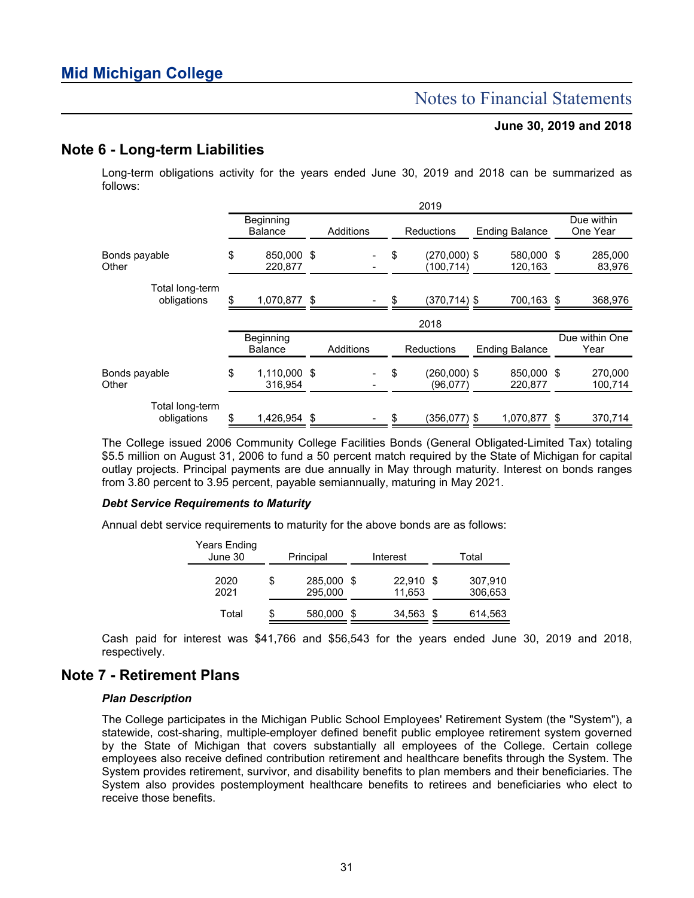## Note 6 - Long-term Liabilities

Long-term obligations activity for the years ended June 30, 2019 and 2018 can be summarized as follows:

| | 2019 | | | | |
|---|---|---|---|---|---|
| | Beginning Balance | Additions | Reductions | Ending Balance | Due within One Year |
| Bonds payable | $ 850,000 | $ - | $ (270,000) | $ 580,000 | $ 285,000 |
| Other | 220,877 | - | (100,714) | 120,163 | 83,976 |
| Total long-term obligations | $ 1,070,877 | $ - | $ (370,714) | $ 700,163 | $ 368,976 |

| | 2018 | | | | |
|---|---|---|---|---|---|
| | Beginning Balance | Additions | Reductions | Ending Balance | Due within One Year |
| Bonds payable | $ 1,110,000 | $ - | $ (260,000) | $ 850,000 | $ 270,000 |
| Other | 316,954 | - | (96,077) | 220,877 | 100,714 |
| Total long-term obligations | $ 1,426,954 | $ - | $ (356,077) | $ 1,070,877 | $ 370,714 |

The College issued 2006 Community College Facilities Bonds (General Obligated-Limited Tax) totaling $5.5 million on August 31, 2006 to fund a 50 percent match required by the State of Michigan for capital outlay projects. Principal payments are due annually in May through maturity. Interest on bonds ranges from 3.80 percent to 3.95 percent, payable semiannually, maturing in May 2021.

### *Debt Service Requirements to Maturity*

Annual debt service requirements to maturity for the above bonds are as follows:

| Years Ending June 30 | Principal | Interest | Total |
|---|---|---|---|
| 2020 | $ 285,000 | $ 22,910 | $ 307,910 |
| 2021 | 295,000 | 11,653 | 306,653 |
| Total | $ 580,000 | $ 34,563 | $ 614,563 |

Cash paid for interest was $41,766 and $56,543 for the years ended June 30, 2019 and 2018, respectively.

## Note 7 - Retirement Plans

### *Plan Description*

The College participates in the Michigan Public School Employees' Retirement System (the "System"), a statewide, cost-sharing, multiple-employer defined benefit public employee retirement system governed by the State of Michigan that covers substantially all employees of the College. Certain college employees also receive defined contribution retirement and healthcare benefits through the System. The System provides retirement, survivor, and disability benefits to plan members and their beneficiaries. The System also provides postemployment healthcare benefits to retirees and beneficiaries who elect to receive those benefits.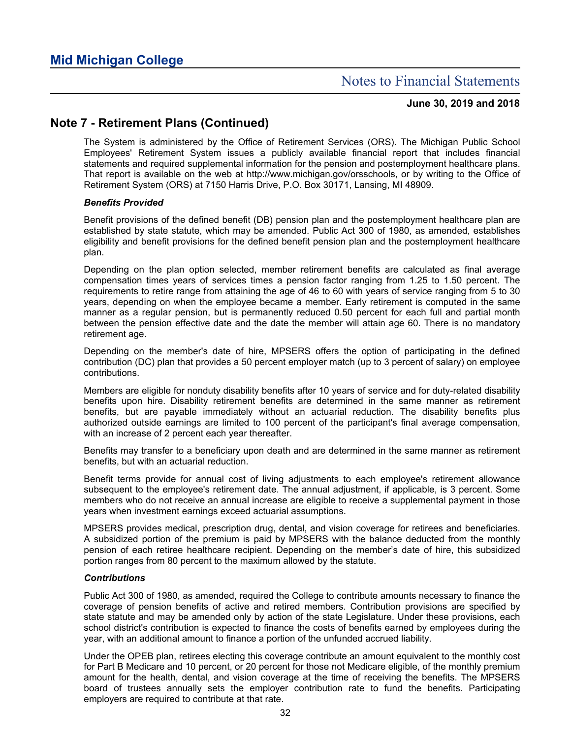## Note 7 - Retirement Plans (Continued)

The System is administered by the Office of Retirement Services (ORS). The Michigan Public School Employees' Retirement System issues a publicly available financial report that includes financial statements and required supplemental information for the pension and postemployment healthcare plans. That report is available on the web at http://www.michigan.gov/orsschools, or by writing to the Office of Retirement System (ORS) at 7150 Harris Drive, P.O. Box 30171, Lansing, MI 48909.

***Benefits Provided***

Benefit provisions of the defined benefit (DB) pension plan and the postemployment healthcare plan are established by state statute, which may be amended. Public Act 300 of 1980, as amended, establishes eligibility and benefit provisions for the defined benefit pension plan and the postemployment healthcare plan.

Depending on the plan option selected, member retirement benefits are calculated as final average compensation times years of services times a pension factor ranging from 1.25 to 1.50 percent. The requirements to retire range from attaining the age of 46 to 60 with years of service ranging from 5 to 30 years, depending on when the employee became a member. Early retirement is computed in the same manner as a regular pension, but is permanently reduced 0.50 percent for each full and partial month between the pension effective date and the date the member will attain age 60. There is no mandatory retirement age.

Depending on the member's date of hire, MPSERS offers the option of participating in the defined contribution (DC) plan that provides a 50 percent employer match (up to 3 percent of salary) on employee contributions.

Members are eligible for nonduty disability benefits after 10 years of service and for duty-related disability benefits upon hire. Disability retirement benefits are determined in the same manner as retirement benefits, but are payable immediately without an actuarial reduction. The disability benefits plus authorized outside earnings are limited to 100 percent of the participant's final average compensation, with an increase of 2 percent each year thereafter.

Benefits may transfer to a beneficiary upon death and are determined in the same manner as retirement benefits, but with an actuarial reduction.

Benefit terms provide for annual cost of living adjustments to each employee's retirement allowance subsequent to the employee's retirement date. The annual adjustment, if applicable, is 3 percent. Some members who do not receive an annual increase are eligible to receive a supplemental payment in those years when investment earnings exceed actuarial assumptions.

MPSERS provides medical, prescription drug, dental, and vision coverage for retirees and beneficiaries. A subsidized portion of the premium is paid by MPSERS with the balance deducted from the monthly pension of each retiree healthcare recipient. Depending on the member's date of hire, this subsidized portion ranges from 80 percent to the maximum allowed by the statute.

***Contributions***

Public Act 300 of 1980, as amended, required the College to contribute amounts necessary to finance the coverage of pension benefits of active and retired members. Contribution provisions are specified by state statute and may be amended only by action of the state Legislature. Under these provisions, each school district's contribution is expected to finance the costs of benefits earned by employees during the year, with an additional amount to finance a portion of the unfunded accrued liability.

Under the OPEB plan, retirees electing this coverage contribute an amount equivalent to the monthly cost for Part B Medicare and 10 percent, or 20 percent for those not Medicare eligible, of the monthly premium amount for the health, dental, and vision coverage at the time of receiving the benefits. The MPSERS board of trustees annually sets the employer contribution rate to fund the benefits. Participating employers are required to contribute at that rate.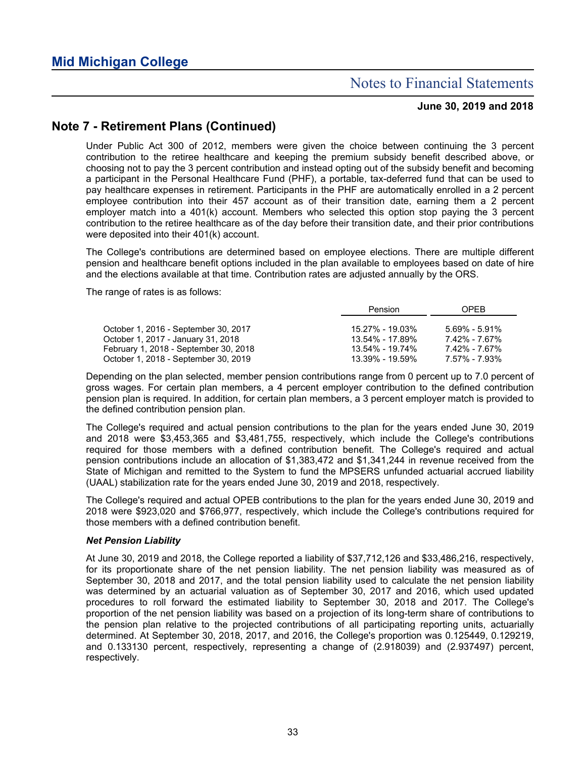## Note 7 - Retirement Plans (Continued)

Under Public Act 300 of 2012, members were given the choice between continuing the 3 percent contribution to the retiree healthcare and keeping the premium subsidy benefit described above, or choosing not to pay the 3 percent contribution and instead opting out of the subsidy benefit and becoming a participant in the Personal Healthcare Fund (PHF), a portable, tax-deferred fund that can be used to pay healthcare expenses in retirement. Participants in the PHF are automatically enrolled in a 2 percent employee contribution into their 457 account as of their transition date, earning them a 2 percent employer match into a 401(k) account. Members who selected this option stop paying the 3 percent contribution to the retiree healthcare as of the day before their transition date, and their prior contributions were deposited into their 401(k) account.

The College's contributions are determined based on employee elections. There are multiple different pension and healthcare benefit options included in the plan available to employees based on date of hire and the elections available at that time. Contribution rates are adjusted annually by the ORS.

The range of rates is as follows:

| | Pension | OPEB |
|---|---|---|
| October 1, 2016 - September 30, 2017 | 15.27% - 19.03% | 5.69% - 5.91% |
| October 1, 2017 - January 31, 2018 | 13.54% - 17.89% | 7.42% - 7.67% |
| February 1, 2018 - September 30, 2018 | 13.54% - 19.74% | 7.42% - 7.67% |
| October 1, 2018 - September 30, 2019 | 13.39% - 19.59% | 7.57% - 7.93% |

Depending on the plan selected, member pension contributions range from 0 percent up to 7.0 percent of gross wages. For certain plan members, a 4 percent employer contribution to the defined contribution pension plan is required. In addition, for certain plan members, a 3 percent employer match is provided to the defined contribution pension plan.

The College's required and actual pension contributions to the plan for the years ended June 30, 2019 and 2018 were $3,453,365 and $3,481,755, respectively, which include the College's contributions required for those members with a defined contribution benefit. The College's required and actual pension contributions include an allocation of $1,383,472 and $1,341,244 in revenue received from the State of Michigan and remitted to the System to fund the MPSERS unfunded actuarial accrued liability (UAAL) stabilization rate for the years ended June 30, 2019 and 2018, respectively.

The College's required and actual OPEB contributions to the plan for the years ended June 30, 2019 and 2018 were $923,020 and $766,977, respectively, which include the College's contributions required for those members with a defined contribution benefit.

***Net Pension Liability***

At June 30, 2019 and 2018, the College reported a liability of $37,712,126 and $33,486,216, respectively, for its proportionate share of the net pension liability. The net pension liability was measured as of September 30, 2018 and 2017, and the total pension liability used to calculate the net pension liability was determined by an actuarial valuation as of September 30, 2017 and 2016, which used updated procedures to roll forward the estimated liability to September 30, 2018 and 2017. The College's proportion of the net pension liability was based on a projection of its long-term share of contributions to the pension plan relative to the projected contributions of all participating reporting units, actuarially determined. At September 30, 2018, 2017, and 2016, the College's proportion was 0.125449, 0.129219, and 0.133130 percent, respectively, representing a change of (2.918039) and (2.937497) percent, respectively.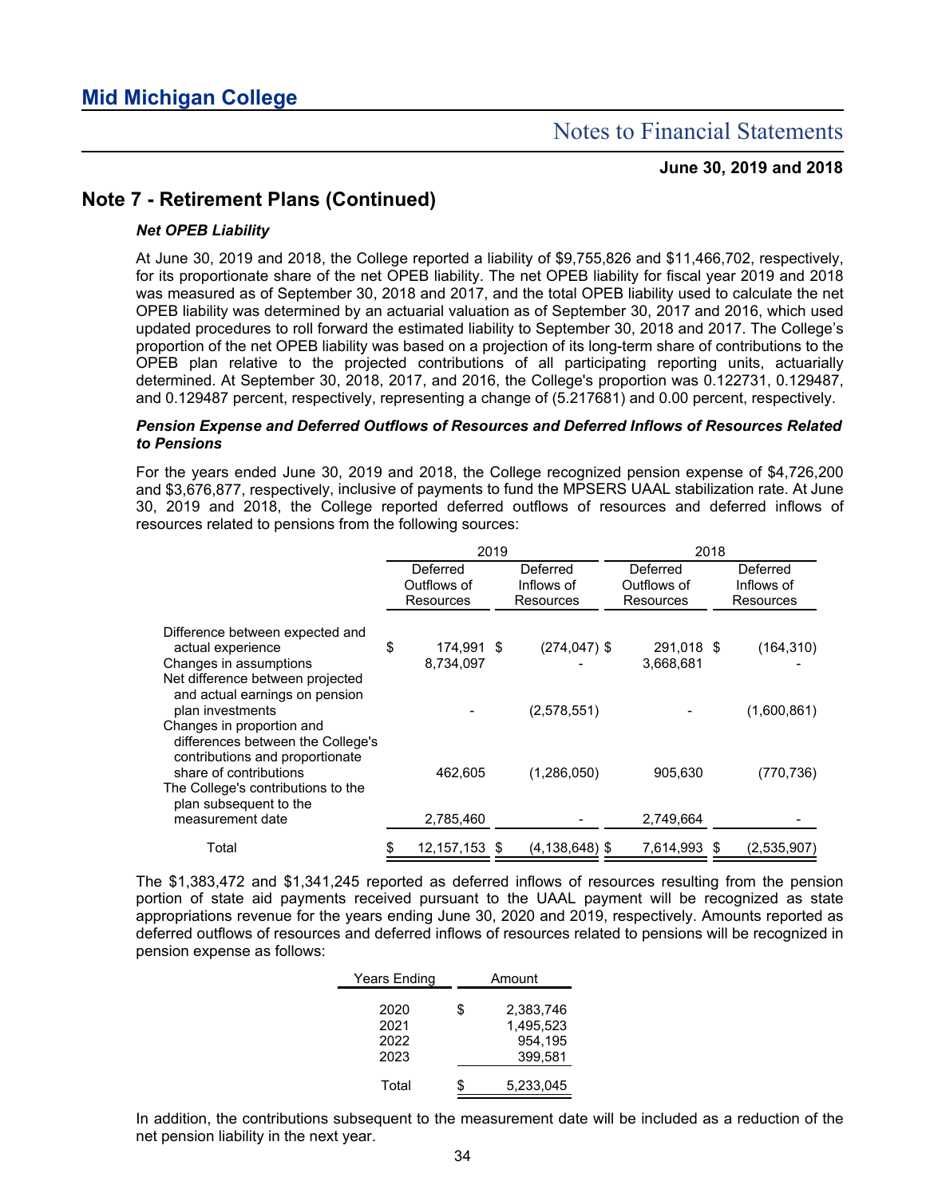# Mid Michigan College

## Notes to Financial Statements

**June 30, 2019 and 2018**

## Note 7 - Retirement Plans (Continued)

***Net OPEB Liability***

At June 30, 2019 and 2018, the College reported a liability of $9,755,826 and $11,466,702, respectively, for its proportionate share of the net OPEB liability. The net OPEB liability for fiscal year 2019 and 2018 was measured as of September 30, 2018 and 2017, and the total OPEB liability used to calculate the net OPEB liability was determined by an actuarial valuation as of September 30, 2017 and 2016, which used updated procedures to roll forward the estimated liability to September 30, 2018 and 2017. The College's proportion of the net OPEB liability was based on a projection of its long-term share of contributions to the OPEB plan relative to the projected contributions of all participating reporting units, actuarially determined. At September 30, 2018, 2017, and 2016, the College's proportion was 0.122731, 0.129487, and 0.129487 percent, respectively, representing a change of (5.217681) and 0.00 percent, respectively.

***Pension Expense and Deferred Outflows of Resources and Deferred Inflows of Resources Related to Pensions***

For the years ended June 30, 2019 and 2018, the College recognized pension expense of $4,726,200 and $3,676,877, respectively, inclusive of payments to fund the MPSERS UAAL stabilization rate. At June 30, 2019 and 2018, the College reported deferred outflows of resources and deferred inflows of resources related to pensions from the following sources:

| | 2019 | | 2018 | |
|---|---|---|---|---|
| | Deferred Outflows of Resources | Deferred Inflows of Resources | Deferred Outflows of Resources | Deferred Inflows of Resources |
| Difference between expected and actual experience | $ 174,991 | $ (274,047) | $ 291,018 | $ (164,310) |
| Changes in assumptions | 8,734,097 | - | 3,668,681 | - |
| Net difference between projected and actual earnings on pension plan investments | - | (2,578,551) | - | (1,600,861) |
| Changes in proportion and differences between the College's contributions and proportionate share of contributions | 462,605 | (1,286,050) | 905,630 | (770,736) |
| The College's contributions to the plan subsequent to the measurement date | 2,785,460 | - | 2,749,664 | - |
| Total | $ 12,157,153 | $ (4,138,648) | $ 7,614,993 | $ (2,535,907) |

The $1,383,472 and $1,341,245 reported as deferred inflows of resources resulting from the pension portion of state aid payments received pursuant to the UAAL payment will be recognized as state appropriations revenue for the years ending June 30, 2020 and 2019, respectively. Amounts reported as deferred outflows of resources and deferred inflows of resources related to pensions will be recognized in pension expense as follows:

| Years Ending | Amount |
|---|---|
| 2020 | $ 2,383,746 |
| 2021 | 1,495,523 |
| 2022 | 954,195 |
| 2023 | 399,581 |
| Total | $ 5,233,045 |

In addition, the contributions subsequent to the measurement date will be included as a reduction of the net pension liability in the next year.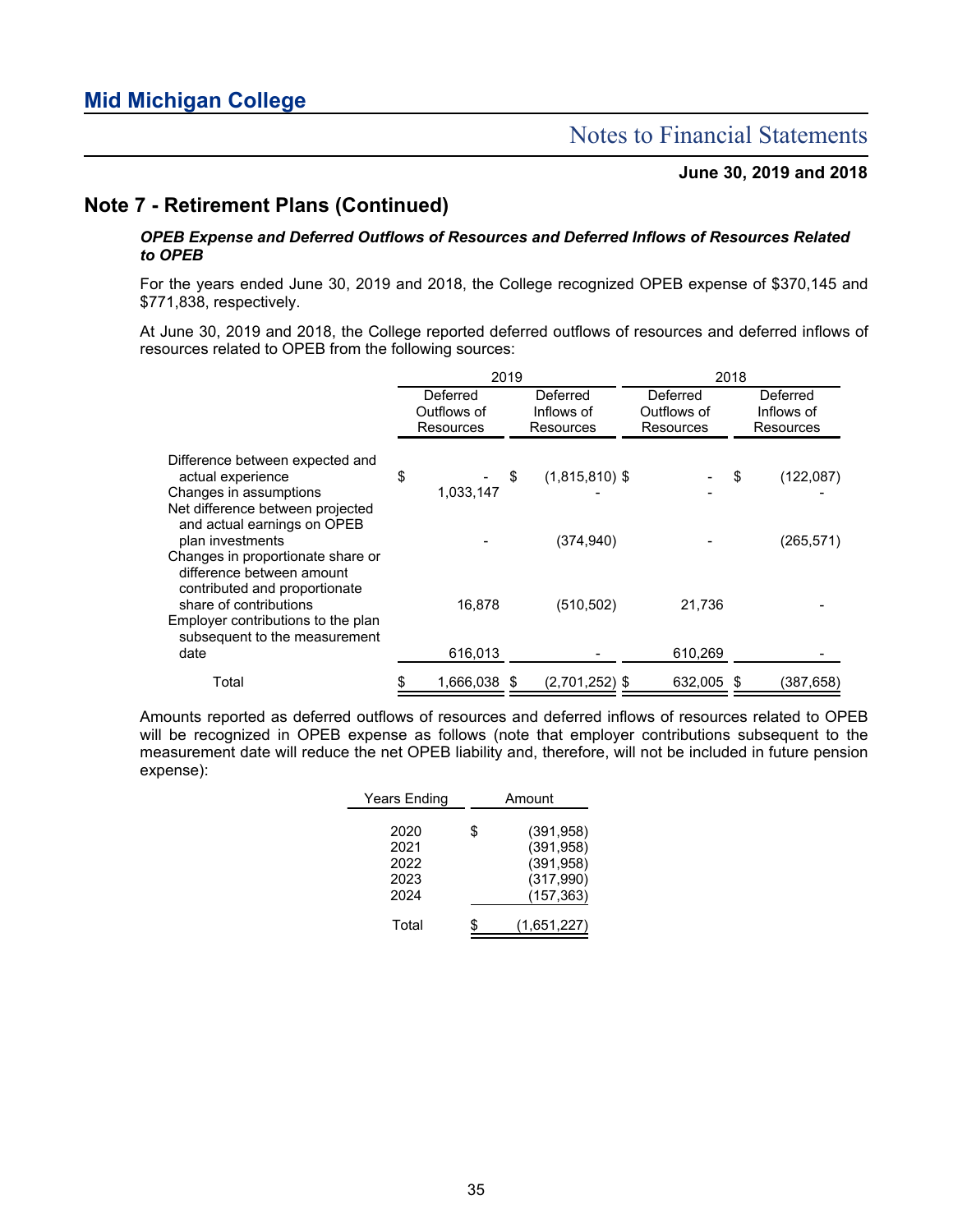## Note 7 - Retirement Plans (Continued)

***OPEB Expense and Deferred Outflows of Resources and Deferred Inflows of Resources Related to OPEB***

For the years ended June 30, 2019 and 2018, the College recognized OPEB expense of $370,145 and $771,838, respectively.

At June 30, 2019 and 2018, the College reported deferred outflows of resources and deferred inflows of resources related to OPEB from the following sources:

| | 2019 | | 2018 | |
|---|---|---|---|---|
| | Deferred Outflows of Resources | Deferred Inflows of Resources | Deferred Outflows of Resources | Deferred Inflows of Resources |
| Difference between expected and actual experience | $ - | $ (1,815,810) | $ - | $ (122,087) |
| Changes in assumptions | 1,033,147 | - | - | - |
| Net difference between projected and actual earnings on OPEB plan investments | - | (374,940) | - | (265,571) |
| Changes in proportionate share or difference between amount contributed and proportionate share of contributions | 16,878 | (510,502) | 21,736 | - |
| Employer contributions to the plan subsequent to the measurement date | 616,013 | - | 610,269 | - |
| Total | $ 1,666,038 | $ (2,701,252) | $ 632,005 | $ (387,658) |

Amounts reported as deferred outflows of resources and deferred inflows of resources related to OPEB will be recognized in OPEB expense as follows (note that employer contributions subsequent to the measurement date will reduce the net OPEB liability and, therefore, will not be included in future pension expense):

| Years Ending | Amount |
|---|---|
| 2020 | $ (391,958) |
| 2021 | (391,958) |
| 2022 | (391,958) |
| 2023 | (317,990) |
| 2024 | (157,363) |
| Total | $ (1,651,227) |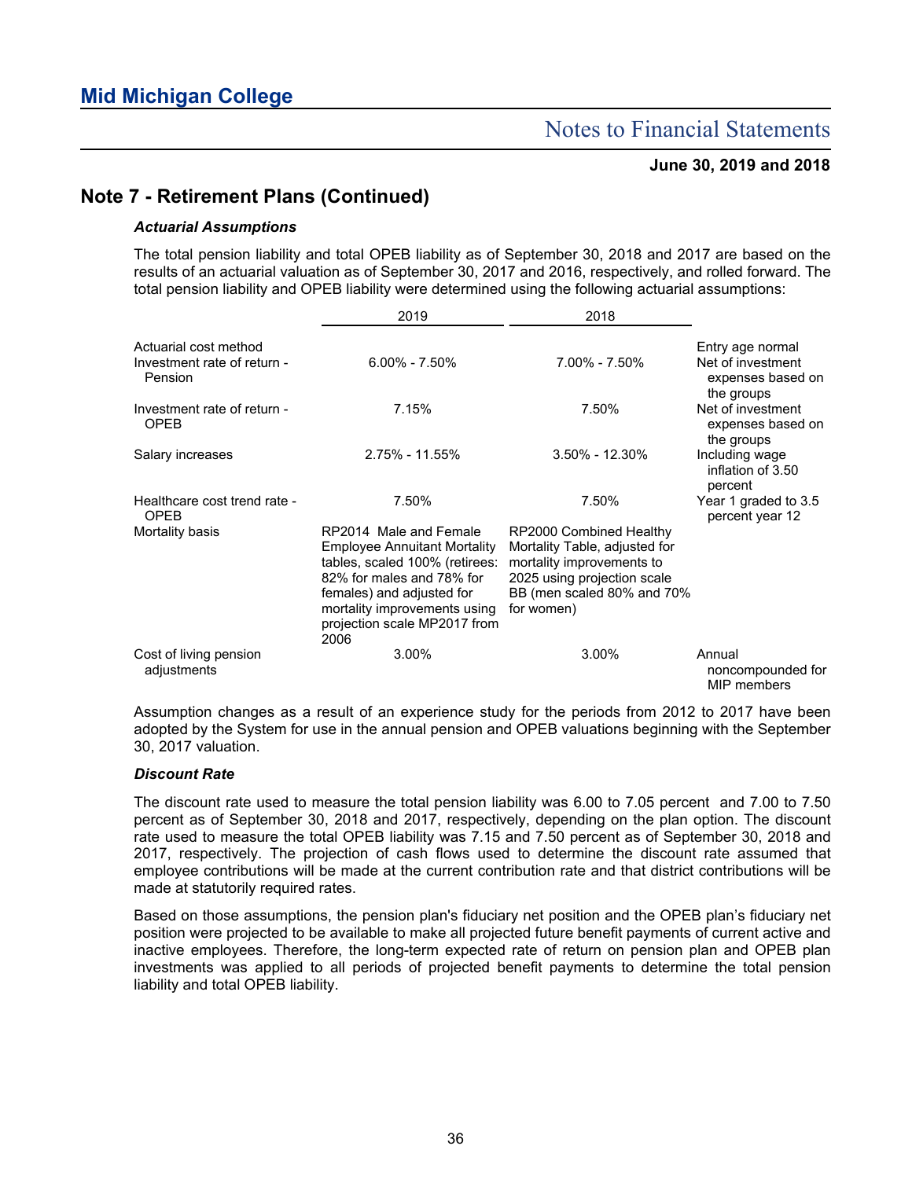## Note 7 - Retirement Plans (Continued)

### *Actuarial Assumptions*

The total pension liability and total OPEB liability as of September 30, 2018 and 2017 are based on the results of an actuarial valuation as of September 30, 2017 and 2016, respectively, and rolled forward. The total pension liability and OPEB liability were determined using the following actuarial assumptions:

| | 2019 | 2018 | |
|---|---|---|---|
| Actuarial cost method | | | Entry age normal |
| Investment rate of return - Pension | 6.00% - 7.50% | 7.00% - 7.50% | Net of investment expenses based on the groups |
| Investment rate of return - OPEB | 7.15% | 7.50% | Net of investment expenses based on the groups |
| Salary increases | 2.75% - 11.55% | 3.50% - 12.30% | Including wage inflation of 3.50 percent |
| Healthcare cost trend rate - OPEB | 7.50% | 7.50% | Year 1 graded to 3.5 percent year 12 |
| Mortality basis | RP2014 Male and Female Employee Annuitant Mortality tables, scaled 100% (retirees: 82% for males and 78% for females) and adjusted for mortality improvements using projection scale MP2017 from 2006 | RP2000 Combined Healthy Mortality Table, adjusted for mortality improvements to 2025 using projection scale BB (men scaled 80% and 70% for women) | |
| Cost of living pension adjustments | 3.00% | 3.00% | Annual noncompounded for MIP members |

Assumption changes as a result of an experience study for the periods from 2012 to 2017 have been adopted by the System for use in the annual pension and OPEB valuations beginning with the September 30, 2017 valuation.

### *Discount Rate*

The discount rate used to measure the total pension liability was 6.00 to 7.05 percent and 7.00 to 7.50 percent as of September 30, 2018 and 2017, respectively, depending on the plan option. The discount rate used to measure the total OPEB liability was 7.15 and 7.50 percent as of September 30, 2018 and 2017, respectively. The projection of cash flows used to determine the discount rate assumed that employee contributions will be made at the current contribution rate and that district contributions will be made at statutorily required rates.

Based on those assumptions, the pension plan's fiduciary net position and the OPEB plan's fiduciary net position were projected to be available to make all projected future benefit payments of current active and inactive employees. Therefore, the long-term expected rate of return on pension plan and OPEB plan investments was applied to all periods of projected benefit payments to determine the total pension liability and total OPEB liability.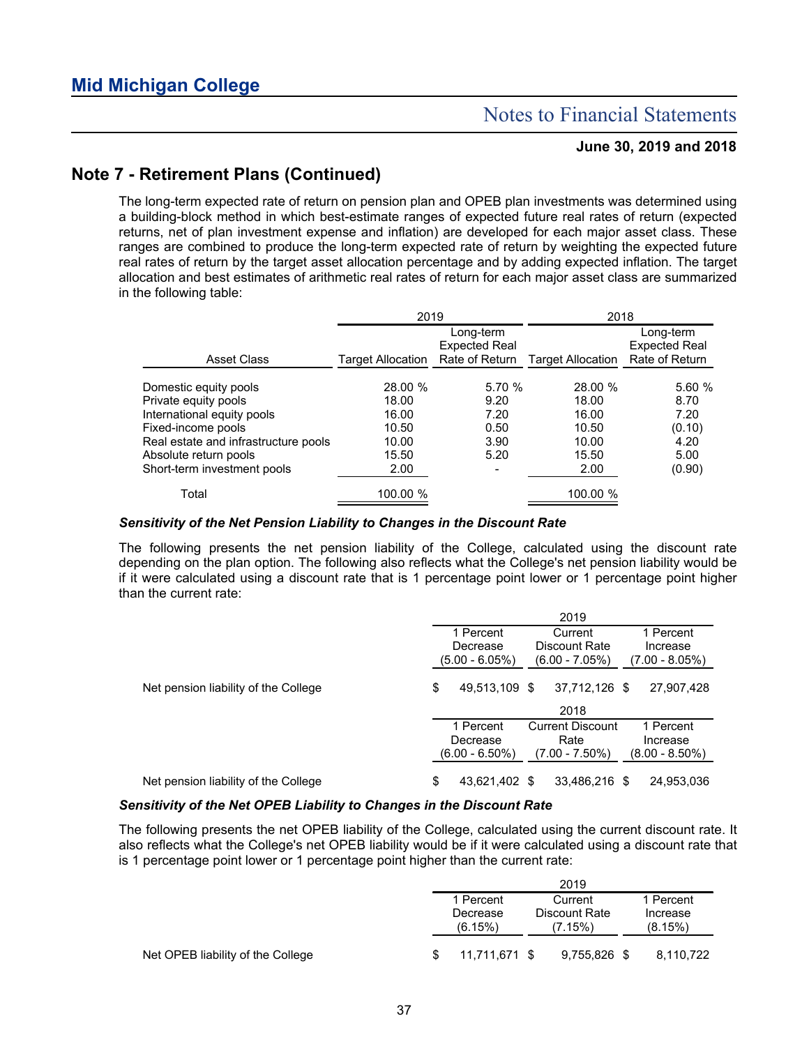## Note 7 - Retirement Plans (Continued)

The long-term expected rate of return on pension plan and OPEB plan investments was determined using a building-block method in which best-estimate ranges of expected future real rates of return (expected returns, net of plan investment expense and inflation) are developed for each major asset class. These ranges are combined to produce the long-term expected rate of return by weighting the expected future real rates of return by the target asset allocation percentage and by adding expected inflation. The target allocation and best estimates of arithmetic real rates of return for each major asset class are summarized in the following table:

| | 2019 | | 2018 | |
|---|---|---|---|---|
| Asset Class | Target Allocation | Long-term Expected Real Rate of Return | Target Allocation | Long-term Expected Real Rate of Return |
| Domestic equity pools | 28.00 % | 5.70 % | 28.00 % | 5.60 % |
| Private equity pools | 18.00 | 9.20 | 18.00 | 8.70 |
| International equity pools | 16.00 | 7.20 | 16.00 | 7.20 |
| Fixed-income pools | 10.50 | 0.50 | 10.50 | (0.10) |
| Real estate and infrastructure pools | 10.00 | 3.90 | 10.00 | 4.20 |
| Absolute return pools | 15.50 | 5.20 | 15.50 | 5.00 |
| Short-term investment pools | 2.00 | - | 2.00 | (0.90) |
| Total | 100.00 % | | 100.00 % | |

### *Sensitivity of the Net Pension Liability to Changes in the Discount Rate*

The following presents the net pension liability of the College, calculated using the discount rate depending on the plan option. The following also reflects what the College's net pension liability would be if it were calculated using a discount rate that is 1 percentage point lower or 1 percentage point higher than the current rate:

| | 2019 | | |
|---|---|---|---|
| | 1 Percent Decrease (5.00 - 6.05%) | Current Discount Rate (6.00 - 7.05%) | 1 Percent Increase (7.00 - 8.05%) |
| Net pension liability of the College | $ 49,513,109 | $ 37,712,126 | $ 27,907,428 |

| | 2018 | | |
|---|---|---|---|
| | 1 Percent Decrease (6.00 - 6.50%) | Current Discount Rate (7.00 - 7.50%) | 1 Percent Increase (8.00 - 8.50%) |
| Net pension liability of the College | $ 43,621,402 | $ 33,486,216 | $ 24,953,036 |

### *Sensitivity of the Net OPEB Liability to Changes in the Discount Rate*

The following presents the net OPEB liability of the College, calculated using the current discount rate. It also reflects what the College's net OPEB liability would be if it were calculated using a discount rate that is 1 percentage point lower or 1 percentage point higher than the current rate:

| | 2019 | | |
|---|---|---|---|
| | 1 Percent Decrease (6.15%) | Current Discount Rate (7.15%) | 1 Percent Increase (8.15%) |
| Net OPEB liability of the College | $ 11,711,671 | $ 9,755,826 | $ 8,110,722 |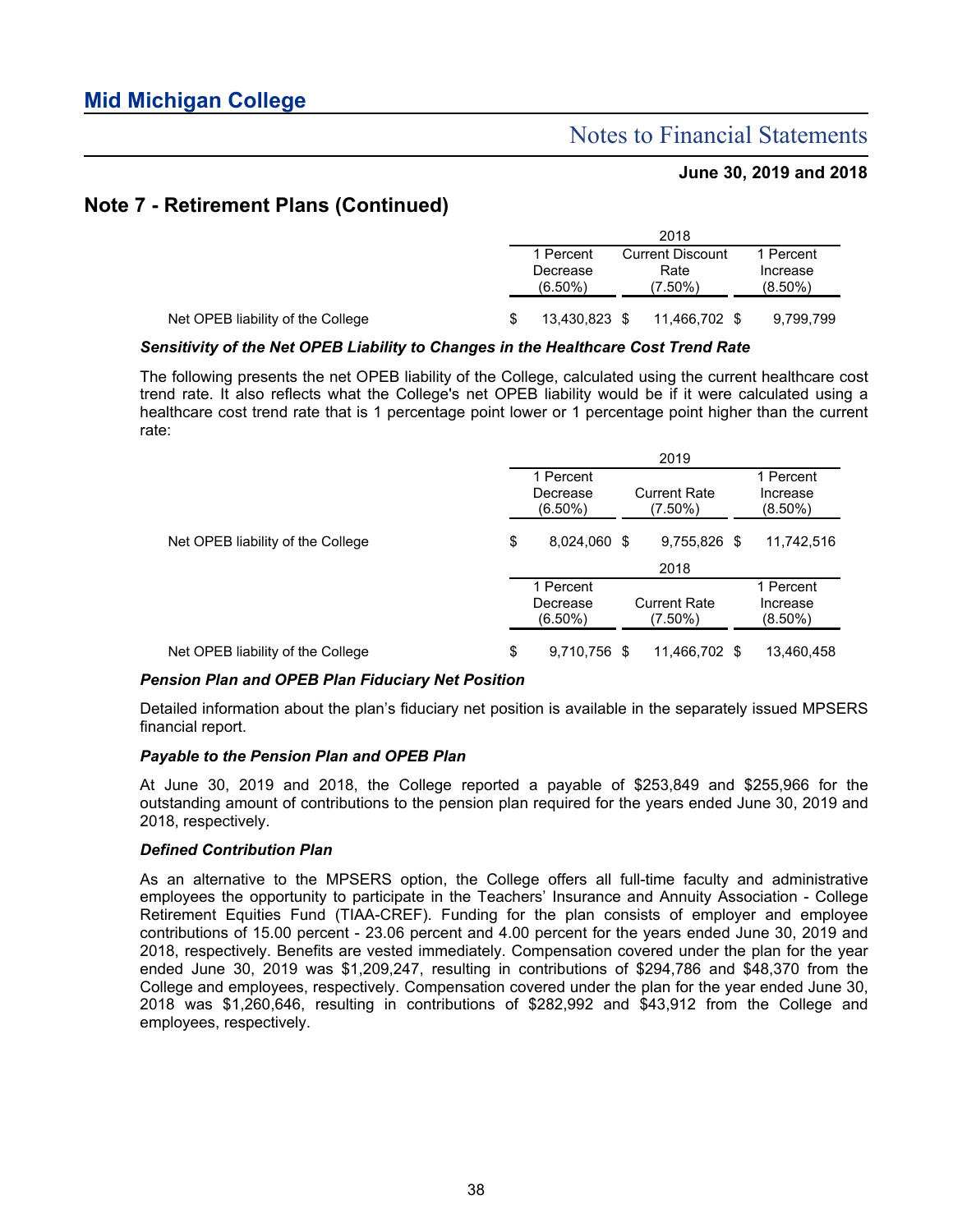## Note 7 - Retirement Plans (Continued)

| | 2018 | | |
|---|---|---|---|
| | 1 Percent Decrease (6.50%) | Current Discount Rate (7.50%) | 1 Percent Increase (8.50%) |
| Net OPEB liability of the College | $ 13,430,823 | $ 11,466,702 | $ 9,799,799 |

***Sensitivity of the Net OPEB Liability to Changes in the Healthcare Cost Trend Rate***

The following presents the net OPEB liability of the College, calculated using the current healthcare cost trend rate. It also reflects what the College's net OPEB liability would be if it were calculated using a healthcare cost trend rate that is 1 percentage point lower or 1 percentage point higher than the current rate:

| | 2019 | | |
|---|---|---|---|
| | 1 Percent Decrease (6.50%) | Current Rate (7.50%) | 1 Percent Increase (8.50%) |
| Net OPEB liability of the College | $ 8,024,060 | $ 9,755,826 | $ 11,742,516 |

| | 2018 | | |
|---|---|---|---|
| | 1 Percent Decrease (6.50%) | Current Rate (7.50%) | 1 Percent Increase (8.50%) |
| Net OPEB liability of the College | $ 9,710,756 | $ 11,466,702 | $ 13,460,458 |

***Pension Plan and OPEB Plan Fiduciary Net Position***

Detailed information about the plan's fiduciary net position is available in the separately issued MPSERS financial report.

***Payable to the Pension Plan and OPEB Plan***

At June 30, 2019 and 2018, the College reported a payable of $253,849 and $255,966 for the outstanding amount of contributions to the pension plan required for the years ended June 30, 2019 and 2018, respectively.

***Defined Contribution Plan***

As an alternative to the MPSERS option, the College offers all full-time faculty and administrative employees the opportunity to participate in the Teachers' Insurance and Annuity Association - College Retirement Equities Fund (TIAA-CREF). Funding for the plan consists of employer and employee contributions of 15.00 percent - 23.06 percent and 4.00 percent for the years ended June 30, 2019 and 2018, respectively. Benefits are vested immediately. Compensation covered under the plan for the year ended June 30, 2019 was $1,209,247, resulting in contributions of $294,786 and $48,370 from the College and employees, respectively. Compensation covered under the plan for the year ended June 30, 2018 was $1,260,646, resulting in contributions of $282,992 and $43,912 from the College and employees, respectively.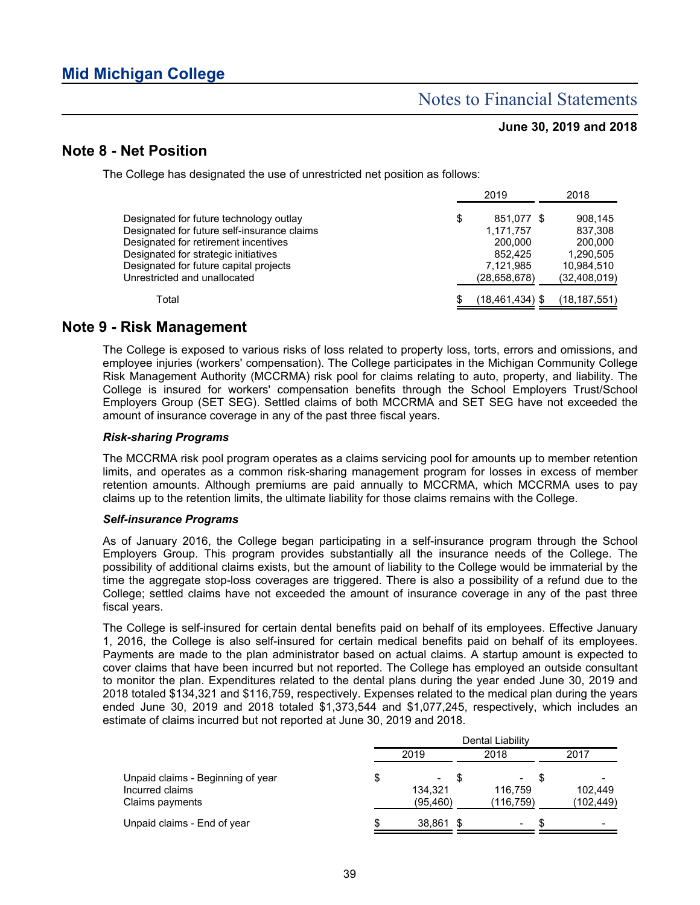## Note 8 - Net Position

The College has designated the use of unrestricted net position as follows:

| | 2019 | 2018 |
|---|---|---|
| Designated for future technology outlay | $ 851,077 | $ 908,145 |
| Designated for future self-insurance claims | 1,171,757 | 837,308 |
| Designated for retirement incentives | 200,000 | 200,000 |
| Designated for strategic initiatives | 852,425 | 1,290,505 |
| Designated for future capital projects | 7,121,985 | 10,984,510 |
| Unrestricted and unallocated | (28,658,678) | (32,408,019) |
| Total | $ (18,461,434) | $ (18,187,551) |

## Note 9 - Risk Management

The College is exposed to various risks of loss related to property loss, torts, errors and omissions, and employee injuries (workers' compensation). The College participates in the Michigan Community College Risk Management Authority (MCCRMA) risk pool for claims relating to auto, property, and liability. The College is insured for workers' compensation benefits through the School Employers Trust/School Employers Group (SET SEG). Settled claims of both MCCRMA and SET SEG have not exceeded the amount of insurance coverage in any of the past three fiscal years.

### *Risk-sharing Programs*

The MCCRMA risk pool program operates as a claims servicing pool for amounts up to member retention limits, and operates as a common risk-sharing management program for losses in excess of member retention amounts. Although premiums are paid annually to MCCRMA, which MCCRMA uses to pay claims up to the retention limits, the ultimate liability for those claims remains with the College.

### *Self-insurance Programs*

As of January 2016, the College began participating in a self-insurance program through the School Employers Group. This program provides substantially all the insurance needs of the College. The possibility of additional claims exists, but the amount of liability to the College would be immaterial by the time the aggregate stop-loss coverages are triggered. There is also a possibility of a refund due to the College; settled claims have not exceeded the amount of insurance coverage in any of the past three fiscal years.

The College is self-insured for certain dental benefits paid on behalf of its employees. Effective January 1, 2016, the College is also self-insured for certain medical benefits paid on behalf of its employees. Payments are made to the plan administrator based on actual claims. A startup amount is expected to cover claims that have been incurred but not reported. The College has employed an outside consultant to monitor the plan. Expenditures related to the dental plans during the year ended June 30, 2019 and 2018 totaled $134,321 and $116,759, respectively. Expenses related to the medical plan during the years ended June 30, 2019 and 2018 totaled $1,373,544 and $1,077,245, respectively, which includes an estimate of claims incurred but not reported at June 30, 2019 and 2018.

| | Dental Liability | | |
|---|---|---|---|
| | 2019 | 2018 | 2017 |
| Unpaid claims - Beginning of year | $ - | $ - | $ - |
| Incurred claims | 134,321 | 116,759 | 102,449 |
| Claims payments | (95,460) | (116,759) | (102,449) |
| Unpaid claims - End of year | $ 38,861 | $ - | $ - |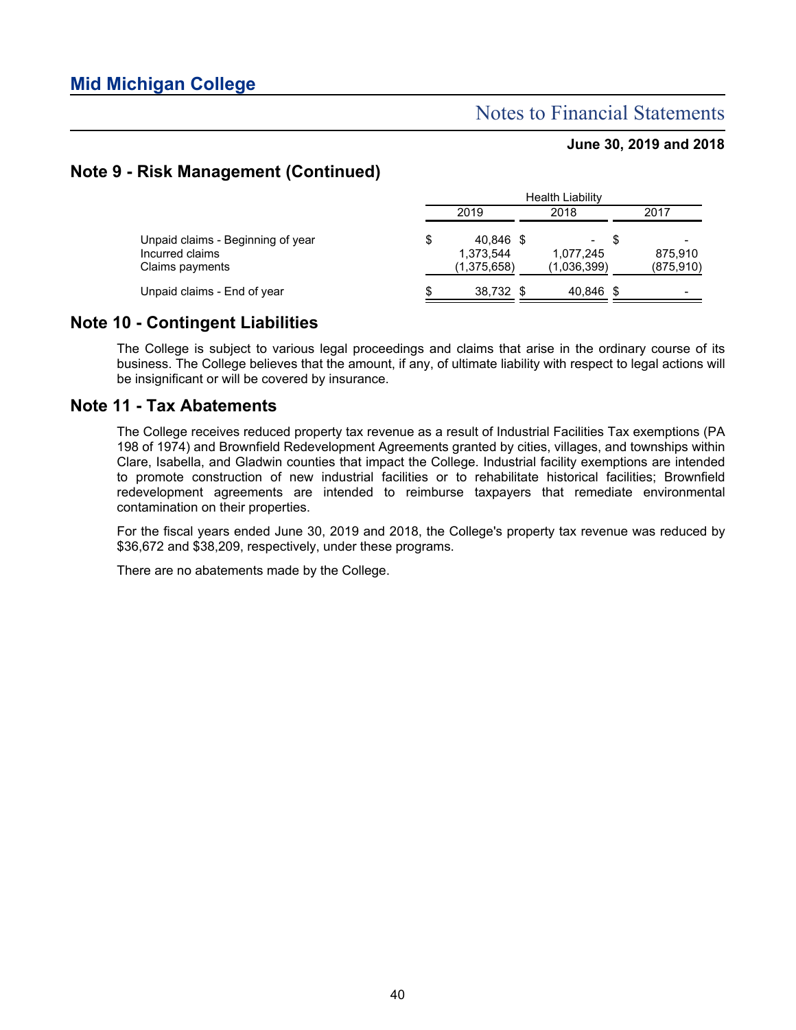## Note 9 - Risk Management (Continued)

| | Health Liability | | |
|---|---|---|---|
| | 2019 | 2018 | 2017 |
| Unpaid claims - Beginning of year | $ 40,846 | $ - | $ - |
| Incurred claims | 1,373,544 | 1,077,245 | 875,910 |
| Claims payments | (1,375,658) | (1,036,399) | (875,910) |
| Unpaid claims - End of year | $ 38,732 | $ 40,846 | $ - |

## Note 10 - Contingent Liabilities

The College is subject to various legal proceedings and claims that arise in the ordinary course of its business. The College believes that the amount, if any, of ultimate liability with respect to legal actions will be insignificant or will be covered by insurance.

## Note 11 - Tax Abatements

The College receives reduced property tax revenue as a result of Industrial Facilities Tax exemptions (PA 198 of 1974) and Brownfield Redevelopment Agreements granted by cities, villages, and townships within Clare, Isabella, and Gladwin counties that impact the College. Industrial facility exemptions are intended to promote construction of new industrial facilities or to rehabilitate historical facilities; Brownfield redevelopment agreements are intended to reimburse taxpayers that remediate environmental contamination on their properties.

For the fiscal years ended June 30, 2019 and 2018, the College's property tax revenue was reduced by $36,672 and $38,209, respectively, under these programs.

There are no abatements made by the College.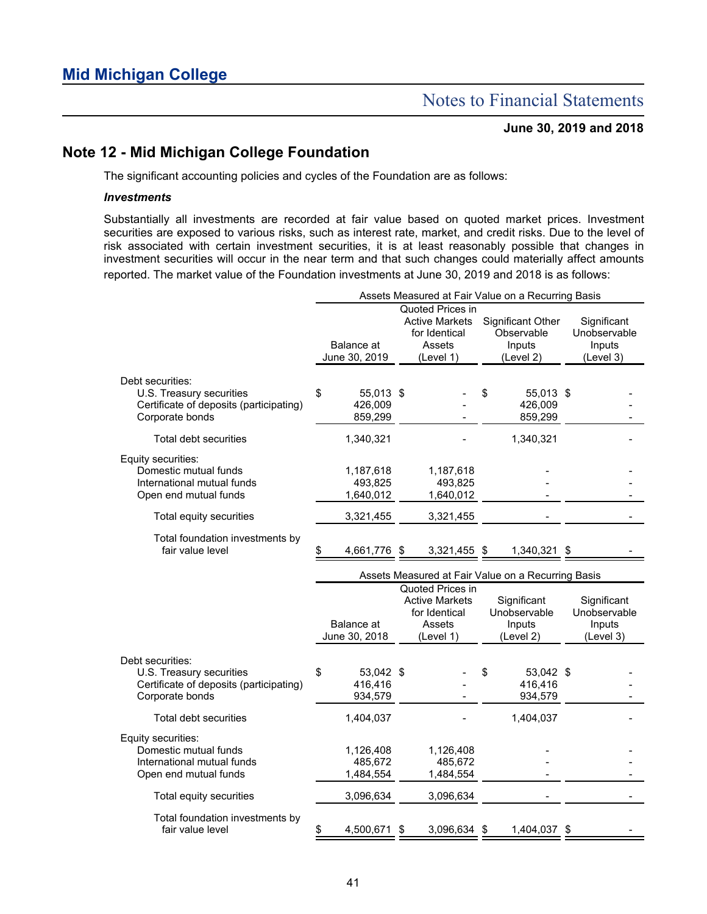## Note 12 - Mid Michigan College Foundation

The significant accounting policies and cycles of the Foundation are as follows:

***Investments***

Substantially all investments are recorded at fair value based on quoted market prices. Investment securities are exposed to various risks, such as interest rate, market, and credit risks. Due to the level of risk associated with certain investment securities, it is at least reasonably possible that changes in investment securities will occur in the near term and that such changes could materially affect amounts reported. The market value of the Foundation investments at June 30, 2019 and 2018 is as follows:

| | Assets Measured at Fair Value on a Recurring Basis | | | |
|---|---|---|---|---|
| | Balance at June 30, 2019 | Quoted Prices in Active Markets for Identical Assets (Level 1) | Significant Other Observable Inputs (Level 2) | Significant Unobservable Inputs (Level 3) |
| Debt securities: | | | | |
| U.S. Treasury securities | $ 55,013 | $ - | $ 55,013 | $ - |
| Certificate of deposits (participating) | 426,009 | - | 426,009 | - |
| Corporate bonds | 859,299 | - | 859,299 | - |
| Total debt securities | 1,340,321 | - | 1,340,321 | - |
| Equity securities: | | | | |
| Domestic mutual funds | 1,187,618 | 1,187,618 | - | - |
| International mutual funds | 493,825 | 493,825 | - | - |
| Open end mutual funds | 1,640,012 | 1,640,012 | - | - |
| Total equity securities | 3,321,455 | 3,321,455 | - | - |
| Total foundation investments by fair value level | $ 4,661,776 | $ 3,321,455 | $ 1,340,321 | $ - |

| | Assets Measured at Fair Value on a Recurring Basis | | | |
|---|---|---|---|---|
| | Balance at June 30, 2018 | Quoted Prices in Active Markets for Identical Assets (Level 1) | Significant Unobservable Inputs (Level 2) | Significant Unobservable Inputs (Level 3) |
| Debt securities: | | | | |
| U.S. Treasury securities | $ 53,042 | $ - | $ 53,042 | $ - |
| Certificate of deposits (participating) | 416,416 | - | 416,416 | - |
| Corporate bonds | 934,579 | - | 934,579 | - |
| Total debt securities | 1,404,037 | - | 1,404,037 | - |
| Equity securities: | | | | |
| Domestic mutual funds | 1,126,408 | 1,126,408 | - | - |
| International mutual funds | 485,672 | 485,672 | - | - |
| Open end mutual funds | 1,484,554 | 1,484,554 | - | - |
| Total equity securities | 3,096,634 | 3,096,634 | - | - |
| Total foundation investments by fair value level | $ 4,500,671 | $ 3,096,634 | $ 1,404,037 | $ - |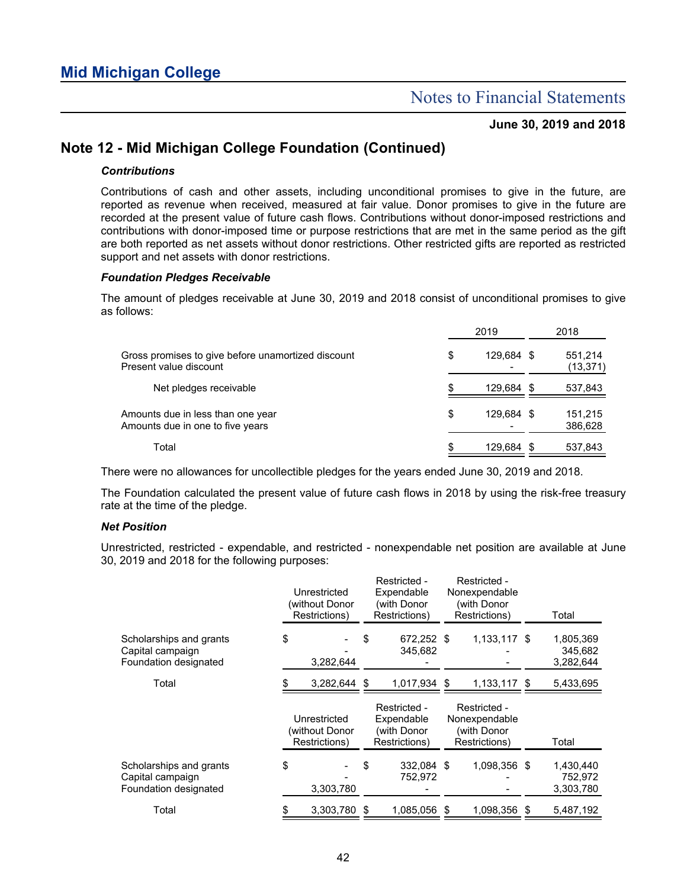## Note 12 - Mid Michigan College Foundation (Continued)

### *Contributions*

Contributions of cash and other assets, including unconditional promises to give in the future, are reported as revenue when received, measured at fair value. Donor promises to give in the future are recorded at the present value of future cash flows. Contributions without donor-imposed restrictions and contributions with donor-imposed time or purpose restrictions that are met in the same period as the gift are both reported as net assets without donor restrictions. Other restricted gifts are reported as restricted support and net assets with donor restrictions.

### *Foundation Pledges Receivable*

The amount of pledges receivable at June 30, 2019 and 2018 consist of unconditional promises to give as follows:

| | 2019 | 2018 |
|---|---|---|
| Gross promises to give before unamortized discount | $ 129,684 | $ 551,214 |
| Present value discount | - | (13,371) |
| Net pledges receivable | $ 129,684 | $ 537,843 |
| Amounts due in less than one year | $ 129,684 | $ 151,215 |
| Amounts due in one to five years | - | 386,628 |
| Total | $ 129,684 | $ 537,843 |

There were no allowances for uncollectible pledges for the years ended June 30, 2019 and 2018.

The Foundation calculated the present value of future cash flows in 2018 by using the risk-free treasury rate at the time of the pledge.

### *Net Position*

Unrestricted, restricted - expendable, and restricted - nonexpendable net position are available at June 30, 2019 and 2018 for the following purposes:

| | Unrestricted (without Donor Restrictions) | Restricted - Expendable (with Donor Restrictions) | Restricted - Nonexpendable (with Donor Restrictions) | Total |
|---|---|---|---|---|
| Scholarships and grants | $ - | $ 672,252 | $ 1,133,117 | $ 1,805,369 |
| Capital campaign | - | 345,682 | - | 345,682 |
| Foundation designated | 3,282,644 | - | - | 3,282,644 |
| Total | $ 3,282,644 | $ 1,017,934 | $ 1,133,117 | $ 5,433,695 |

| | Unrestricted (without Donor Restrictions) | Restricted - Expendable (with Donor Restrictions) | Restricted - Nonexpendable (with Donor Restrictions) | Total |
|---|---|---|---|---|
| Scholarships and grants | $ - | $ 332,084 | $ 1,098,356 | $ 1,430,440 |
| Capital campaign | - | 752,972 | - | 752,972 |
| Foundation designated | 3,303,780 | - | - | 3,303,780 |
| Total | $ 3,303,780 | $ 1,085,056 | $ 1,098,356 | $ 5,487,192 |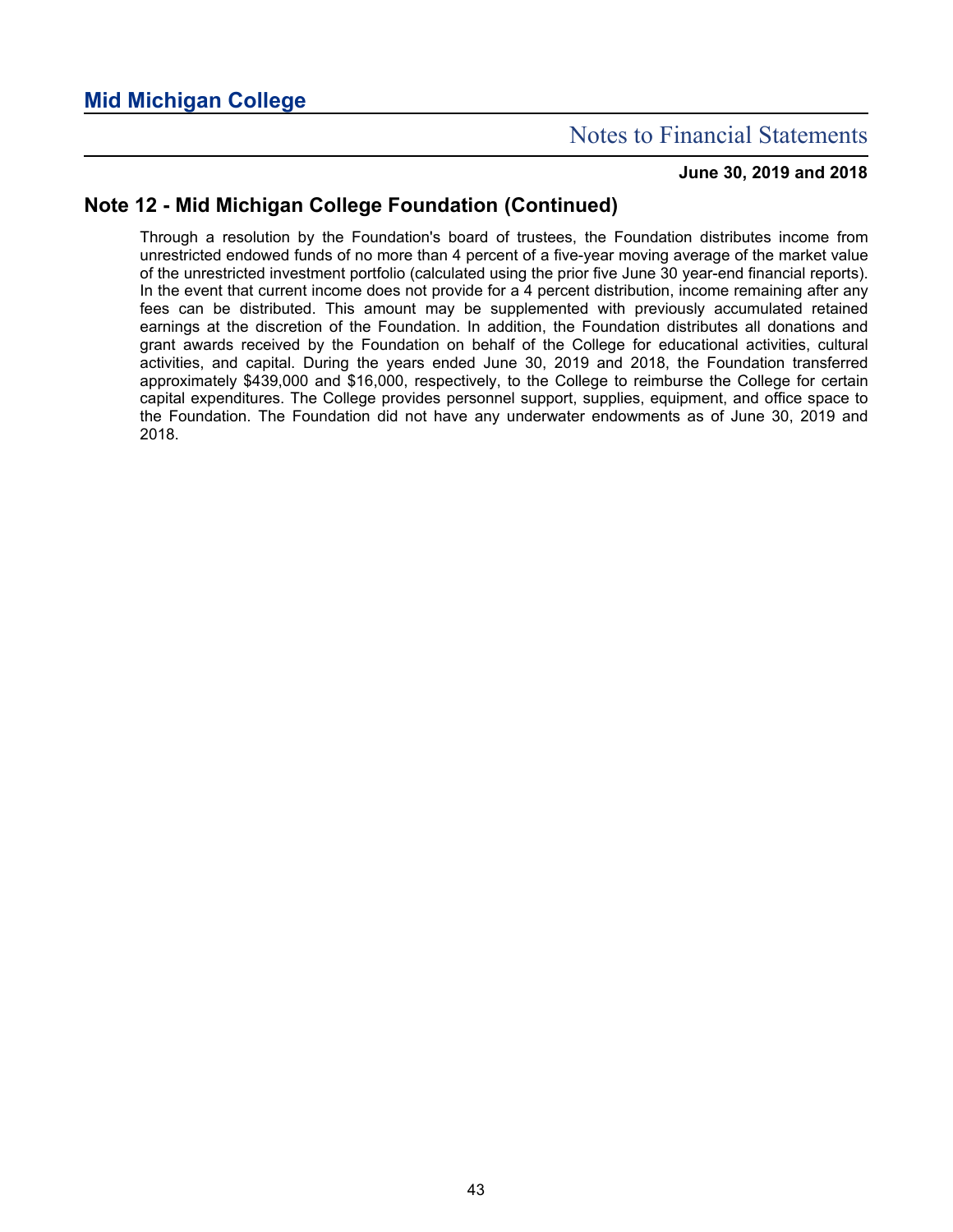## Note 12 - Mid Michigan College Foundation (Continued)

Through a resolution by the Foundation's board of trustees, the Foundation distributes income from unrestricted endowed funds of no more than 4 percent of a five-year moving average of the market value of the unrestricted investment portfolio (calculated using the prior five June 30 year-end financial reports). In the event that current income does not provide for a 4 percent distribution, income remaining after any fees can be distributed. This amount may be supplemented with previously accumulated retained earnings at the discretion of the Foundation. In addition, the Foundation distributes all donations and grant awards received by the Foundation on behalf of the College for educational activities, cultural activities, and capital. During the years ended June 30, 2019 and 2018, the Foundation transferred approximately $439,000 and $16,000, respectively, to the College to reimburse the College for certain capital expenditures. The College provides personnel support, supplies, equipment, and office space to the Foundation. The Foundation did not have any underwater endowments as of June 30, 2019 and 2018.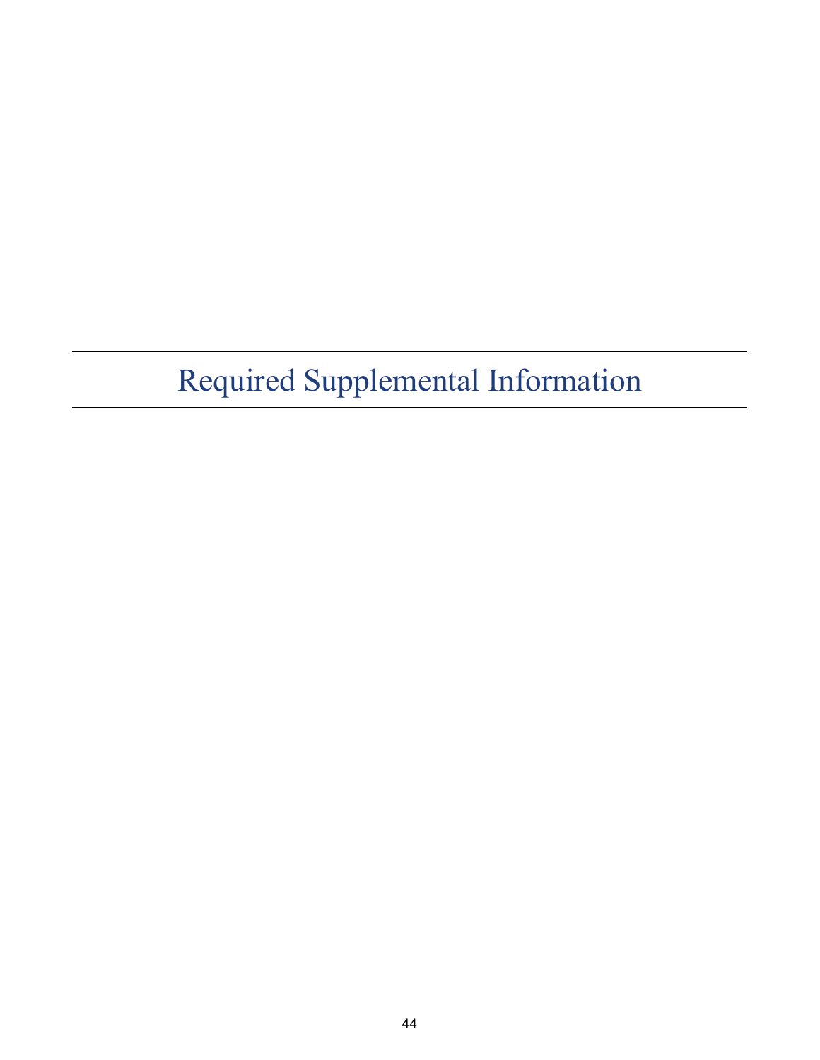# Required Supplemental Information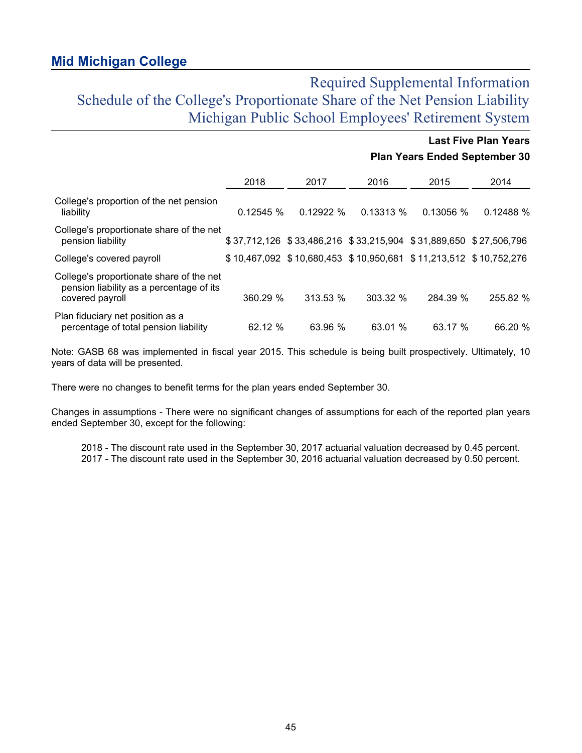## Mid Michigan College

# Required Supplemental Information
## Schedule of the College's Proportionate Share of the Net Pension Liability
## Michigan Public School Employees' Retirement System

**Last Five Plan Years**

**Plan Years Ended September 30**

| | 2018 | 2017 | 2016 | 2015 | 2014 |
|---|---|---|---|---|---|
| College's proportion of the net pension liability | 0.12545 % | 0.12922 % | 0.13313 % | 0.13056 % | 0.12488 % |
| College's proportionate share of the net pension liability | $ 37,712,126 | $ 33,486,216 | $ 33,215,904 | $ 31,889,650 | $ 27,506,796 |
| College's covered payroll | $ 10,467,092 | $ 10,680,453 | $ 10,950,681 | $ 11,213,512 | $ 10,752,276 |
| College's proportionate share of the net pension liability as a percentage of its covered payroll | 360.29 % | 313.53 % | 303.32 % | 284.39 % | 255.82 % |
| Plan fiduciary net position as a percentage of total pension liability | 62.12 % | 63.96 % | 63.01 % | 63.17 % | 66.20 % |

Note: GASB 68 was implemented in fiscal year 2015. This schedule is being built prospectively. Ultimately, 10 years of data will be presented.

There were no changes to benefit terms for the plan years ended September 30.

Changes in assumptions - There were no significant changes of assumptions for each of the reported plan years ended September 30, except for the following:

2018 - The discount rate used in the September 30, 2017 actuarial valuation decreased by 0.45 percent.
2017 - The discount rate used in the September 30, 2016 actuarial valuation decreased by 0.50 percent.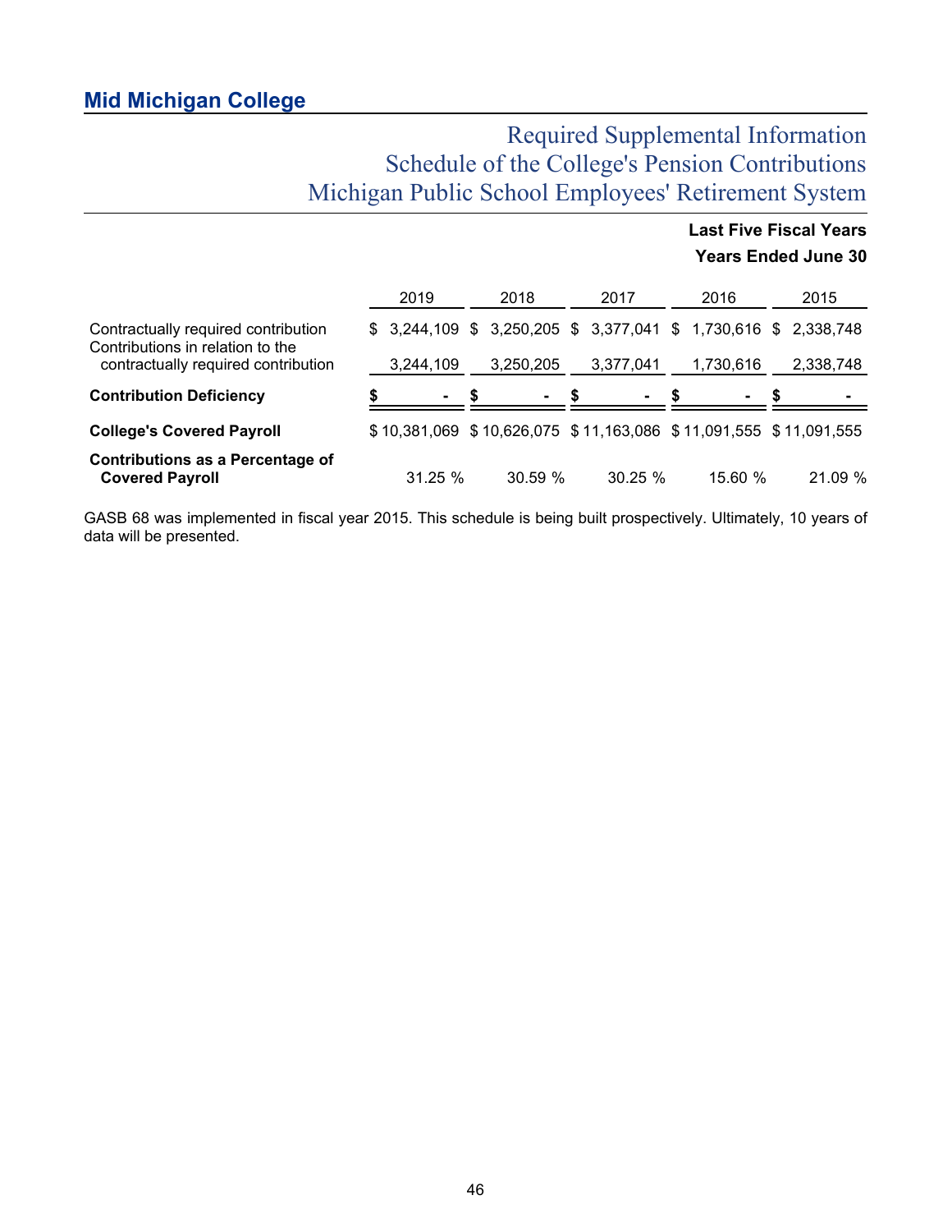## Mid Michigan College

# Required Supplemental Information
# Schedule of the College's Pension Contributions
# Michigan Public School Employees' Retirement System

**Last Five Fiscal Years**
**Years Ended June 30**

| | 2019 | 2018 | 2017 | 2016 | 2015 |
|---|---|---|---|---|---|
| Contractually required contribution | $ 3,244,109 | $ 3,250,205 | $ 3,377,041 | $ 1,730,616 | $ 2,338,748 |
| Contributions in relation to the contractually required contribution | 3,244,109 | 3,250,205 | 3,377,041 | 1,730,616 | 2,338,748 |
| **Contribution Deficiency** | $ - | $ - | $ - | $ - | $ - |
| **College's Covered Payroll** | $ 10,381,069 | $ 10,626,075 | $ 11,163,086 | $ 11,091,555 | $ 11,091,555 |
| **Contributions as a Percentage of Covered Payroll** | 31.25 % | 30.59 % | 30.25 % | 15.60 % | 21.09 % |

GASB 68 was implemented in fiscal year 2015. This schedule is being built prospectively. Ultimately, 10 years of data will be presented.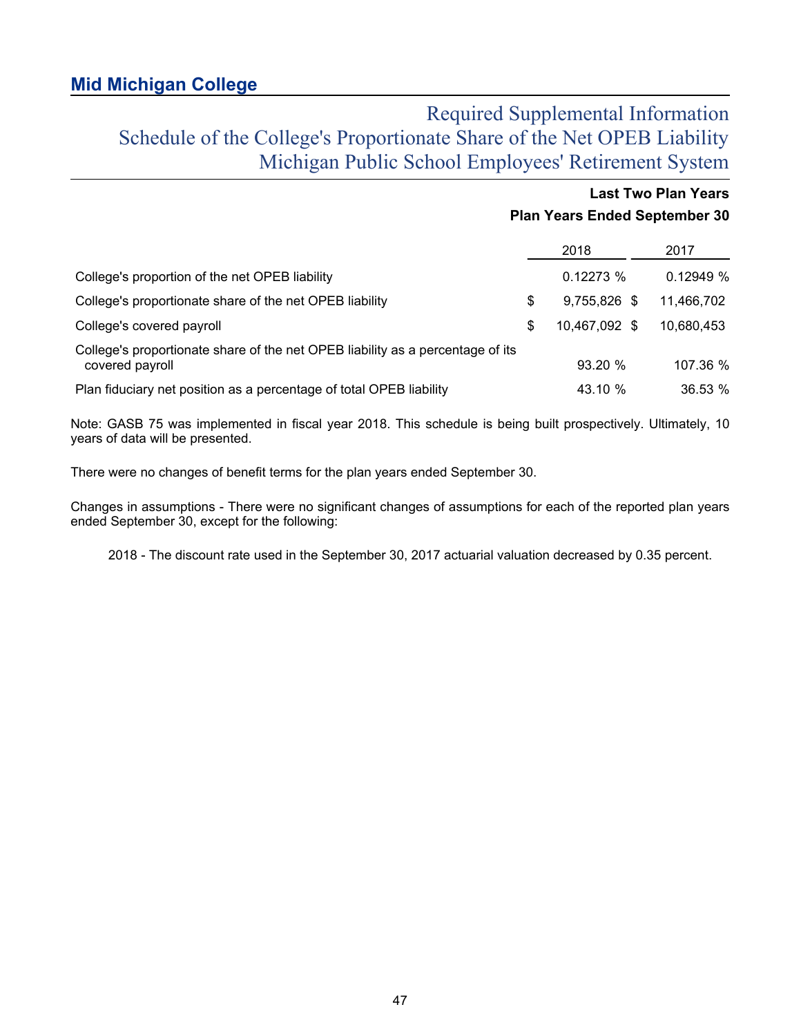# Mid Michigan College

## Required Supplemental Information
## Schedule of the College's Proportionate Share of the Net OPEB Liability
## Michigan Public School Employees' Retirement System

**Last Two Plan Years**
**Plan Years Ended September 30**

| | 2018 | 2017 |
|---|---|---|
| College's proportion of the net OPEB liability | 0.12273 % | 0.12949 % |
| College's proportionate share of the net OPEB liability | $ 9,755,826 | $ 11,466,702 |
| College's covered payroll | $ 10,467,092 | $ 10,680,453 |
| College's proportionate share of the net OPEB liability as a percentage of its covered payroll | 93.20 % | 107.36 % |
| Plan fiduciary net position as a percentage of total OPEB liability | 43.10 % | 36.53 % |

Note: GASB 75 was implemented in fiscal year 2018. This schedule is being built prospectively. Ultimately, 10 years of data will be presented.

There were no changes of benefit terms for the plan years ended September 30.

Changes in assumptions - There were no significant changes of assumptions for each of the reported plan years ended September 30, except for the following:

2018 - The discount rate used in the September 30, 2017 actuarial valuation decreased by 0.35 percent.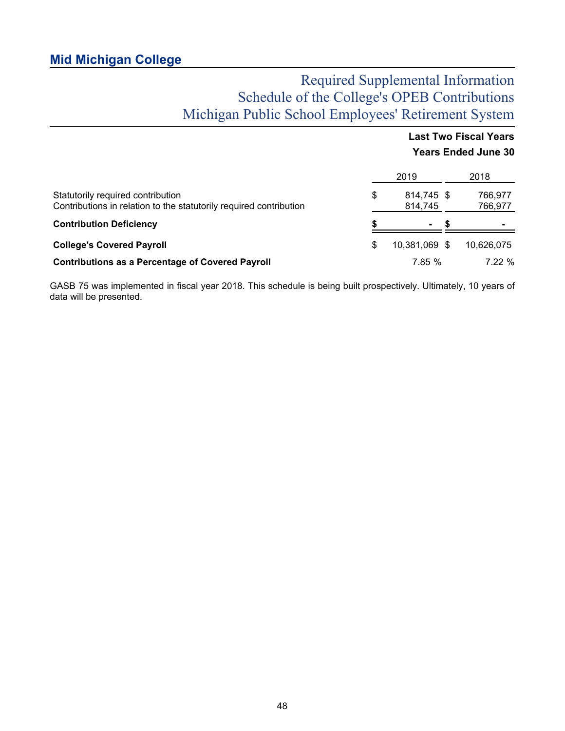## Mid Michigan College

# Required Supplemental Information
# Schedule of the College's OPEB Contributions
# Michigan Public School Employees' Retirement System

**Last Two Fiscal Years**
**Years Ended June 30**

| | 2019 | 2018 |
|---|---|---|
| Statutorily required contribution | $ 814,745 | $ 766,977 |
| Contributions in relation to the statutorily required contribution | 814,745 | 766,977 |
| **Contribution Deficiency** | **$ -** | **$ -** |
| **College's Covered Payroll** | $ 10,381,069 | $ 10,626,075 |
| **Contributions as a Percentage of Covered Payroll** | 7.85 % | 7.22 % |

GASB 75 was implemented in fiscal year 2018. This schedule is being built prospectively. Ultimately, 10 years of data will be presented.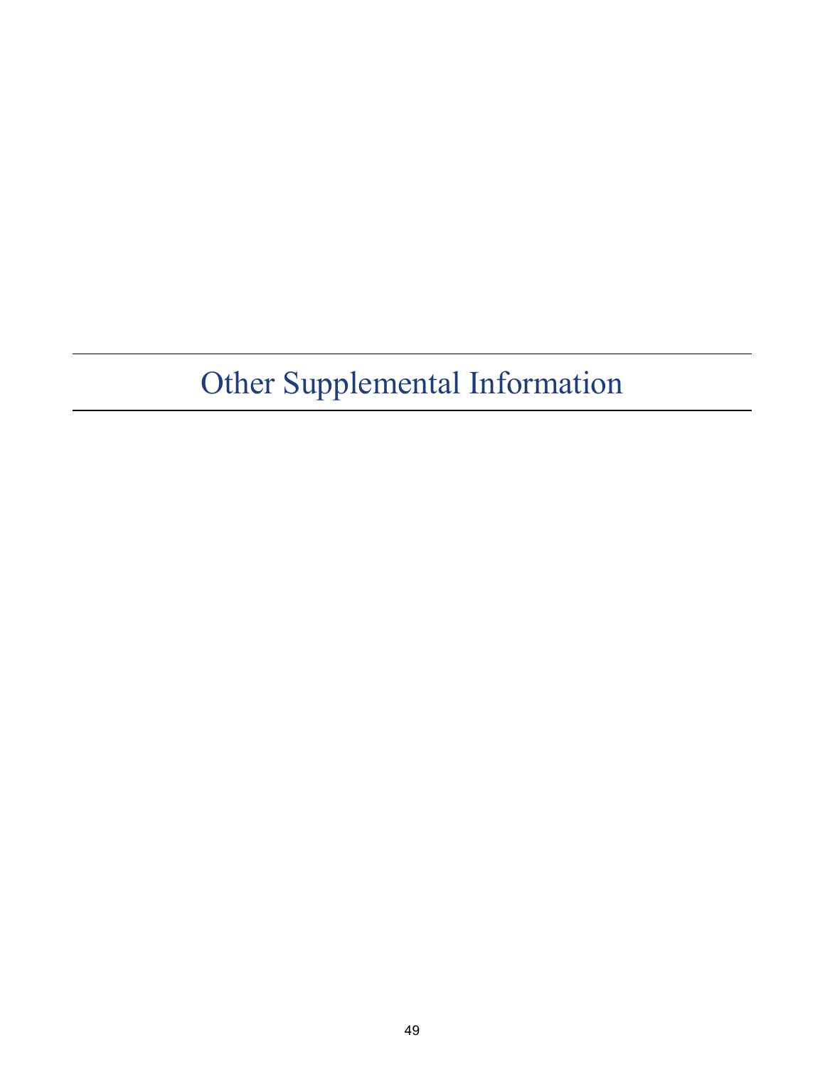# Other Supplemental Information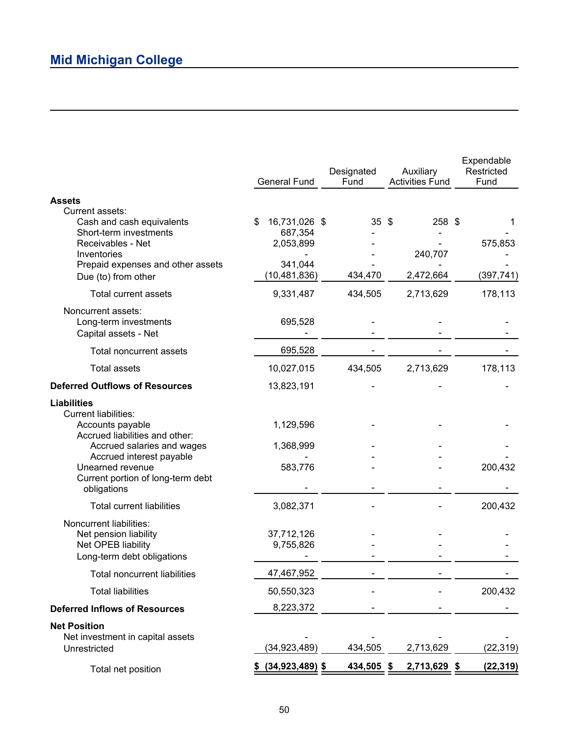## Mid Michigan College

| | General Fund | Designated Fund | Auxiliary Activities Fund | Expendable Restricted Fund |
|---|---|---|---|---|
| **Assets** | | | | |
| Current assets: | | | | |
| Cash and cash equivalents | $ 16,731,026 | $ 35 | $ 258 | $ 1 |
| Short-term investments | 687,354 | - | - | - |
| Receivables - Net | 2,053,899 | - | - | 575,853 |
| Inventories | - | - | 240,707 | - |
| Prepaid expenses and other assets | 341,044 | - | - | - |
| Due (to) from other | (10,481,836) | 434,470 | 2,472,664 | (397,741) |
| Total current assets | 9,331,487 | 434,505 | 2,713,629 | 178,113 |
| Noncurrent assets: | | | | |
| Long-term investments | 695,528 | - | - | - |
| Capital assets - Net | - | - | - | - |
| Total noncurrent assets | 695,528 | - | - | - |
| Total assets | 10,027,015 | 434,505 | 2,713,629 | 178,113 |
| **Deferred Outflows of Resources** | 13,823,191 | - | - | - |
| **Liabilities** | | | | |
| Current liabilities: | | | | |
| Accounts payable | 1,129,596 | - | - | - |
| Accrued liabilities and other: | | | | |
| Accrued salaries and wages | 1,368,999 | - | - | - |
| Accrued interest payable | - | - | - | - |
| Unearned revenue | 583,776 | - | - | 200,432 |
| Current portion of long-term debt obligations | - | - | - | - |
| Total current liabilities | 3,082,371 | - | - | 200,432 |
| Noncurrent liabilities: | | | | |
| Net pension liability | 37,712,126 | - | - | - |
| Net OPEB liability | 9,755,826 | - | - | - |
| Long-term debt obligations | - | - | - | - |
| Total noncurrent liabilities | 47,467,952 | - | - | - |
| Total liabilities | 50,550,323 | - | - | 200,432 |
| **Deferred Inflows of Resources** | 8,223,372 | - | - | - |
| **Net Position** | | | | |
| Net investment in capital assets | - | - | - | - |
| Unrestricted | (34,923,489) | 434,505 | 2,713,629 | (22,319) |
| Total net position | **$ (34,923,489)** | **$ 434,505** | **$ 2,713,629** | **$ (22,319)** |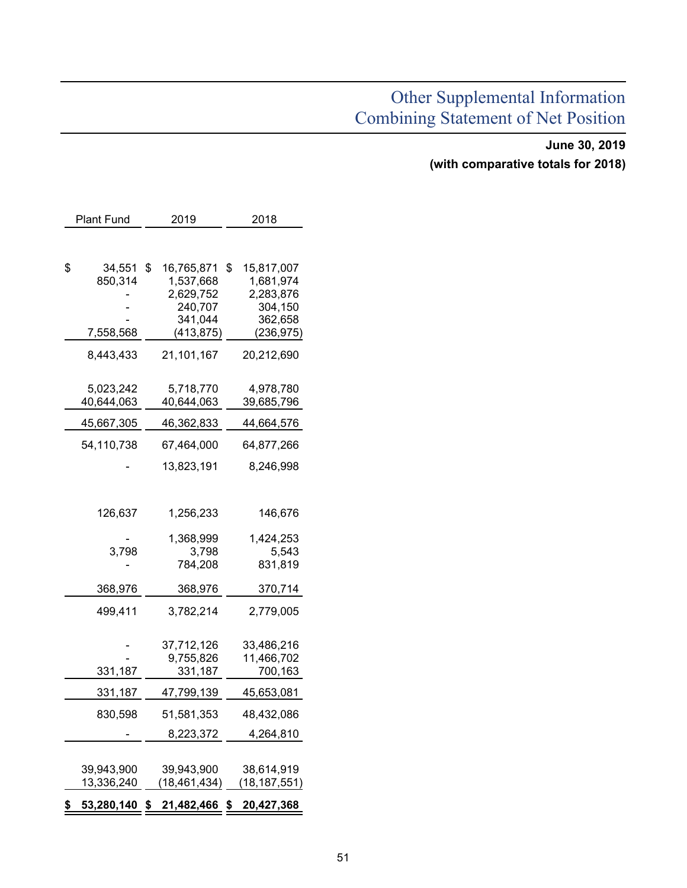# Other Supplemental Information
# Combining Statement of Net Position

**June 30, 2019**
**(with comparative totals for 2018)**

| Plant Fund | 2019 | 2018 |
|---|---|---|
| | | |
| $ 34,551 | $ 16,765,871 | $ 15,817,007 |
| 850,314 | 1,537,668 | 1,681,974 |
| - | 2,629,752 | 2,283,876 |
| - | 240,707 | 304,150 |
| - | 341,044 | 362,658 |
| 7,558,568 | (413,875) | (236,975) |
| 8,443,433 | 21,101,167 | 20,212,690 |
| | | |
| 5,023,242 | 5,718,770 | 4,978,780 |
| 40,644,063 | 40,644,063 | 39,685,796 |
| 45,667,305 | 46,362,833 | 44,664,576 |
| 54,110,738 | 67,464,000 | 64,877,266 |
| - | 13,823,191 | 8,246,998 |
| | | |
| 126,637 | 1,256,233 | 146,676 |
| - | 1,368,999 | 1,424,253 |
| 3,798 | 3,798 | 5,543 |
| - | 784,208 | 831,819 |
| 368,976 | 368,976 | 370,714 |
| 499,411 | 3,782,214 | 2,779,005 |
| | | |
| - | 37,712,126 | 33,486,216 |
| - | 9,755,826 | 11,466,702 |
| 331,187 | 331,187 | 700,163 |
| 331,187 | 47,799,139 | 45,653,081 |
| 830,598 | 51,581,353 | 48,432,086 |
| - | 8,223,372 | 4,264,810 |
| | | |
| 39,943,900 | 39,943,900 | 38,614,919 |
| 13,336,240 | (18,461,434) | (18,187,551) |
| **$ 53,280,140** | **$ 21,482,466** | **$ 20,427,368** |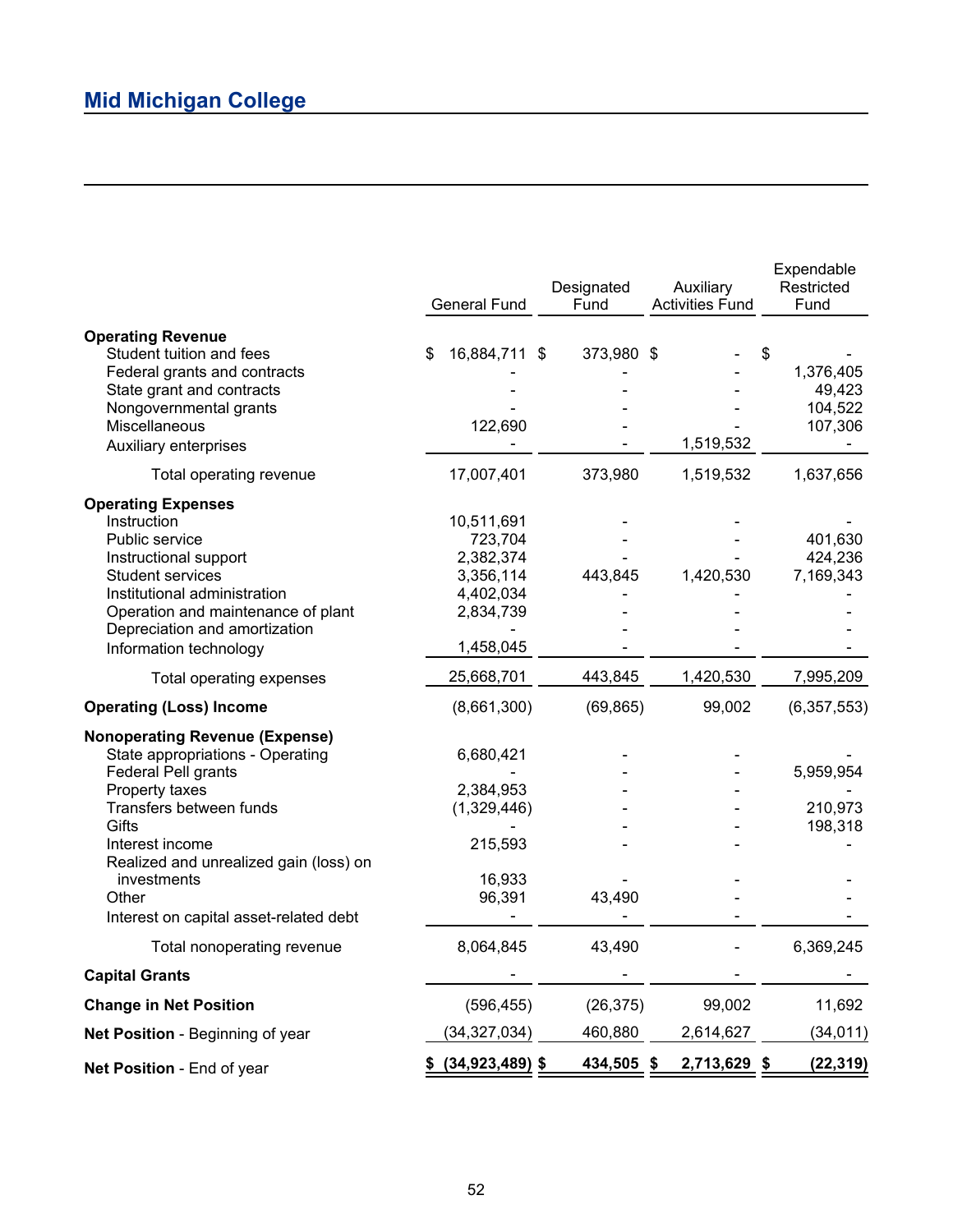## Mid Michigan College

| | General Fund | Designated Fund | Auxiliary Activities Fund | Expendable Restricted Fund |
|---|---|---|---|---|
| **Operating Revenue** | | | | |
| Student tuition and fees | $ 16,884,711 | $ 373,980 | $ - | $ - |
| Federal grants and contracts | - | - | - | 1,376,405 |
| State grant and contracts | - | - | - | 49,423 |
| Nongovernmental grants | - | - | - | 104,522 |
| Miscellaneous | 122,690 | - | - | 107,306 |
| Auxiliary enterprises | - | - | 1,519,532 | - |
| Total operating revenue | 17,007,401 | 373,980 | 1,519,532 | 1,637,656 |
| **Operating Expenses** | | | | |
| Instruction | 10,511,691 | - | - | - |
| Public service | 723,704 | - | - | 401,630 |
| Instructional support | 2,382,374 | - | - | 424,236 |
| Student services | 3,356,114 | 443,845 | 1,420,530 | 7,169,343 |
| Institutional administration | 4,402,034 | - | - | - |
| Operation and maintenance of plant | 2,834,739 | - | - | - |
| Depreciation and amortization | - | - | - | - |
| Information technology | 1,458,045 | - | - | - |
| Total operating expenses | 25,668,701 | 443,845 | 1,420,530 | 7,995,209 |
| **Operating (Loss) Income** | (8,661,300) | (69,865) | 99,002 | (6,357,553) |
| **Nonoperating Revenue (Expense)** | | | | |
| State appropriations - Operating | 6,680,421 | - | - | - |
| Federal Pell grants | - | - | - | 5,959,954 |
| Property taxes | 2,384,953 | - | - | - |
| Transfers between funds | (1,329,446) | - | - | 210,973 |
| Gifts | - | - | - | 198,318 |
| Interest income | 215,593 | - | - | - |
| Realized and unrealized gain (loss) on investments | 16,933 | - | - | - |
| Other | 96,391 | 43,490 | - | - |
| Interest on capital asset-related debt | - | - | - | - |
| Total nonoperating revenue | 8,064,845 | 43,490 | - | 6,369,245 |
| **Capital Grants** | - | - | - | - |
| **Change in Net Position** | (596,455) | (26,375) | 99,002 | 11,692 |
| **Net Position** - Beginning of year | (34,327,034) | 460,880 | 2,614,627 | (34,011) |
| **Net Position** - End of year | **$ (34,923,489)** | **$ 434,505** | **$ 2,713,629** | **$ (22,319)** |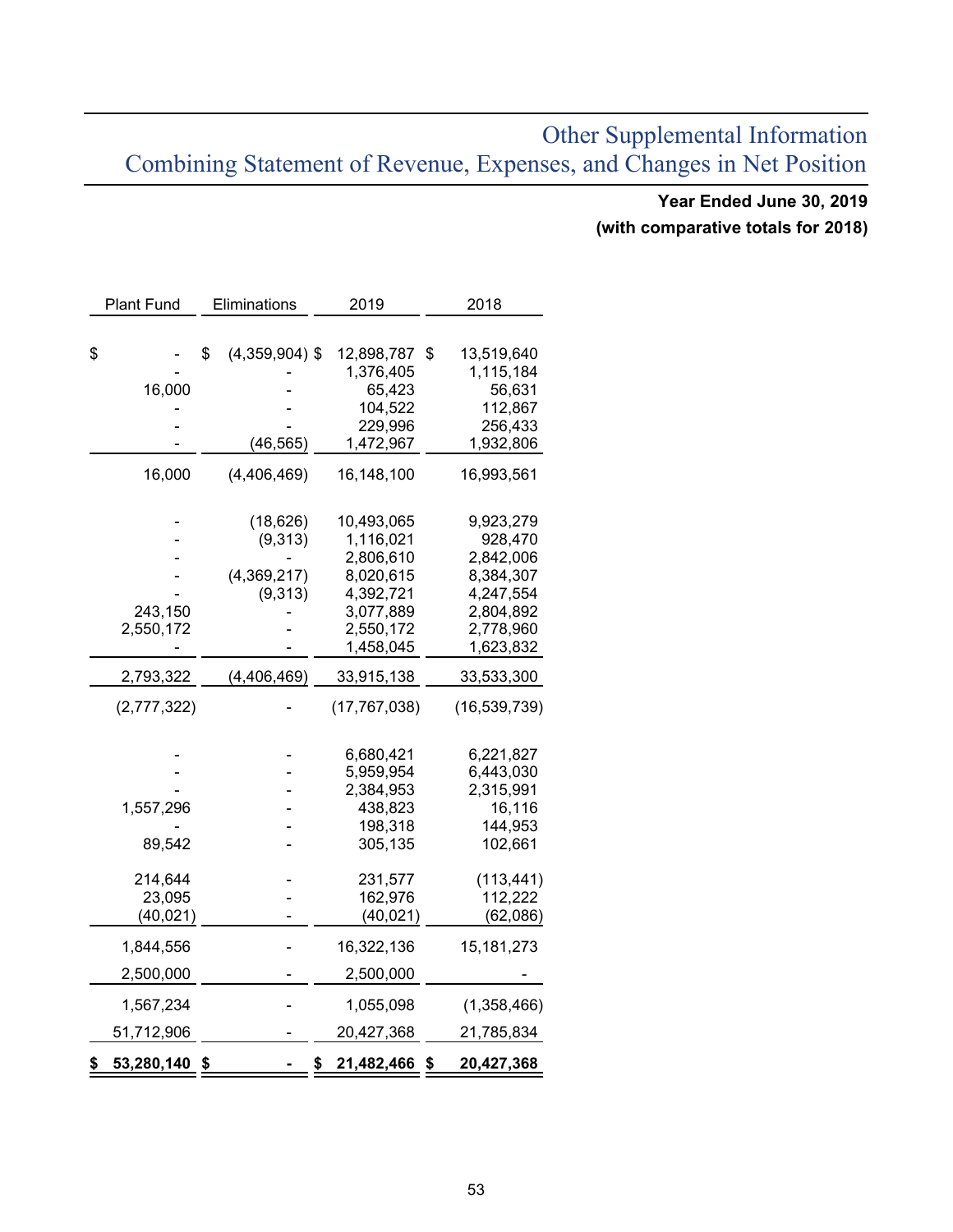# Other Supplemental Information

## Combining Statement of Revenue, Expenses, and Changes in Net Position

**Year Ended June 30, 2019**
**(with comparative totals for 2018)**

| Plant Fund | Eliminations | 2019 | 2018 |
|---|---|---|---|
| $ - | $ (4,359,904) | $ 12,898,787 | $ 13,519,640 |
| - | - | 1,376,405 | 1,115,184 |
| 16,000 | - | 65,423 | 56,631 |
| - | - | 104,522 | 112,867 |
| - | - | 229,996 | 256,433 |
| - | (46,565) | 1,472,967 | 1,932,806 |
| 16,000 | (4,406,469) | 16,148,100 | 16,993,561 |
| - | (18,626) | 10,493,065 | 9,923,279 |
| - | (9,313) | 1,116,021 | 928,470 |
| - | - | 2,806,610 | 2,842,006 |
| - | (4,369,217) | 8,020,615 | 8,384,307 |
| - | (9,313) | 4,392,721 | 4,247,554 |
| 243,150 | - | 3,077,889 | 2,804,892 |
| 2,550,172 | - | 2,550,172 | 2,778,960 |
| - | - | 1,458,045 | 1,623,832 |
| 2,793,322 | (4,406,469) | 33,915,138 | 33,533,300 |
| (2,777,322) | - | (17,767,038) | (16,539,739) |
| - | - | 6,680,421 | 6,221,827 |
| - | - | 5,959,954 | 6,443,030 |
| - | - | 2,384,953 | 2,315,991 |
| 1,557,296 | - | 438,823 | 16,116 |
| - | - | 198,318 | 144,953 |
| 89,542 | - | 305,135 | 102,661 |
| 214,644 | - | 231,577 | (113,441) |
| 23,095 | - | 162,976 | 112,222 |
| (40,021) | - | (40,021) | (62,086) |
| 1,844,556 | - | 16,322,136 | 15,181,273 |
| 2,500,000 | - | 2,500,000 | - |
| 1,567,234 | - | 1,055,098 | (1,358,466) |
| 51,712,906 | - | 20,427,368 | 21,785,834 |
| **$ 53,280,140** | **$ -** | **$ 21,482,466** | **$ 20,427,368** |